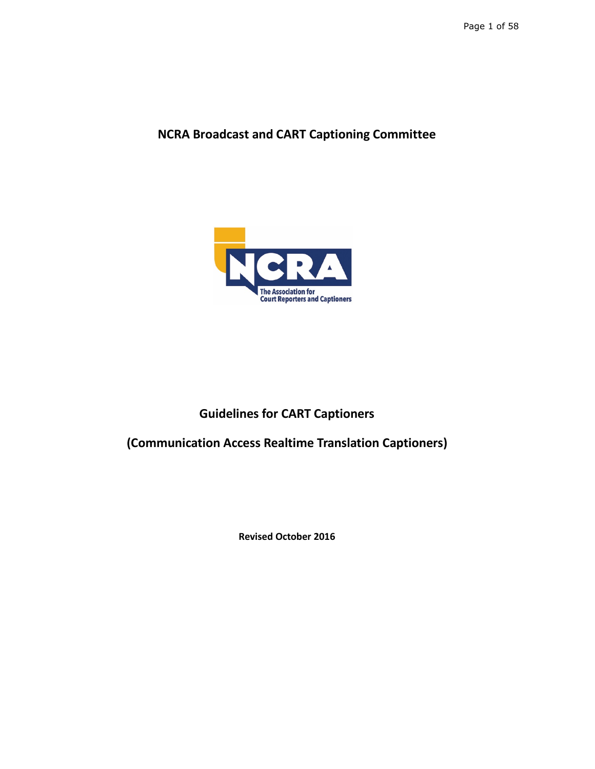# NCRA Broadcast and CART Captioning Committee

# Guidelines for CART Captioners

## (Communication Access Realtime Translation Captioners)

**Revised October 2016**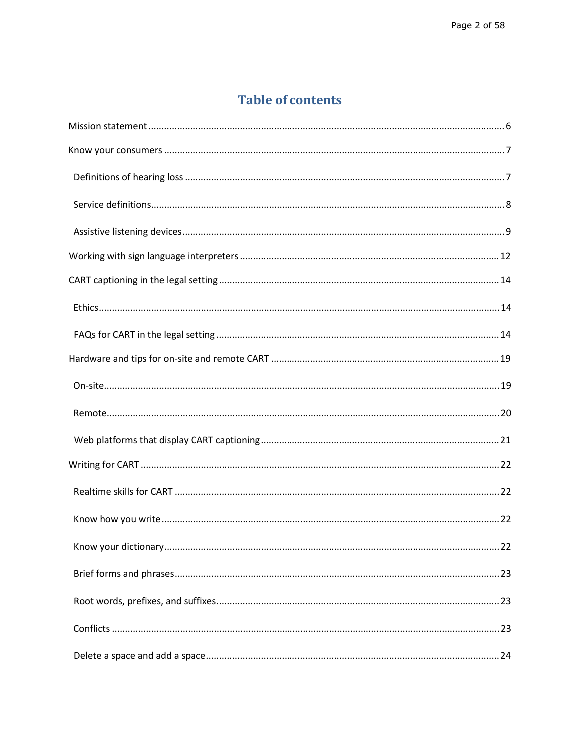# Table of contents

Mission statement ........................................................ 6

Know your consumers ........................................................ 7

- Definitions of hearing loss ........................................................ 7
- Service definitions ........................................................ 8
- Assistive listening devices ........................................................ 9

Working with sign language interpreters ........................................................ 12

CART captioning in the legal setting ........................................................ 14

- Ethics ........................................................ 14
- FAQs for CART in the legal setting ........................................................ 14

Hardware and tips for on-site and remote CART ........................................................ 19

- On-site ........................................................ 19
- Remote ........................................................ 20
- Web platforms that display CART captioning ........................................................ 21

Writing for CART ........................................................ 22

- Realtime skills for CART ........................................................ 22
- Know how you write ........................................................ 22
- Know your dictionary ........................................................ 22
- Brief forms and phrases ........................................................ 23
- Root words, prefixes, and suffixes ........................................................ 23
- Conflicts ........................................................ 23
- Delete a space and add a space ........................................................ 24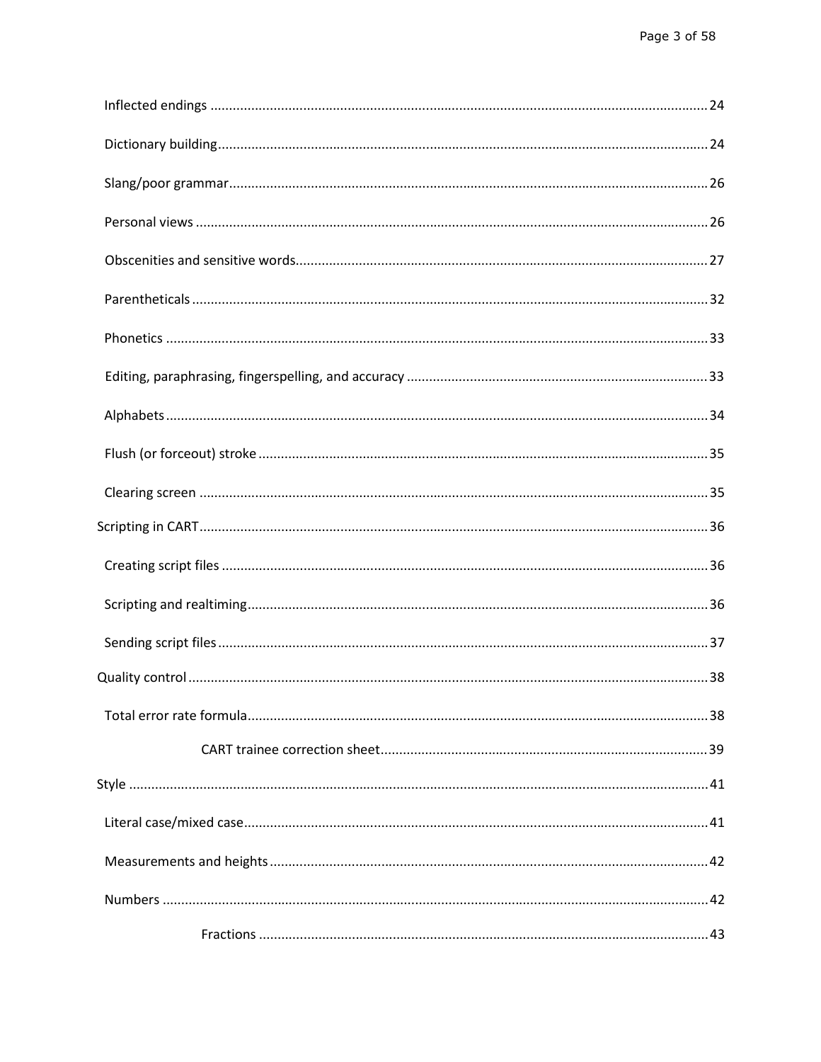Inflected endings ..... 24

Dictionary building ..... 24

Slang/poor grammar ..... 26

Personal views ..... 26

Obscenities and sensitive words ..... 27

Parentheticals ..... 32

Phonetics ..... 33

Editing, paraphrasing, fingerspelling, and accuracy ..... 33

Alphabets ..... 34

Flush (or forceout) stroke ..... 35

Clearing screen ..... 35

Scripting in CART ..... 36

Creating script files ..... 36

Scripting and realtiming ..... 36

Sending script files ..... 37

Quality control ..... 38

Total error rate formula ..... 38

CART trainee correction sheet ..... 39

Style ..... 41

Literal case/mixed case ..... 41

Measurements and heights ..... 42

Numbers ..... 42

Fractions ..... 43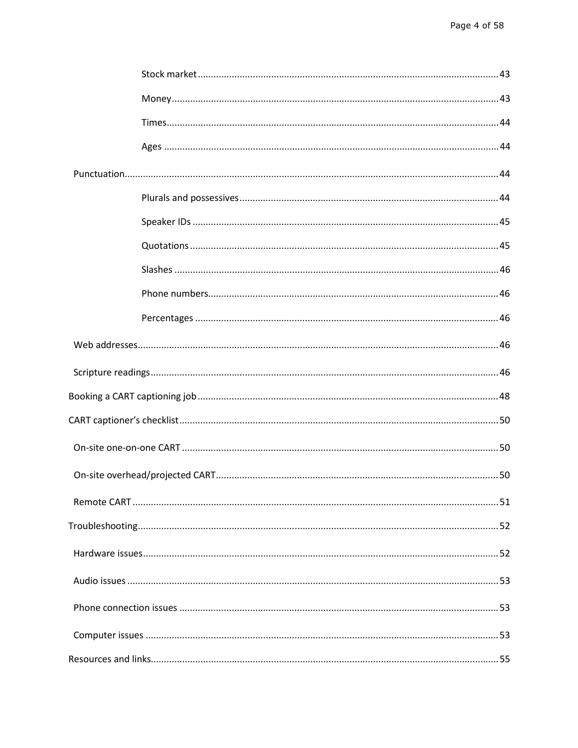- Stock market ........ 43
- Money ........ 43
- Times ........ 44
- Ages ........ 44

Punctuation ........ 44

- Plurals and possessives ........ 44
- Speaker IDs ........ 45
- Quotations ........ 45
- Slashes ........ 46
- Phone numbers ........ 46
- Percentages ........ 46

Web addresses ........ 46

Scripture readings ........ 46

Booking a CART captioning job ........ 48

CART captioner's checklist ........ 50

- On-site one-on-one CART ........ 50
- On-site overhead/projected CART ........ 50
- Remote CART ........ 51

Troubleshooting ........ 52

- Hardware issues ........ 52
- Audio issues ........ 53
- Phone connection issues ........ 53
- Computer issues ........ 53

Resources and links ........ 55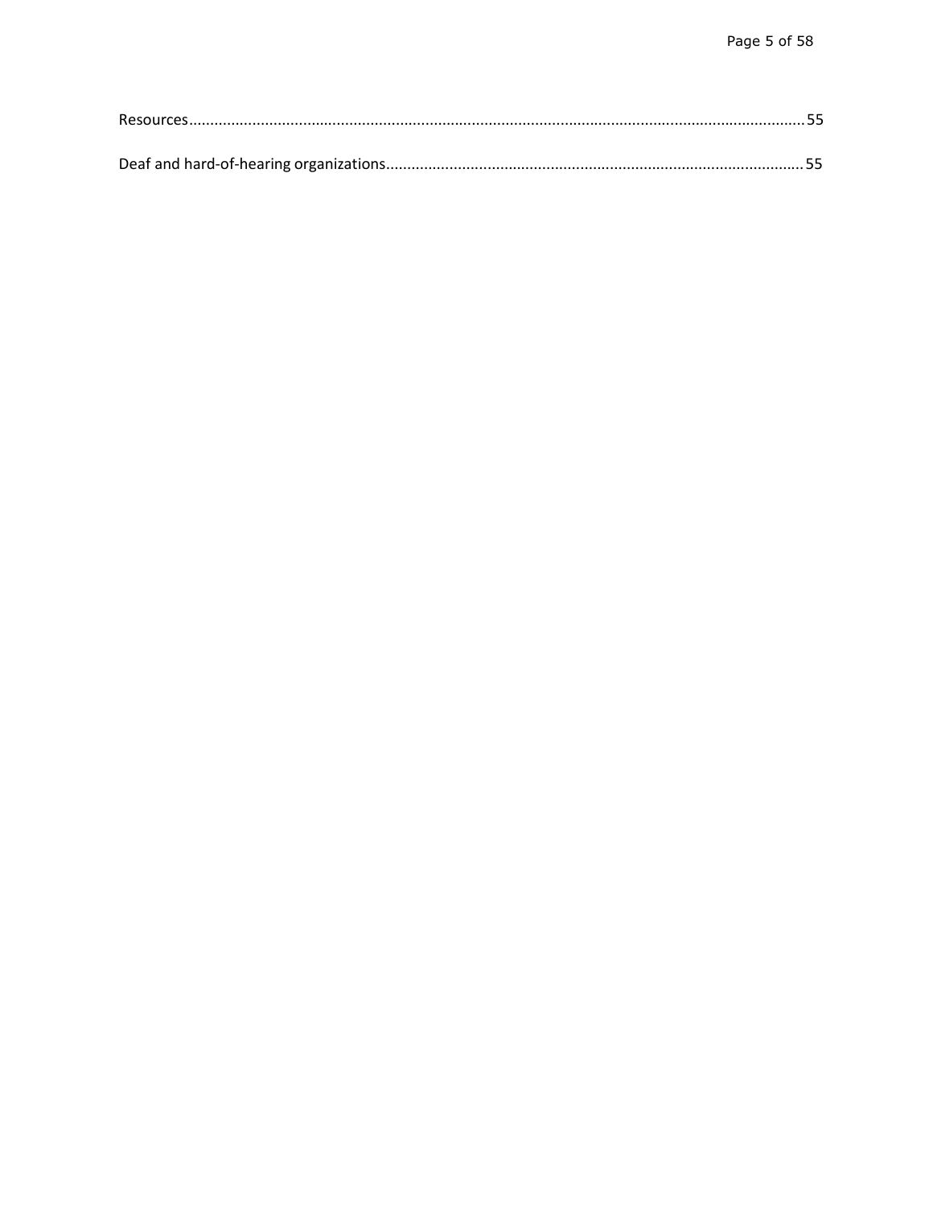Resources....................................................................................................................................................55

Deaf and hard-of-hearing organizations....................................................................................................55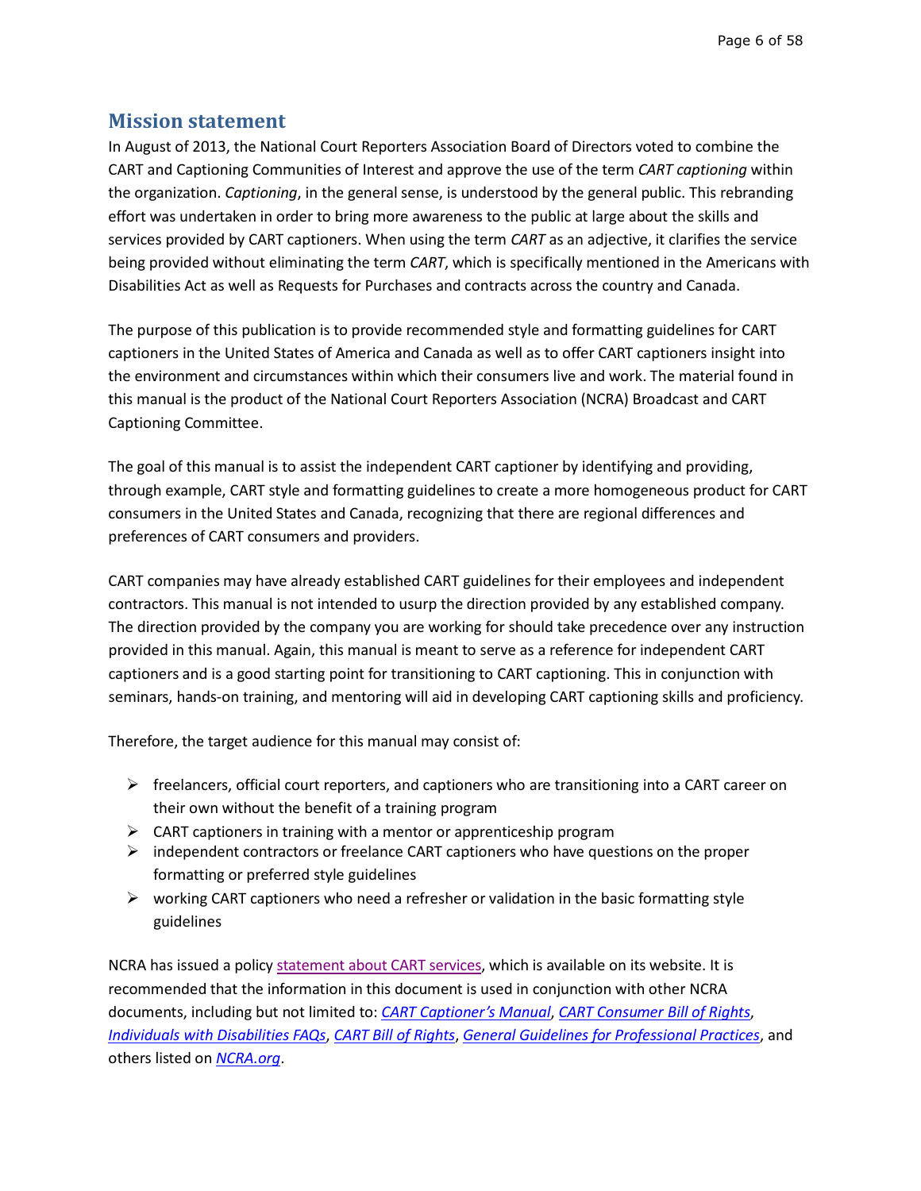## Mission statement

In August of 2013, the National Court Reporters Association Board of Directors voted to combine the CART and Captioning Communities of Interest and approve the use of the term *CART captioning* within the organization. *Captioning*, in the general sense, is understood by the general public. This rebranding effort was undertaken in order to bring more awareness to the public at large about the skills and services provided by CART captioners. When using the term *CART* as an adjective, it clarifies the service being provided without eliminating the term *CART*, which is specifically mentioned in the Americans with Disabilities Act as well as Requests for Purchases and contracts across the country and Canada.

The purpose of this publication is to provide recommended style and formatting guidelines for CART captioners in the United States of America and Canada as well as to offer CART captioners insight into the environment and circumstances within which their consumers live and work. The material found in this manual is the product of the National Court Reporters Association (NCRA) Broadcast and CART Captioning Committee.

The goal of this manual is to assist the independent CART captioner by identifying and providing, through example, CART style and formatting guidelines to create a more homogeneous product for CART consumers in the United States and Canada, recognizing that there are regional differences and preferences of CART consumers and providers.

CART companies may have already established CART guidelines for their employees and independent contractors. This manual is not intended to usurp the direction provided by any established company. The direction provided by the company you are working for should take precedence over any instruction provided in this manual. Again, this manual is meant to serve as a reference for independent CART captioners and is a good starting point for transitioning to CART captioning. This in conjunction with seminars, hands-on training, and mentoring will aid in developing CART captioning skills and proficiency.

Therefore, the target audience for this manual may consist of:

- freelancers, official court reporters, and captioners who are transitioning into a CART career on their own without the benefit of a training program
- CART captioners in training with a mentor or apprenticeship program
- independent contractors or freelance CART captioners who have questions on the proper formatting or preferred style guidelines
- working CART captioners who need a refresher or validation in the basic formatting style guidelines

NCRA has issued a policy statement about CART services, which is available on its website. It is recommended that the information in this document is used in conjunction with other NCRA documents, including but not limited to: *CART Captioner's Manual*, *CART Consumer Bill of Rights*, *Individuals with Disabilities FAQs*, *CART Bill of Rights*, *General Guidelines for Professional Practices*, and others listed on *NCRA.org*.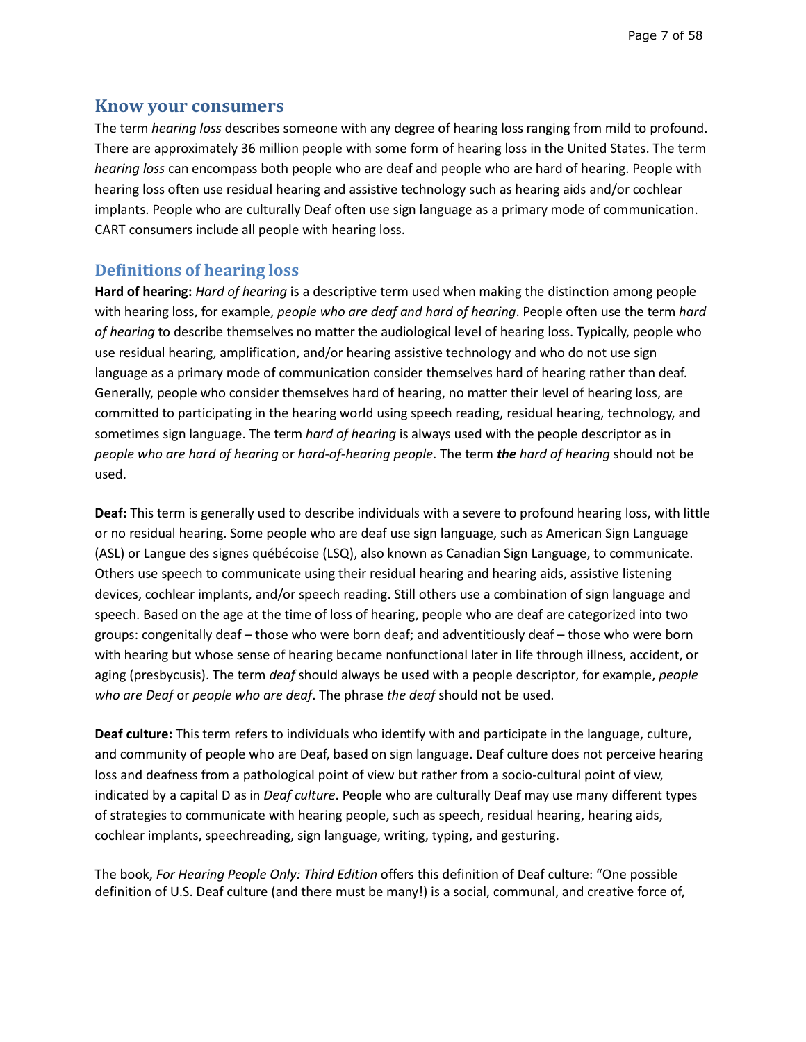## Know your consumers

The term *hearing loss* describes someone with any degree of hearing loss ranging from mild to profound. There are approximately 36 million people with some form of hearing loss in the United States. The term *hearing loss* can encompass both people who are deaf and people who are hard of hearing. People with hearing loss often use residual hearing and assistive technology such as hearing aids and/or cochlear implants. People who are culturally Deaf often use sign language as a primary mode of communication. CART consumers include all people with hearing loss.

### Definitions of hearing loss

**Hard of hearing:** *Hard of hearing* is a descriptive term used when making the distinction among people with hearing loss, for example, *people who are deaf and hard of hearing*. People often use the term *hard of hearing* to describe themselves no matter the audiological level of hearing loss. Typically, people who use residual hearing, amplification, and/or hearing assistive technology and who do not use sign language as a primary mode of communication consider themselves hard of hearing rather than deaf. Generally, people who consider themselves hard of hearing, no matter their level of hearing loss, are committed to participating in the hearing world using speech reading, residual hearing, technology, and sometimes sign language. The term *hard of hearing* is always used with the people descriptor as in *people who are hard of hearing* or *hard-of-hearing people*. The term ***the*** *hard of hearing* should not be used.

**Deaf:** This term is generally used to describe individuals with a severe to profound hearing loss, with little or no residual hearing. Some people who are deaf use sign language, such as American Sign Language (ASL) or Langue des signes québécoise (LSQ), also known as Canadian Sign Language, to communicate. Others use speech to communicate using their residual hearing and hearing aids, assistive listening devices, cochlear implants, and/or speech reading. Still others use a combination of sign language and speech. Based on the age at the time of loss of hearing, people who are deaf are categorized into two groups: congenitally deaf – those who were born deaf; and adventitiously deaf – those who were born with hearing but whose sense of hearing became nonfunctional later in life through illness, accident, or aging (presbycusis). The term *deaf* should always be used with a people descriptor, for example, *people who are Deaf* or *people who are deaf*. The phrase *the deaf* should not be used.

**Deaf culture:** This term refers to individuals who identify with and participate in the language, culture, and community of people who are Deaf, based on sign language. Deaf culture does not perceive hearing loss and deafness from a pathological point of view but rather from a socio-cultural point of view, indicated by a capital D as in *Deaf culture*. People who are culturally Deaf may use many different types of strategies to communicate with hearing people, such as speech, residual hearing, hearing aids, cochlear implants, speechreading, sign language, writing, typing, and gesturing.

The book, *For Hearing People Only: Third Edition* offers this definition of Deaf culture: "One possible definition of U.S. Deaf culture (and there must be many!) is a social, communal, and creative force of,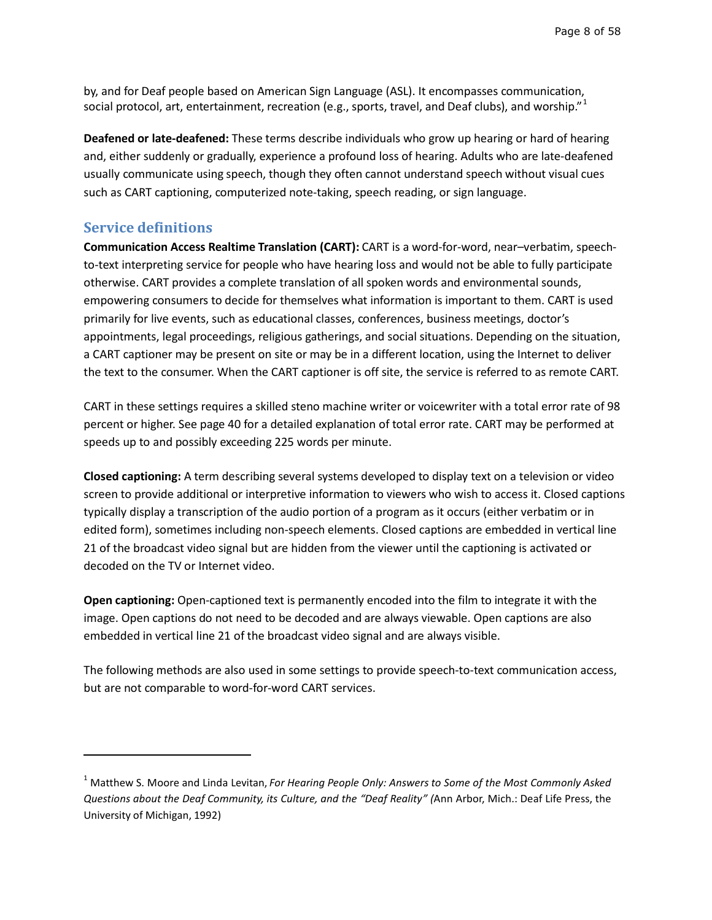by, and for Deaf people based on American Sign Language (ASL). It encompasses communication, social protocol, art, entertainment, recreation (e.g., sports, travel, and Deaf clubs), and worship."[1]

**Deafened or late-deafened:** These terms describe individuals who grow up hearing or hard of hearing and, either suddenly or gradually, experience a profound loss of hearing. Adults who are late-deafened usually communicate using speech, though they often cannot understand speech without visual cues such as CART captioning, computerized note-taking, speech reading, or sign language.

## Service definitions

**Communication Access Realtime Translation (CART):** CART is a word-for-word, near–verbatim, speech-to-text interpreting service for people who have hearing loss and would not be able to fully participate otherwise. CART provides a complete translation of all spoken words and environmental sounds, empowering consumers to decide for themselves what information is important to them. CART is used primarily for live events, such as educational classes, conferences, business meetings, doctor's appointments, legal proceedings, religious gatherings, and social situations. Depending on the situation, a CART captioner may be present on site or may be in a different location, using the Internet to deliver the text to the consumer. When the CART captioner is off site, the service is referred to as remote CART.

CART in these settings requires a skilled steno machine writer or voicewriter with a total error rate of 98 percent or higher. See page 40 for a detailed explanation of total error rate. CART may be performed at speeds up to and possibly exceeding 225 words per minute.

**Closed captioning:** A term describing several systems developed to display text on a television or video screen to provide additional or interpretive information to viewers who wish to access it. Closed captions typically display a transcription of the audio portion of a program as it occurs (either verbatim or in edited form), sometimes including non-speech elements. Closed captions are embedded in vertical line 21 of the broadcast video signal but are hidden from the viewer until the captioning is activated or decoded on the TV or Internet video.

**Open captioning:** Open-captioned text is permanently encoded into the film to integrate it with the image. Open captions do not need to be decoded and are always viewable. Open captions are also embedded in vertical line 21 of the broadcast video signal and are always visible.

The following methods are also used in some settings to provide speech-to-text communication access, but are not comparable to word-for-word CART services.

---

[1] Matthew S. Moore and Linda Levitan, *For Hearing People Only: Answers to Some of the Most Commonly Asked Questions about the Deaf Community, its Culture, and the "Deaf Reality" (*Ann Arbor, Mich.: Deaf Life Press, the University of Michigan, 1992)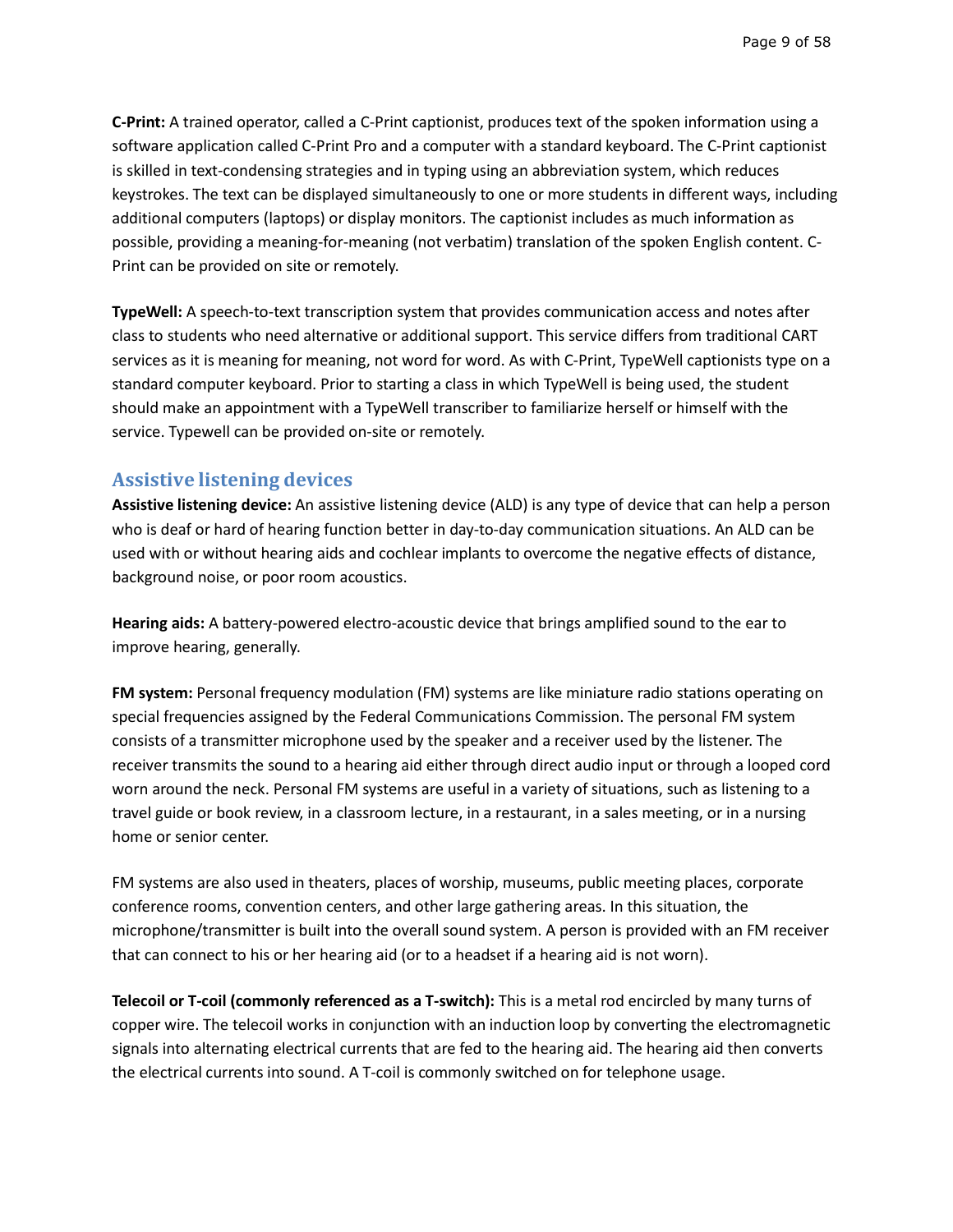**C-Print:** A trained operator, called a C-Print captionist, produces text of the spoken information using a software application called C-Print Pro and a computer with a standard keyboard. The C-Print captionist is skilled in text-condensing strategies and in typing using an abbreviation system, which reduces keystrokes. The text can be displayed simultaneously to one or more students in different ways, including additional computers (laptops) or display monitors. The captionist includes as much information as possible, providing a meaning-for-meaning (not verbatim) translation of the spoken English content. C-Print can be provided on site or remotely.

**TypeWell:** A speech-to-text transcription system that provides communication access and notes after class to students who need alternative or additional support. This service differs from traditional CART services as it is meaning for meaning, not word for word. As with C-Print, TypeWell captionists type on a standard computer keyboard. Prior to starting a class in which TypeWell is being used, the student should make an appointment with a TypeWell transcriber to familiarize herself or himself with the service. Typewell can be provided on-site or remotely.

## Assistive listening devices

**Assistive listening device:** An assistive listening device (ALD) is any type of device that can help a person who is deaf or hard of hearing function better in day-to-day communication situations. An ALD can be used with or without hearing aids and cochlear implants to overcome the negative effects of distance, background noise, or poor room acoustics.

**Hearing aids:** A battery-powered electro-acoustic device that brings amplified sound to the ear to improve hearing, generally.

**FM system:** Personal frequency modulation (FM) systems are like miniature radio stations operating on special frequencies assigned by the Federal Communications Commission. The personal FM system consists of a transmitter microphone used by the speaker and a receiver used by the listener. The receiver transmits the sound to a hearing aid either through direct audio input or through a looped cord worn around the neck. Personal FM systems are useful in a variety of situations, such as listening to a travel guide or book review, in a classroom lecture, in a restaurant, in a sales meeting, or in a nursing home or senior center.

FM systems are also used in theaters, places of worship, museums, public meeting places, corporate conference rooms, convention centers, and other large gathering areas. In this situation, the microphone/transmitter is built into the overall sound system. A person is provided with an FM receiver that can connect to his or her hearing aid (or to a headset if a hearing aid is not worn).

**Telecoil or T-coil (commonly referenced as a T-switch):** This is a metal rod encircled by many turns of copper wire. The telecoil works in conjunction with an induction loop by converting the electromagnetic signals into alternating electrical currents that are fed to the hearing aid. The hearing aid then converts the electrical currents into sound. A T-coil is commonly switched on for telephone usage.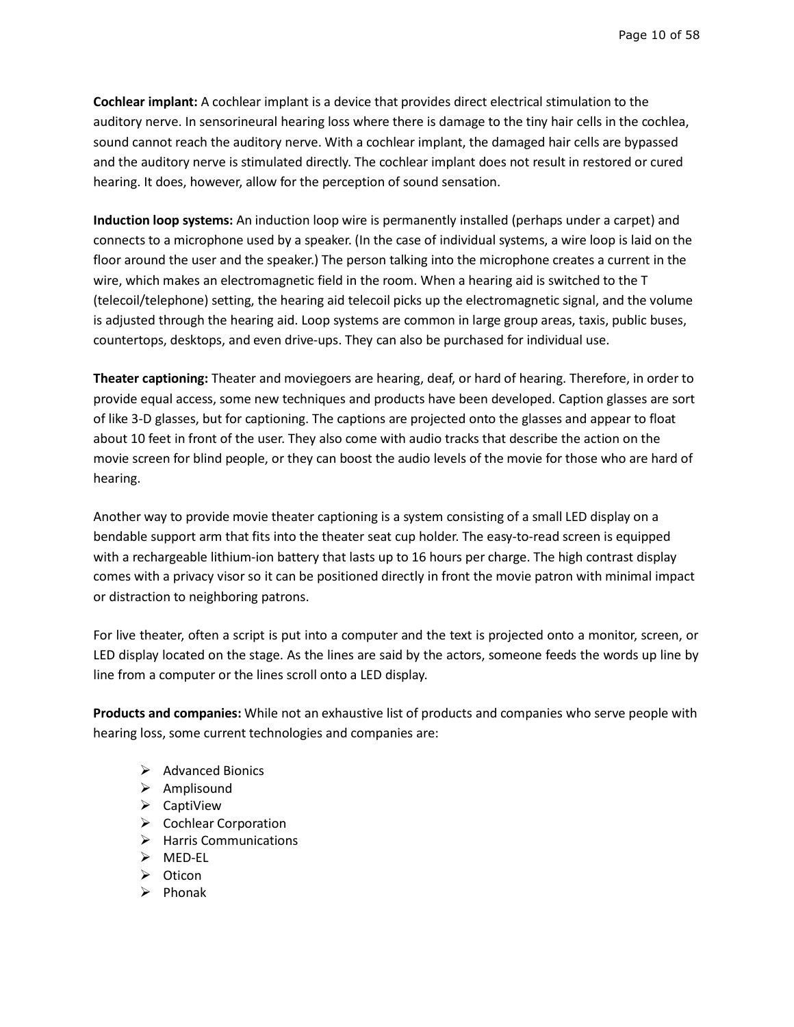**Cochlear implant:** A cochlear implant is a device that provides direct electrical stimulation to the auditory nerve. In sensorineural hearing loss where there is damage to the tiny hair cells in the cochlea, sound cannot reach the auditory nerve. With a cochlear implant, the damaged hair cells are bypassed and the auditory nerve is stimulated directly. The cochlear implant does not result in restored or cured hearing. It does, however, allow for the perception of sound sensation.

**Induction loop systems:** An induction loop wire is permanently installed (perhaps under a carpet) and connects to a microphone used by a speaker. (In the case of individual systems, a wire loop is laid on the floor around the user and the speaker.) The person talking into the microphone creates a current in the wire, which makes an electromagnetic field in the room. When a hearing aid is switched to the T (telecoil/telephone) setting, the hearing aid telecoil picks up the electromagnetic signal, and the volume is adjusted through the hearing aid. Loop systems are common in large group areas, taxis, public buses, countertops, desktops, and even drive-ups. They can also be purchased for individual use.

**Theater captioning:** Theater and moviegoers are hearing, deaf, or hard of hearing. Therefore, in order to provide equal access, some new techniques and products have been developed. Caption glasses are sort of like 3-D glasses, but for captioning. The captions are projected onto the glasses and appear to float about 10 feet in front of the user. They also come with audio tracks that describe the action on the movie screen for blind people, or they can boost the audio levels of the movie for those who are hard of hearing.

Another way to provide movie theater captioning is a system consisting of a small LED display on a bendable support arm that fits into the theater seat cup holder. The easy-to-read screen is equipped with a rechargeable lithium-ion battery that lasts up to 16 hours per charge. The high contrast display comes with a privacy visor so it can be positioned directly in front the movie patron with minimal impact or distraction to neighboring patrons.

For live theater, often a script is put into a computer and the text is projected onto a monitor, screen, or LED display located on the stage. As the lines are said by the actors, someone feeds the words up line by line from a computer or the lines scroll onto a LED display.

**Products and companies:** While not an exhaustive list of products and companies who serve people with hearing loss, some current technologies and companies are:

- Advanced Bionics
- Amplisound
- CaptiView
- Cochlear Corporation
- Harris Communications
- MED-EL
- Oticon
- Phonak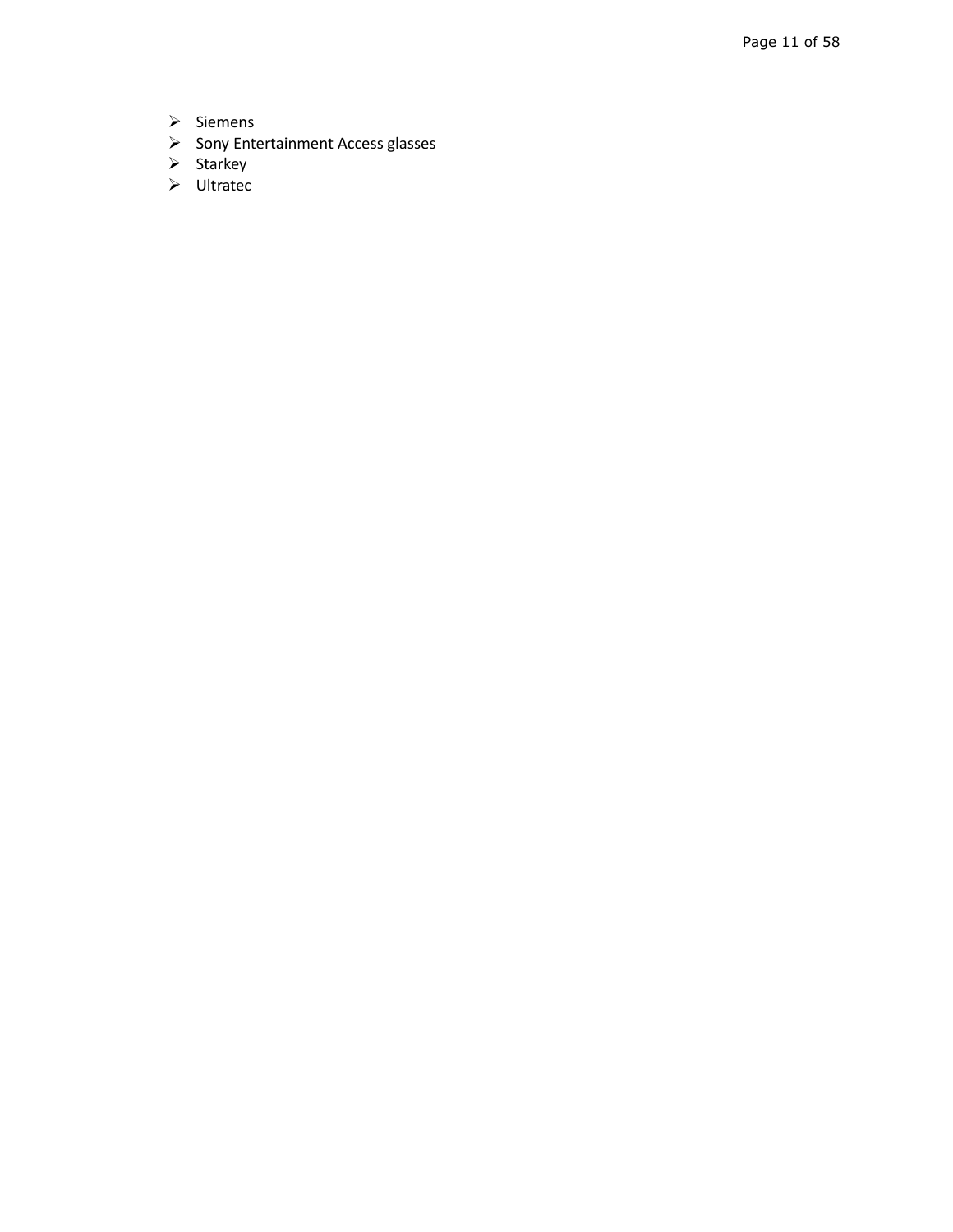- Siemens
- Sony Entertainment Access glasses
- Starkey
- Ultratec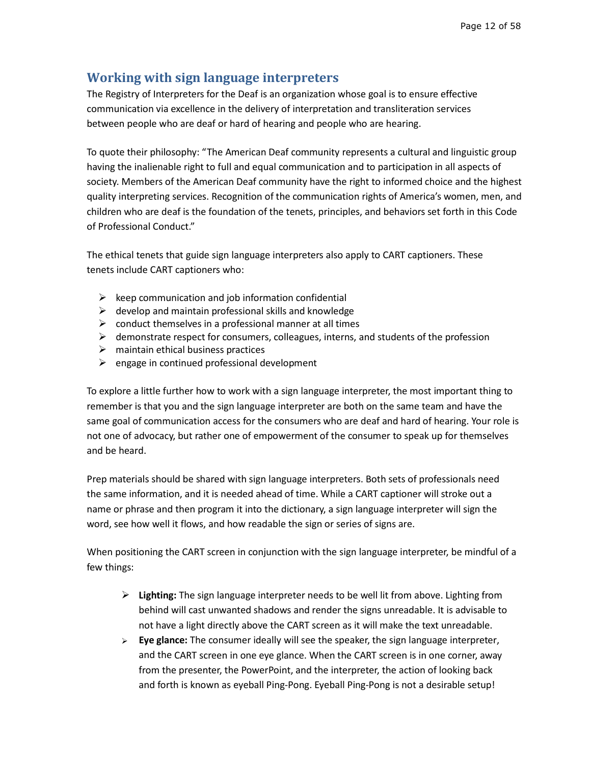## Working with sign language interpreters

The Registry of Interpreters for the Deaf is an organization whose goal is to ensure effective communication via excellence in the delivery of interpretation and transliteration services between people who are deaf or hard of hearing and people who are hearing.

To quote their philosophy: "The American Deaf community represents a cultural and linguistic group having the inalienable right to full and equal communication and to participation in all aspects of society. Members of the American Deaf community have the right to informed choice and the highest quality interpreting services. Recognition of the communication rights of America's women, men, and children who are deaf is the foundation of the tenets, principles, and behaviors set forth in this Code of Professional Conduct."

The ethical tenets that guide sign language interpreters also apply to CART captioners. These tenets include CART captioners who:

- keep communication and job information confidential
- develop and maintain professional skills and knowledge
- conduct themselves in a professional manner at all times
- demonstrate respect for consumers, colleagues, interns, and students of the profession
- maintain ethical business practices
- engage in continued professional development

To explore a little further how to work with a sign language interpreter, the most important thing to remember is that you and the sign language interpreter are both on the same team and have the same goal of communication access for the consumers who are deaf and hard of hearing. Your role is not one of advocacy, but rather one of empowerment of the consumer to speak up for themselves and be heard.

Prep materials should be shared with sign language interpreters. Both sets of professionals need the same information, and it is needed ahead of time. While a CART captioner will stroke out a name or phrase and then program it into the dictionary, a sign language interpreter will sign the word, see how well it flows, and how readable the sign or series of signs are.

When positioning the CART screen in conjunction with the sign language interpreter, be mindful of a few things:

- **Lighting:** The sign language interpreter needs to be well lit from above. Lighting from behind will cast unwanted shadows and render the signs unreadable. It is advisable to not have a light directly above the CART screen as it will make the text unreadable.
- **Eye glance:** The consumer ideally will see the speaker, the sign language interpreter, and the CART screen in one eye glance. When the CART screen is in one corner, away from the presenter, the PowerPoint, and the interpreter, the action of looking back and forth is known as eyeball Ping-Pong. Eyeball Ping-Pong is not a desirable setup!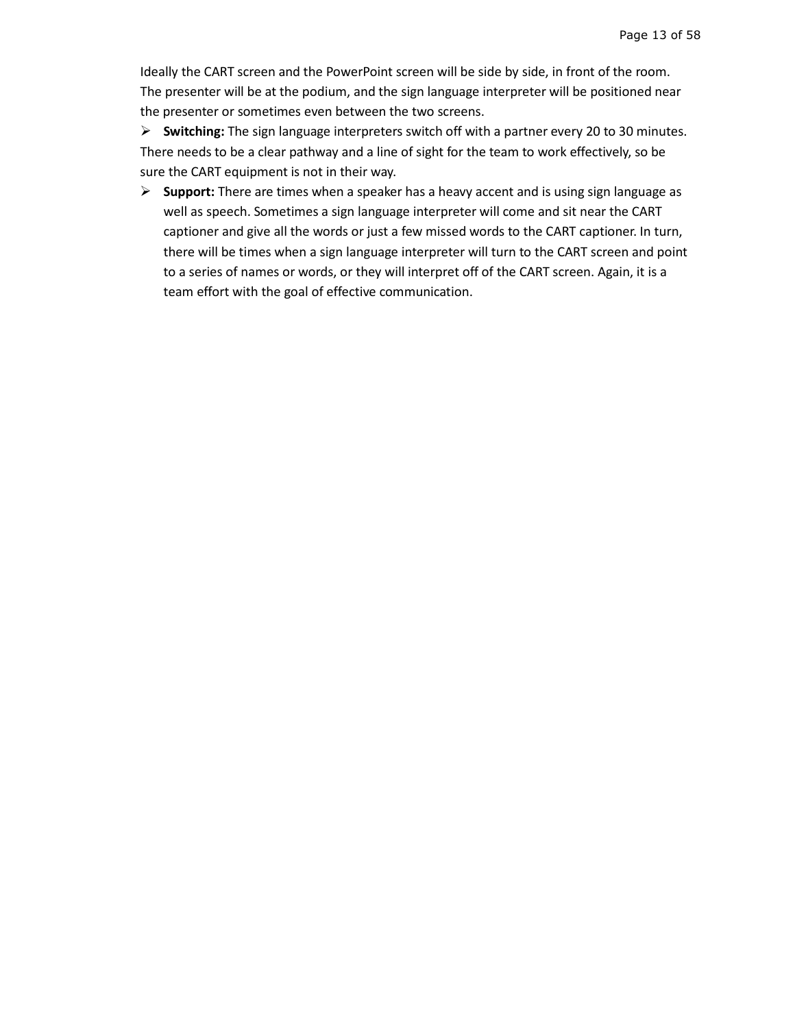Ideally the CART screen and the PowerPoint screen will be side by side, in front of the room. The presenter will be at the podium, and the sign language interpreter will be positioned near the presenter or sometimes even between the two screens.

- **Switching:** The sign language interpreters switch off with a partner every 20 to 30 minutes. There needs to be a clear pathway and a line of sight for the team to work effectively, so be sure the CART equipment is not in their way.
- **Support:** There are times when a speaker has a heavy accent and is using sign language as well as speech. Sometimes a sign language interpreter will come and sit near the CART captioner and give all the words or just a few missed words to the CART captioner. In turn, there will be times when a sign language interpreter will turn to the CART screen and point to a series of names or words, or they will interpret off of the CART screen. Again, it is a team effort with the goal of effective communication.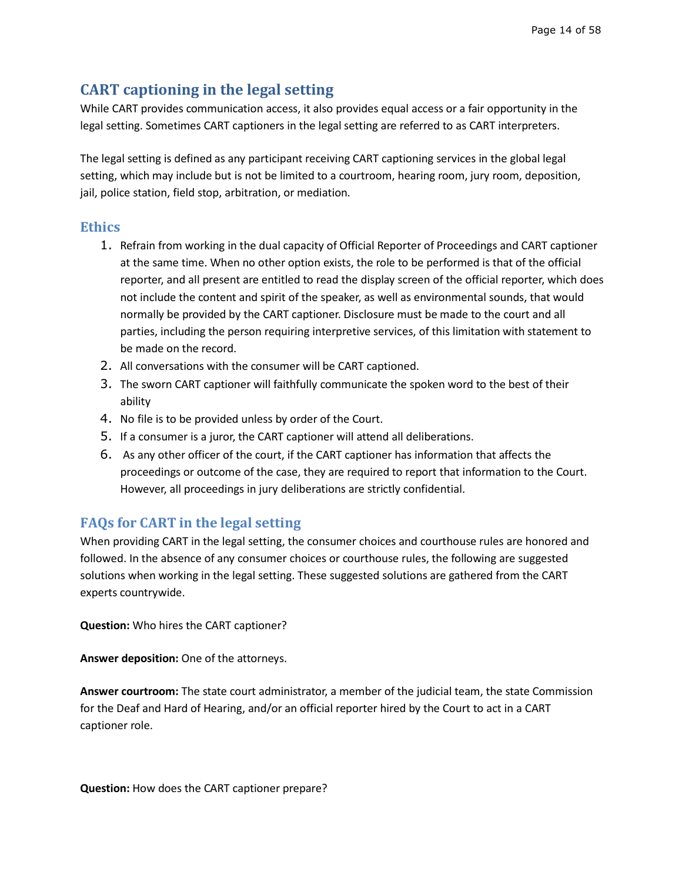## CART captioning in the legal setting

While CART provides communication access, it also provides equal access or a fair opportunity in the legal setting. Sometimes CART captioners in the legal setting are referred to as CART interpreters.

The legal setting is defined as any participant receiving CART captioning services in the global legal setting, which may include but is not be limited to a courtroom, hearing room, jury room, deposition, jail, police station, field stop, arbitration, or mediation.

### Ethics

1. Refrain from working in the dual capacity of Official Reporter of Proceedings and CART captioner at the same time. When no other option exists, the role to be performed is that of the official reporter, and all present are entitled to read the display screen of the official reporter, which does not include the content and spirit of the speaker, as well as environmental sounds, that would normally be provided by the CART captioner. Disclosure must be made to the court and all parties, including the person requiring interpretive services, of this limitation with statement to be made on the record.
2. All conversations with the consumer will be CART captioned.
3. The sworn CART captioner will faithfully communicate the spoken word to the best of their ability
4. No file is to be provided unless by order of the Court.
5. If a consumer is a juror, the CART captioner will attend all deliberations.
6. As any other officer of the court, if the CART captioner has information that affects the proceedings or outcome of the case, they are required to report that information to the Court. However, all proceedings in jury deliberations are strictly confidential.

### FAQs for CART in the legal setting

When providing CART in the legal setting, the consumer choices and courthouse rules are honored and followed. In the absence of any consumer choices or courthouse rules, the following are suggested solutions when working in the legal setting. These suggested solutions are gathered from the CART experts countrywide.

**Question:** Who hires the CART captioner?

**Answer deposition:** One of the attorneys.

**Answer courtroom:** The state court administrator, a member of the judicial team, the state Commission for the Deaf and Hard of Hearing, and/or an official reporter hired by the Court to act in a CART captioner role.

**Question:** How does the CART captioner prepare?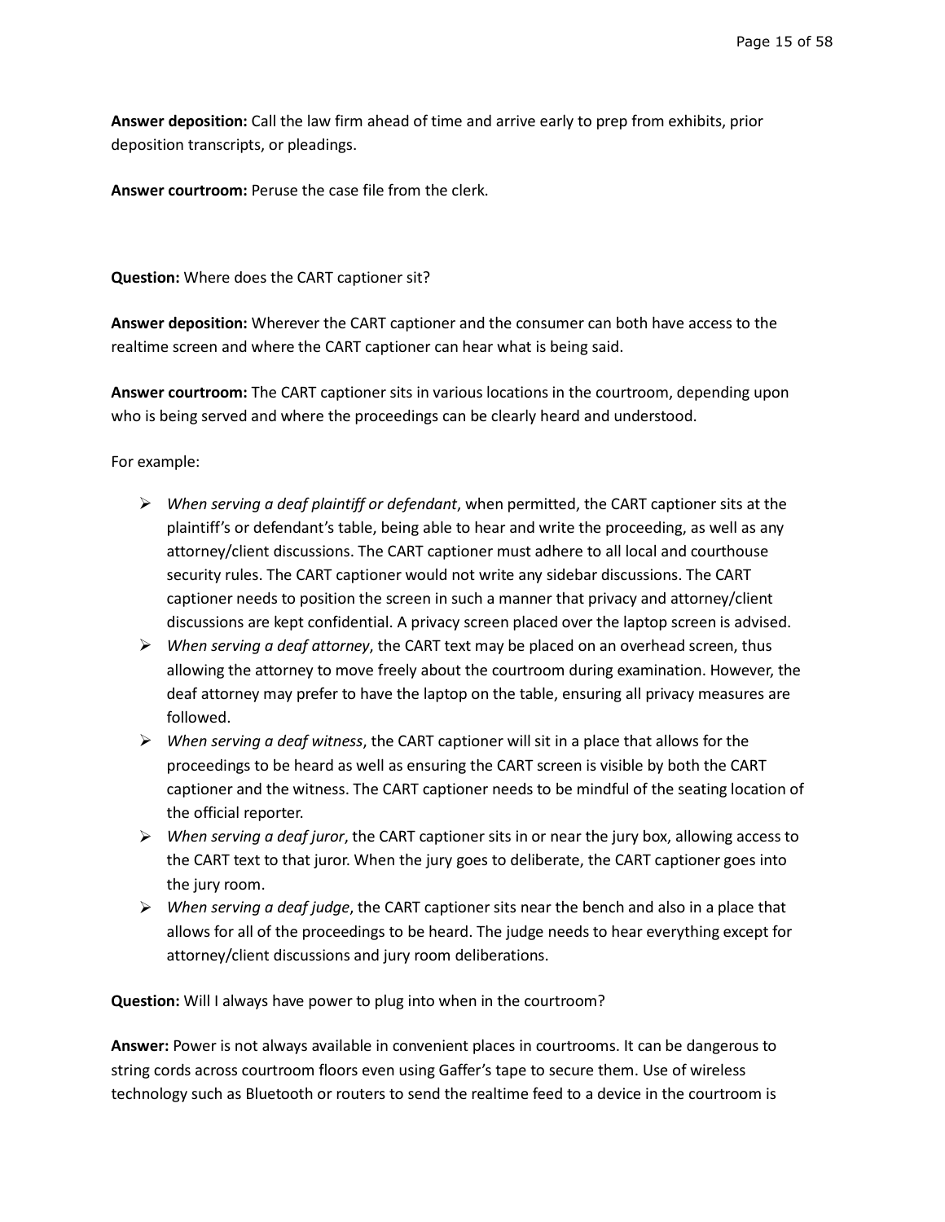**Answer deposition:** Call the law firm ahead of time and arrive early to prep from exhibits, prior deposition transcripts, or pleadings.

**Answer courtroom:** Peruse the case file from the clerk.

**Question:** Where does the CART captioner sit?

**Answer deposition:** Wherever the CART captioner and the consumer can both have access to the realtime screen and where the CART captioner can hear what is being said.

**Answer courtroom:** The CART captioner sits in various locations in the courtroom, depending upon who is being served and where the proceedings can be clearly heard and understood.

For example:

- *When serving a deaf plaintiff or defendant*, when permitted, the CART captioner sits at the plaintiff's or defendant's table, being able to hear and write the proceeding, as well as any attorney/client discussions. The CART captioner must adhere to all local and courthouse security rules. The CART captioner would not write any sidebar discussions. The CART captioner needs to position the screen in such a manner that privacy and attorney/client discussions are kept confidential. A privacy screen placed over the laptop screen is advised.
- *When serving a deaf attorney*, the CART text may be placed on an overhead screen, thus allowing the attorney to move freely about the courtroom during examination. However, the deaf attorney may prefer to have the laptop on the table, ensuring all privacy measures are followed.
- *When serving a deaf witness*, the CART captioner will sit in a place that allows for the proceedings to be heard as well as ensuring the CART screen is visible by both the CART captioner and the witness. The CART captioner needs to be mindful of the seating location of the official reporter.
- *When serving a deaf juror*, the CART captioner sits in or near the jury box, allowing access to the CART text to that juror. When the jury goes to deliberate, the CART captioner goes into the jury room.
- *When serving a deaf judge*, the CART captioner sits near the bench and also in a place that allows for all of the proceedings to be heard. The judge needs to hear everything except for attorney/client discussions and jury room deliberations.

**Question:** Will I always have power to plug into when in the courtroom?

**Answer:** Power is not always available in convenient places in courtrooms. It can be dangerous to string cords across courtroom floors even using Gaffer's tape to secure them. Use of wireless technology such as Bluetooth or routers to send the realtime feed to a device in the courtroom is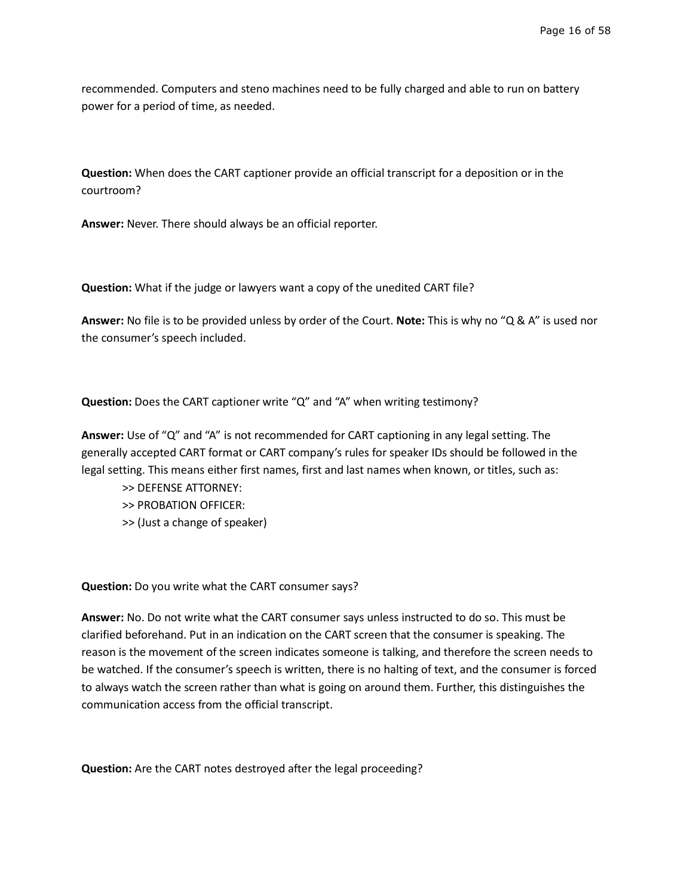recommended. Computers and steno machines need to be fully charged and able to run on battery power for a period of time, as needed.

**Question:** When does the CART captioner provide an official transcript for a deposition or in the courtroom?

**Answer:** Never. There should always be an official reporter.

**Question:** What if the judge or lawyers want a copy of the unedited CART file?

**Answer:** No file is to be provided unless by order of the Court. **Note:** This is why no "Q & A" is used nor the consumer's speech included.

**Question:** Does the CART captioner write "Q" and "A" when writing testimony?

**Answer:** Use of "Q" and "A" is not recommended for CART captioning in any legal setting. The generally accepted CART format or CART company's rules for speaker IDs should be followed in the legal setting. This means either first names, first and last names when known, or titles, such as:

>> DEFENSE ATTORNEY:
>> PROBATION OFFICER:
>> (Just a change of speaker)

**Question:** Do you write what the CART consumer says?

**Answer:** No. Do not write what the CART consumer says unless instructed to do so. This must be clarified beforehand. Put in an indication on the CART screen that the consumer is speaking. The reason is the movement of the screen indicates someone is talking, and therefore the screen needs to be watched. If the consumer's speech is written, there is no halting of text, and the consumer is forced to always watch the screen rather than what is going on around them. Further, this distinguishes the communication access from the official transcript.

**Question:** Are the CART notes destroyed after the legal proceeding?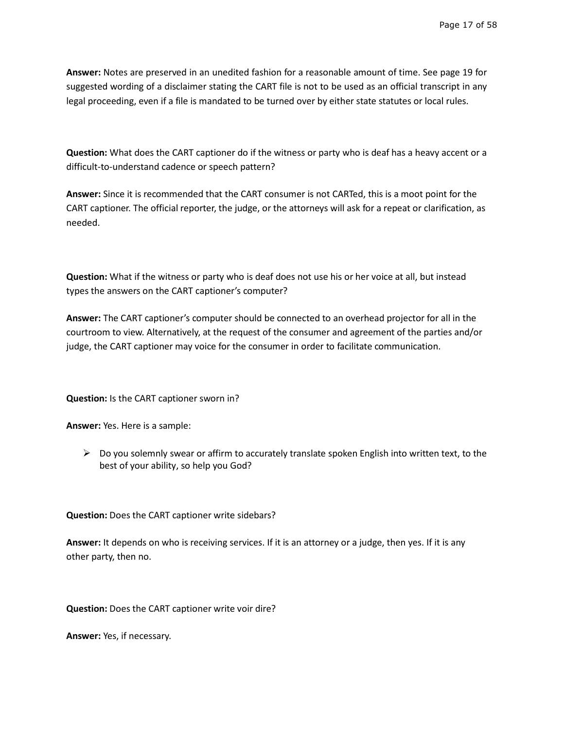**Answer:** Notes are preserved in an unedited fashion for a reasonable amount of time. See page 19 for suggested wording of a disclaimer stating the CART file is not to be used as an official transcript in any legal proceeding, even if a file is mandated to be turned over by either state statutes or local rules.

**Question:** What does the CART captioner do if the witness or party who is deaf has a heavy accent or a difficult-to-understand cadence or speech pattern?

**Answer:** Since it is recommended that the CART consumer is not CARTed, this is a moot point for the CART captioner. The official reporter, the judge, or the attorneys will ask for a repeat or clarification, as needed.

**Question:** What if the witness or party who is deaf does not use his or her voice at all, but instead types the answers on the CART captioner's computer?

**Answer:** The CART captioner's computer should be connected to an overhead projector for all in the courtroom to view. Alternatively, at the request of the consumer and agreement of the parties and/or judge, the CART captioner may voice for the consumer in order to facilitate communication.

**Question:** Is the CART captioner sworn in?

**Answer:** Yes. Here is a sample:

- Do you solemnly swear or affirm to accurately translate spoken English into written text, to the best of your ability, so help you God?

**Question:** Does the CART captioner write sidebars?

**Answer:** It depends on who is receiving services. If it is an attorney or a judge, then yes. If it is any other party, then no.

**Question:** Does the CART captioner write voir dire?

**Answer:** Yes, if necessary.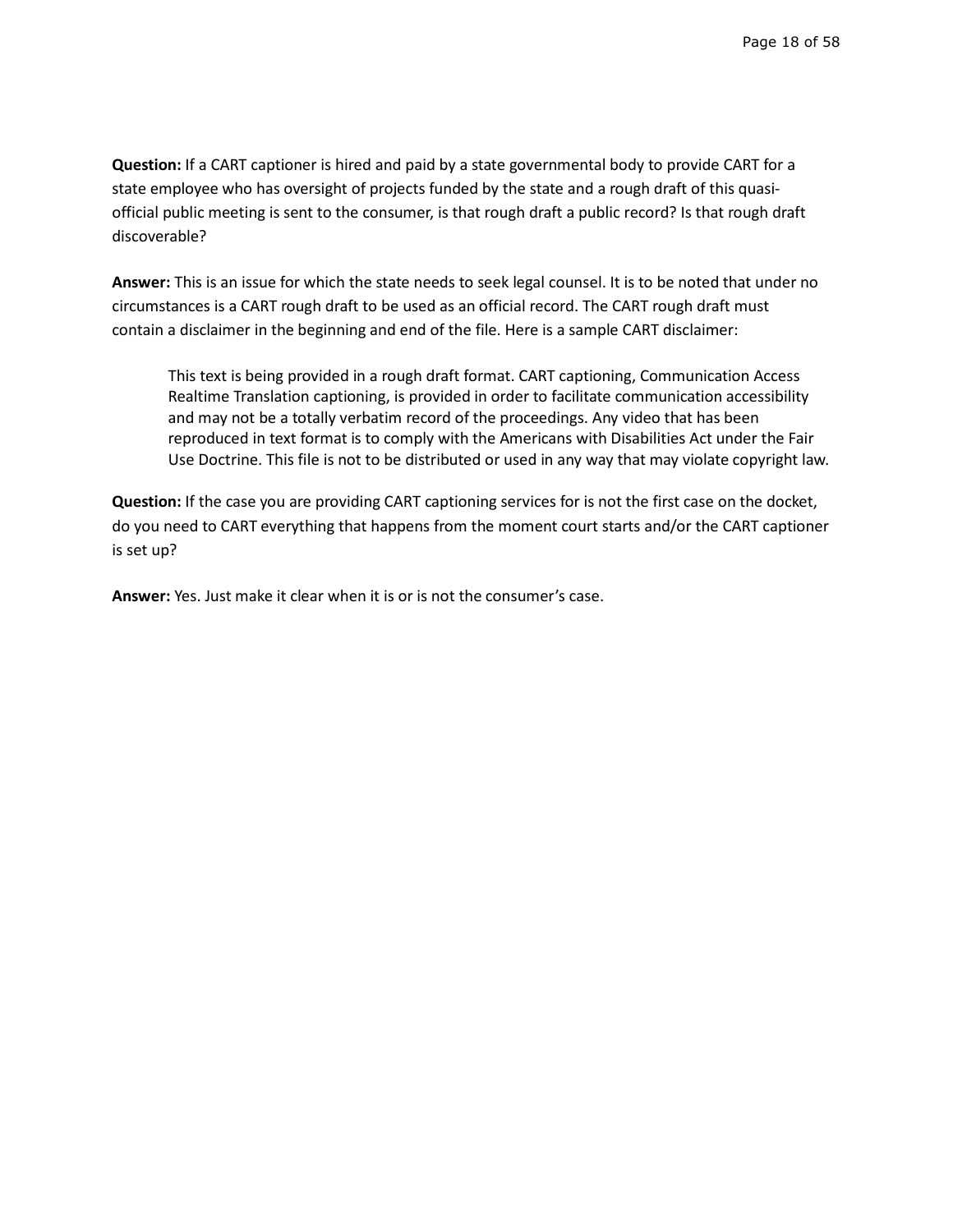**Question:** If a CART captioner is hired and paid by a state governmental body to provide CART for a state employee who has oversight of projects funded by the state and a rough draft of this quasi-official public meeting is sent to the consumer, is that rough draft a public record? Is that rough draft discoverable?

**Answer:** This is an issue for which the state needs to seek legal counsel. It is to be noted that under no circumstances is a CART rough draft to be used as an official record. The CART rough draft must contain a disclaimer in the beginning and end of the file. Here is a sample CART disclaimer:

> This text is being provided in a rough draft format. CART captioning, Communication Access Realtime Translation captioning, is provided in order to facilitate communication accessibility and may not be a totally verbatim record of the proceedings. Any video that has been reproduced in text format is to comply with the Americans with Disabilities Act under the Fair Use Doctrine. This file is not to be distributed or used in any way that may violate copyright law.

**Question:** If the case you are providing CART captioning services for is not the first case on the docket, do you need to CART everything that happens from the moment court starts and/or the CART captioner is set up?

**Answer:** Yes. Just make it clear when it is or is not the consumer's case.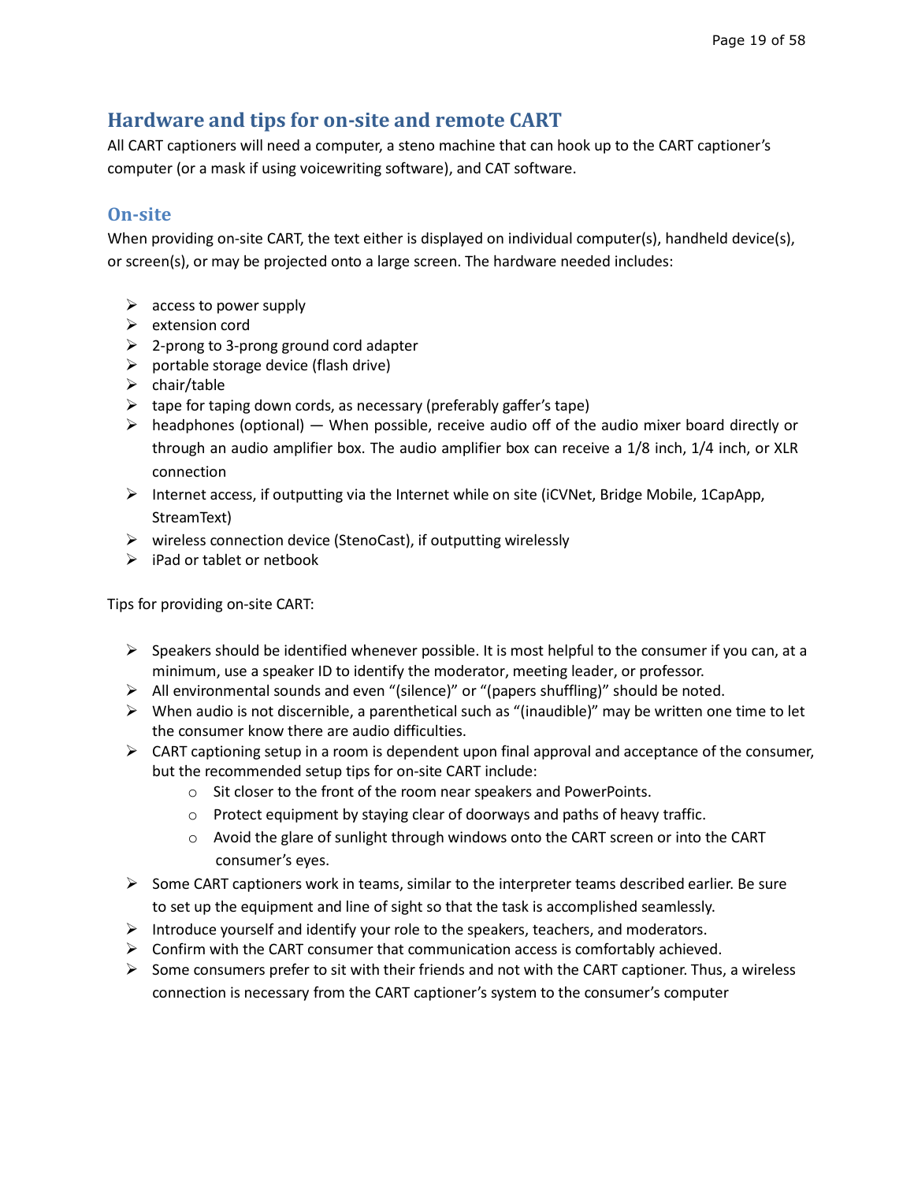## Hardware and tips for on-site and remote CART

All CART captioners will need a computer, a steno machine that can hook up to the CART captioner's computer (or a mask if using voicewriting software), and CAT software.

### On-site

When providing on-site CART, the text either is displayed on individual computer(s), handheld device(s), or screen(s), or may be projected onto a large screen. The hardware needed includes:

- access to power supply
- extension cord
- 2-prong to 3-prong ground cord adapter
- portable storage device (flash drive)
- chair/table
- tape for taping down cords, as necessary (preferably gaffer's tape)
- headphones (optional) — When possible, receive audio off of the audio mixer board directly or through an audio amplifier box. The audio amplifier box can receive a 1/8 inch, 1/4 inch, or XLR connection
- Internet access, if outputting via the Internet while on site (iCVNet, Bridge Mobile, 1CapApp, StreamText)
- wireless connection device (StenoCast), if outputting wirelessly
- iPad or tablet or netbook

Tips for providing on-site CART:

- Speakers should be identified whenever possible. It is most helpful to the consumer if you can, at a minimum, use a speaker ID to identify the moderator, meeting leader, or professor.
- All environmental sounds and even "(silence)" or "(papers shuffling)" should be noted.
- When audio is not discernible, a parenthetical such as "(inaudible)" may be written one time to let the consumer know there are audio difficulties.
- CART captioning setup in a room is dependent upon final approval and acceptance of the consumer, but the recommended setup tips for on-site CART include:
  - Sit closer to the front of the room near speakers and PowerPoints.
  - Protect equipment by staying clear of doorways and paths of heavy traffic.
  - Avoid the glare of sunlight through windows onto the CART screen or into the CART consumer's eyes.
- Some CART captioners work in teams, similar to the interpreter teams described earlier. Be sure to set up the equipment and line of sight so that the task is accomplished seamlessly.
- Introduce yourself and identify your role to the speakers, teachers, and moderators.
- Confirm with the CART consumer that communication access is comfortably achieved.
- Some consumers prefer to sit with their friends and not with the CART captioner. Thus, a wireless connection is necessary from the CART captioner's system to the consumer's computer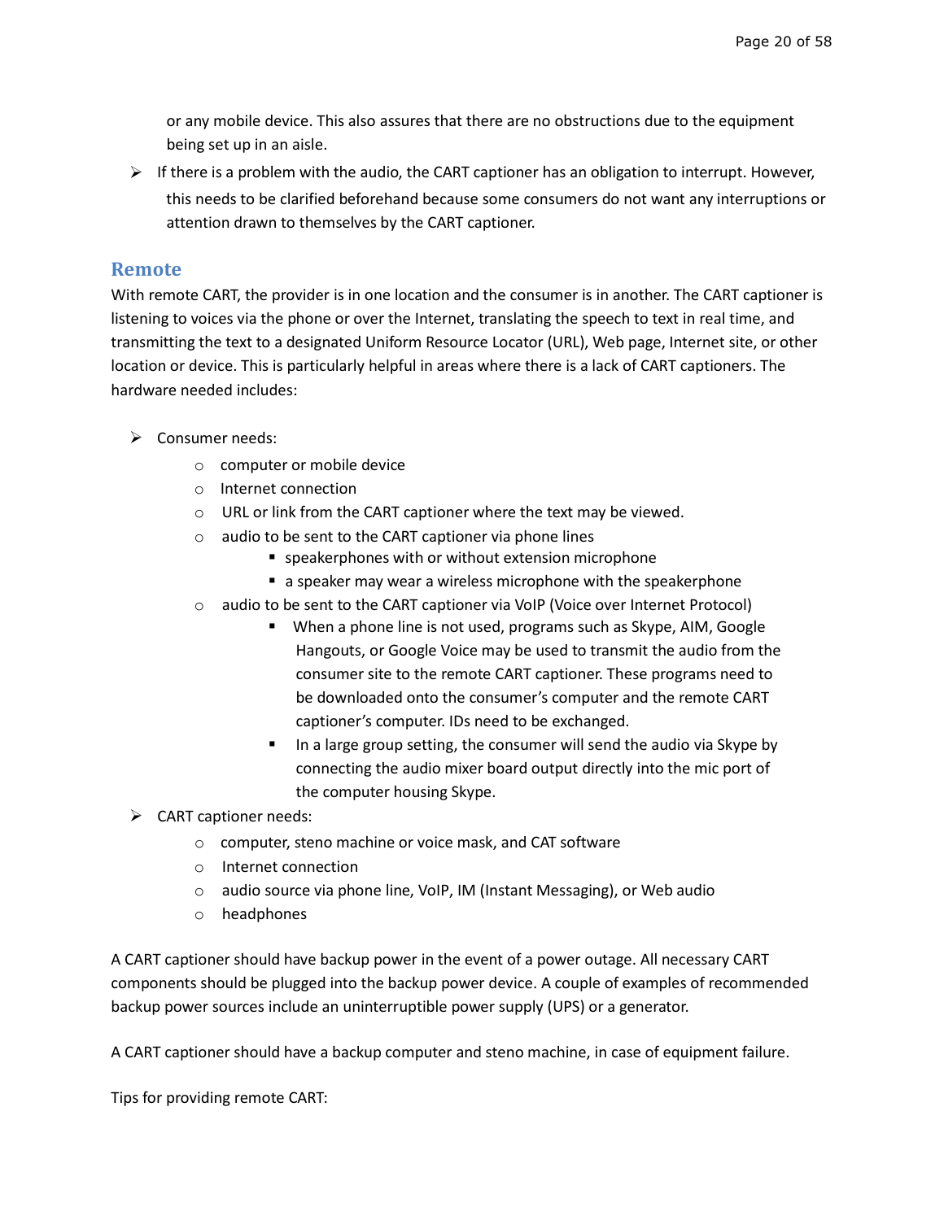or any mobile device. This also assures that there are no obstructions due to the equipment being set up in an aisle.

- If there is a problem with the audio, the CART captioner has an obligation to interrupt. However, this needs to be clarified beforehand because some consumers do not want any interruptions or attention drawn to themselves by the CART captioner.

## Remote

With remote CART, the provider is in one location and the consumer is in another. The CART captioner is listening to voices via the phone or over the Internet, translating the speech to text in real time, and transmitting the text to a designated Uniform Resource Locator (URL), Web page, Internet site, or other location or device. This is particularly helpful in areas where there is a lack of CART captioners. The hardware needed includes:

- Consumer needs:
  - computer or mobile device
  - Internet connection
  - URL or link from the CART captioner where the text may be viewed.
  - audio to be sent to the CART captioner via phone lines
    - speakerphones with or without extension microphone
    - a speaker may wear a wireless microphone with the speakerphone
  - audio to be sent to the CART captioner via VoIP (Voice over Internet Protocol)
    - When a phone line is not used, programs such as Skype, AIM, Google Hangouts, or Google Voice may be used to transmit the audio from the consumer site to the remote CART captioner. These programs need to be downloaded onto the consumer's computer and the remote CART captioner's computer. IDs need to be exchanged.
    - In a large group setting, the consumer will send the audio via Skype by connecting the audio mixer board output directly into the mic port of the computer housing Skype.
- CART captioner needs:
  - computer, steno machine or voice mask, and CAT software
  - Internet connection
  - audio source via phone line, VoIP, IM (Instant Messaging), or Web audio
  - headphones

A CART captioner should have backup power in the event of a power outage. All necessary CART components should be plugged into the backup power device. A couple of examples of recommended backup power sources include an uninterruptible power supply (UPS) or a generator.

A CART captioner should have a backup computer and steno machine, in case of equipment failure.

Tips for providing remote CART: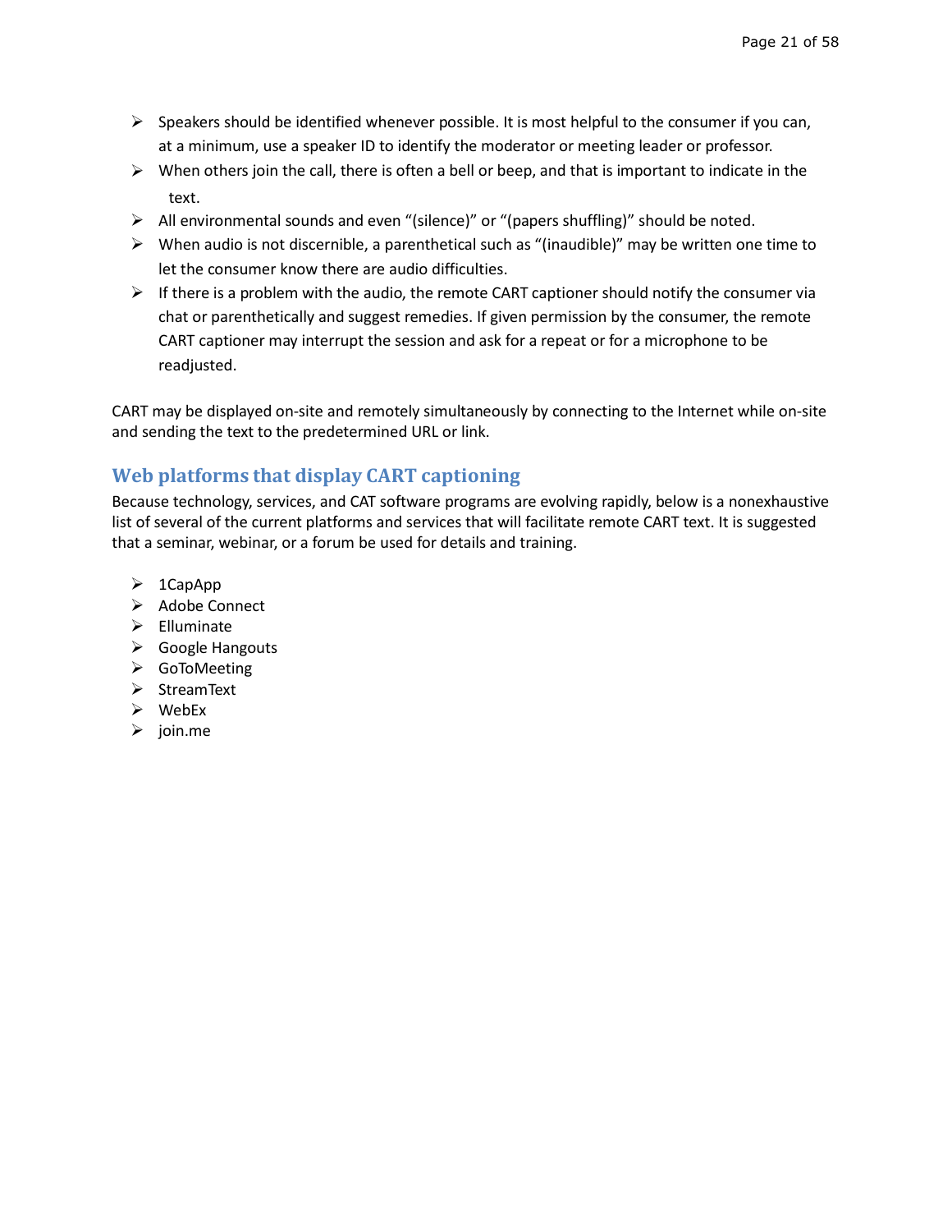- Speakers should be identified whenever possible. It is most helpful to the consumer if you can, at a minimum, use a speaker ID to identify the moderator or meeting leader or professor.
- When others join the call, there is often a bell or beep, and that is important to indicate in the text.
- All environmental sounds and even "(silence)" or "(papers shuffling)" should be noted.
- When audio is not discernible, a parenthetical such as "(inaudible)" may be written one time to let the consumer know there are audio difficulties.
- If there is a problem with the audio, the remote CART captioner should notify the consumer via chat or parenthetically and suggest remedies. If given permission by the consumer, the remote CART captioner may interrupt the session and ask for a repeat or for a microphone to be readjusted.

CART may be displayed on-site and remotely simultaneously by connecting to the Internet while on-site and sending the text to the predetermined URL or link.

## Web platforms that display CART captioning

Because technology, services, and CAT software programs are evolving rapidly, below is a nonexhaustive list of several of the current platforms and services that will facilitate remote CART text. It is suggested that a seminar, webinar, or a forum be used for details and training.

- 1CapApp
- Adobe Connect
- Elluminate
- Google Hangouts
- GoToMeeting
- StreamText
- WebEx
- join.me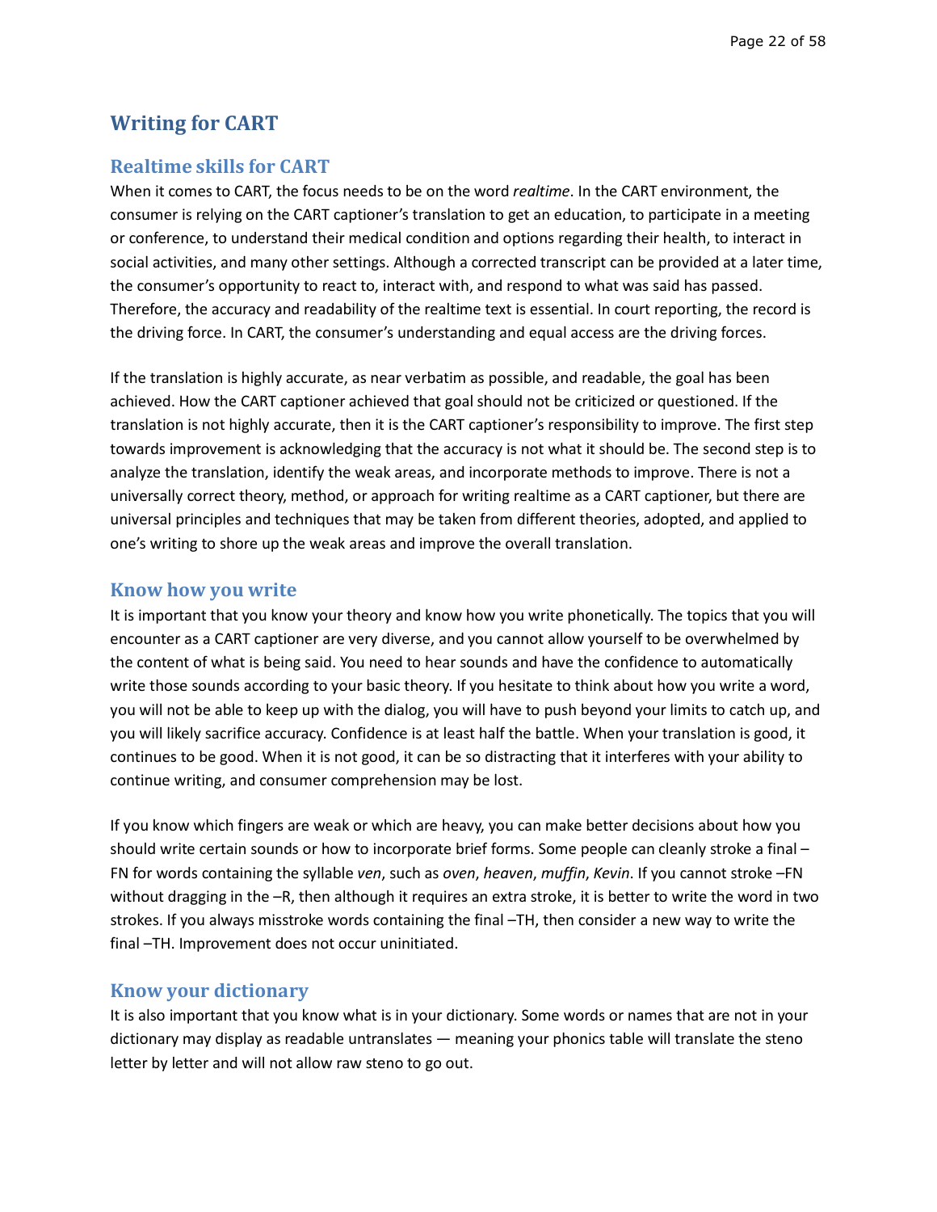# Writing for CART

## Realtime skills for CART

When it comes to CART, the focus needs to be on the word *realtime*. In the CART environment, the consumer is relying on the CART captioner's translation to get an education, to participate in a meeting or conference, to understand their medical condition and options regarding their health, to interact in social activities, and many other settings. Although a corrected transcript can be provided at a later time, the consumer's opportunity to react to, interact with, and respond to what was said has passed. Therefore, the accuracy and readability of the realtime text is essential. In court reporting, the record is the driving force. In CART, the consumer's understanding and equal access are the driving forces.

If the translation is highly accurate, as near verbatim as possible, and readable, the goal has been achieved. How the CART captioner achieved that goal should not be criticized or questioned. If the translation is not highly accurate, then it is the CART captioner's responsibility to improve. The first step towards improvement is acknowledging that the accuracy is not what it should be. The second step is to analyze the translation, identify the weak areas, and incorporate methods to improve. There is not a universally correct theory, method, or approach for writing realtime as a CART captioner, but there are universal principles and techniques that may be taken from different theories, adopted, and applied to one's writing to shore up the weak areas and improve the overall translation.

## Know how you write

It is important that you know your theory and know how you write phonetically. The topics that you will encounter as a CART captioner are very diverse, and you cannot allow yourself to be overwhelmed by the content of what is being said. You need to hear sounds and have the confidence to automatically write those sounds according to your basic theory. If you hesitate to think about how you write a word, you will not be able to keep up with the dialog, you will have to push beyond your limits to catch up, and you will likely sacrifice accuracy. Confidence is at least half the battle. When your translation is good, it continues to be good. When it is not good, it can be so distracting that it interferes with your ability to continue writing, and consumer comprehension may be lost.

If you know which fingers are weak or which are heavy, you can make better decisions about how you should write certain sounds or how to incorporate brief forms. Some people can cleanly stroke a final –FN for words containing the syllable *ven*, such as *oven*, *heaven*, *muffin*, *Kevin*. If you cannot stroke –FN without dragging in the –R, then although it requires an extra stroke, it is better to write the word in two strokes. If you always misstroke words containing the final –TH, then consider a new way to write the final –TH. Improvement does not occur uninitiated.

## Know your dictionary

It is also important that you know what is in your dictionary. Some words or names that are not in your dictionary may display as readable untranslates — meaning your phonics table will translate the steno letter by letter and will not allow raw steno to go out.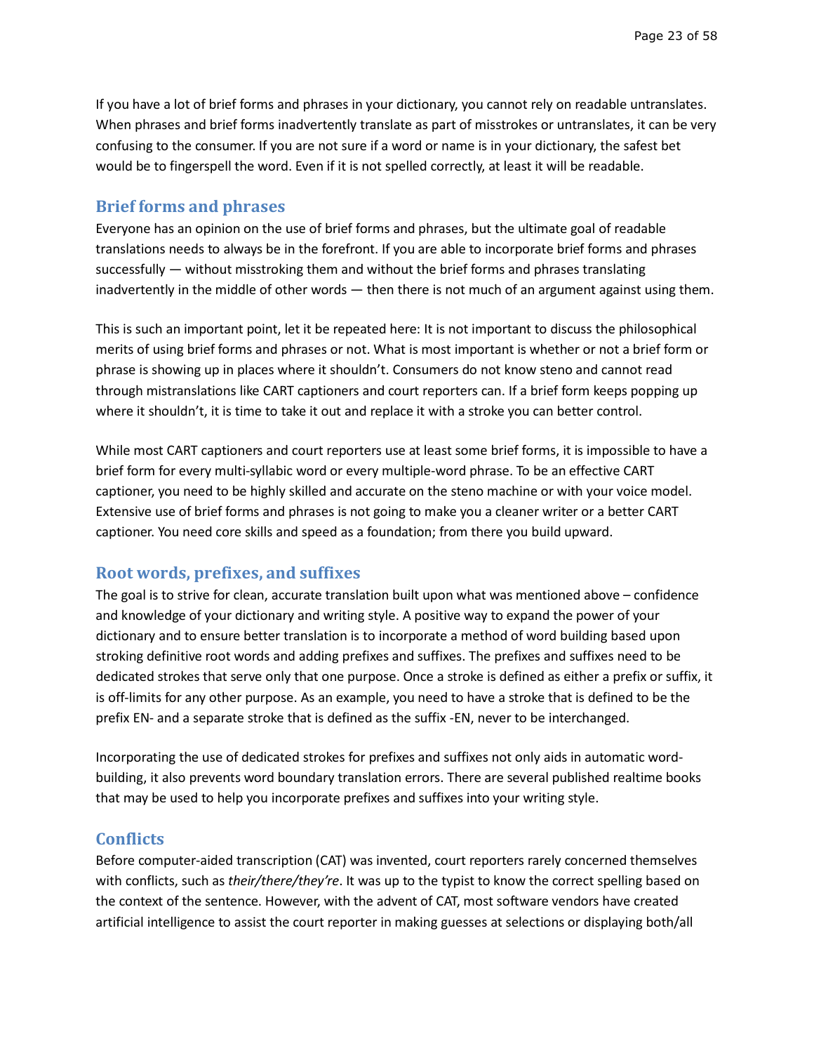If you have a lot of brief forms and phrases in your dictionary, you cannot rely on readable untranslates. When phrases and brief forms inadvertently translate as part of misstrokes or untranslates, it can be very confusing to the consumer. If you are not sure if a word or name is in your dictionary, the safest bet would be to fingerspell the word. Even if it is not spelled correctly, at least it will be readable.

## Brief forms and phrases

Everyone has an opinion on the use of brief forms and phrases, but the ultimate goal of readable translations needs to always be in the forefront. If you are able to incorporate brief forms and phrases successfully — without misstroking them and without the brief forms and phrases translating inadvertently in the middle of other words — then there is not much of an argument against using them.

This is such an important point, let it be repeated here: It is not important to discuss the philosophical merits of using brief forms and phrases or not. What is most important is whether or not a brief form or phrase is showing up in places where it shouldn't. Consumers do not know steno and cannot read through mistranslations like CART captioners and court reporters can. If a brief form keeps popping up where it shouldn't, it is time to take it out and replace it with a stroke you can better control.

While most CART captioners and court reporters use at least some brief forms, it is impossible to have a brief form for every multi-syllabic word or every multiple-word phrase. To be an effective CART captioner, you need to be highly skilled and accurate on the steno machine or with your voice model. Extensive use of brief forms and phrases is not going to make you a cleaner writer or a better CART captioner. You need core skills and speed as a foundation; from there you build upward.

## Root words, prefixes, and suffixes

The goal is to strive for clean, accurate translation built upon what was mentioned above – confidence and knowledge of your dictionary and writing style. A positive way to expand the power of your dictionary and to ensure better translation is to incorporate a method of word building based upon stroking definitive root words and adding prefixes and suffixes. The prefixes and suffixes need to be dedicated strokes that serve only that one purpose. Once a stroke is defined as either a prefix or suffix, it is off-limits for any other purpose. As an example, you need to have a stroke that is defined to be the prefix EN- and a separate stroke that is defined as the suffix -EN, never to be interchanged.

Incorporating the use of dedicated strokes for prefixes and suffixes not only aids in automatic word-building, it also prevents word boundary translation errors. There are several published realtime books that may be used to help you incorporate prefixes and suffixes into your writing style.

## Conflicts

Before computer-aided transcription (CAT) was invented, court reporters rarely concerned themselves with conflicts, such as *their/there/they're*. It was up to the typist to know the correct spelling based on the context of the sentence. However, with the advent of CAT, most software vendors have created artificial intelligence to assist the court reporter in making guesses at selections or displaying both/all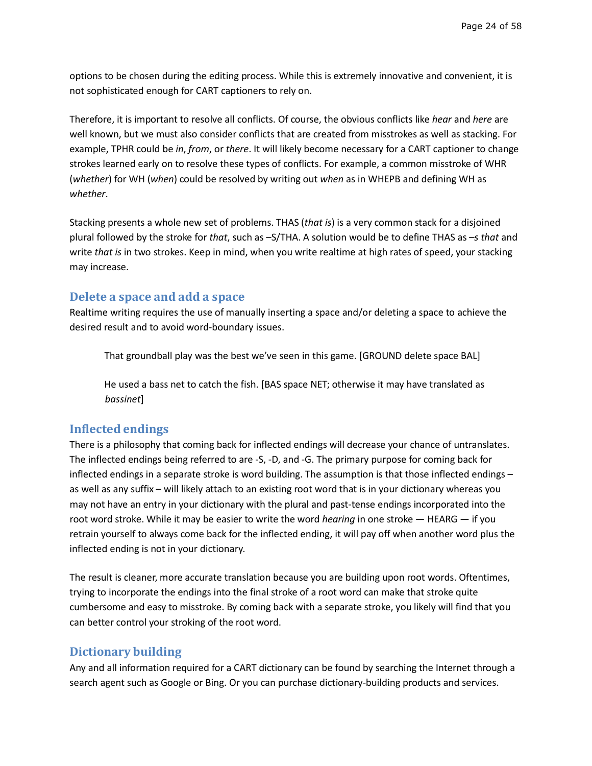options to be chosen during the editing process. While this is extremely innovative and convenient, it is not sophisticated enough for CART captioners to rely on.

Therefore, it is important to resolve all conflicts. Of course, the obvious conflicts like *hear* and *here* are well known, but we must also consider conflicts that are created from misstrokes as well as stacking. For example, TPHR could be *in*, *from*, or *there*. It will likely become necessary for a CART captioner to change strokes learned early on to resolve these types of conflicts. For example, a common misstroke of WHR (*whether*) for WH (*when*) could be resolved by writing out *when* as in WHEPB and defining WH as *whether*.

Stacking presents a whole new set of problems. THAS (*that is*) is a very common stack for a disjoined plural followed by the stroke for *that*, such as –S/THA. A solution would be to define THAS as *–s that* and write *that is* in two strokes. Keep in mind, when you write realtime at high rates of speed, your stacking may increase.

## Delete a space and add a space

Realtime writing requires the use of manually inserting a space and/or deleting a space to achieve the desired result and to avoid word-boundary issues.

> That groundball play was the best we've seen in this game. [GROUND delete space BAL]
>
> He used a bass net to catch the fish. [BAS space NET; otherwise it may have translated as *bassinet*]

## Inflected endings

There is a philosophy that coming back for inflected endings will decrease your chance of untranslates. The inflected endings being referred to are -S, -D, and -G. The primary purpose for coming back for inflected endings in a separate stroke is word building. The assumption is that those inflected endings – as well as any suffix – will likely attach to an existing root word that is in your dictionary whereas you may not have an entry in your dictionary with the plural and past-tense endings incorporated into the root word stroke. While it may be easier to write the word *hearing* in one stroke — HEARG — if you retrain yourself to always come back for the inflected ending, it will pay off when another word plus the inflected ending is not in your dictionary.

The result is cleaner, more accurate translation because you are building upon root words. Oftentimes, trying to incorporate the endings into the final stroke of a root word can make that stroke quite cumbersome and easy to misstroke. By coming back with a separate stroke, you likely will find that you can better control your stroking of the root word.

## Dictionary building

Any and all information required for a CART dictionary can be found by searching the Internet through a search agent such as Google or Bing. Or you can purchase dictionary-building products and services.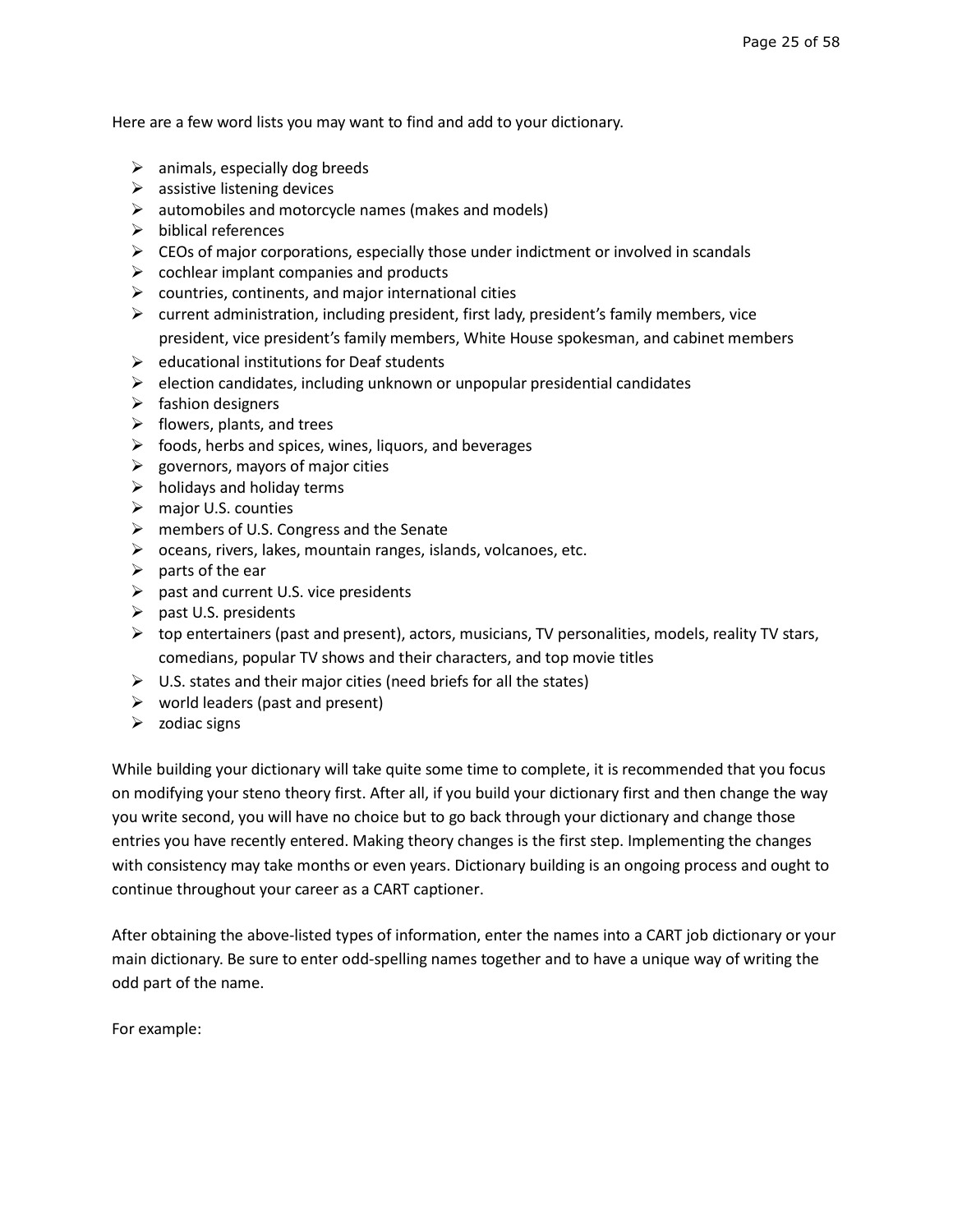Here are a few word lists you may want to find and add to your dictionary.

- animals, especially dog breeds
- assistive listening devices
- automobiles and motorcycle names (makes and models)
- biblical references
- CEOs of major corporations, especially those under indictment or involved in scandals
- cochlear implant companies and products
- countries, continents, and major international cities
- current administration, including president, first lady, president's family members, vice president, vice president's family members, White House spokesman, and cabinet members
- educational institutions for Deaf students
- election candidates, including unknown or unpopular presidential candidates
- fashion designers
- flowers, plants, and trees
- foods, herbs and spices, wines, liquors, and beverages
- governors, mayors of major cities
- holidays and holiday terms
- major U.S. counties
- members of U.S. Congress and the Senate
- oceans, rivers, lakes, mountain ranges, islands, volcanoes, etc.
- parts of the ear
- past and current U.S. vice presidents
- past U.S. presidents
- top entertainers (past and present), actors, musicians, TV personalities, models, reality TV stars, comedians, popular TV shows and their characters, and top movie titles
- U.S. states and their major cities (need briefs for all the states)
- world leaders (past and present)
- zodiac signs

While building your dictionary will take quite some time to complete, it is recommended that you focus on modifying your steno theory first. After all, if you build your dictionary first and then change the way you write second, you will have no choice but to go back through your dictionary and change those entries you have recently entered. Making theory changes is the first step. Implementing the changes with consistency may take months or even years. Dictionary building is an ongoing process and ought to continue throughout your career as a CART captioner.

After obtaining the above-listed types of information, enter the names into a CART job dictionary or your main dictionary. Be sure to enter odd-spelling names together and to have a unique way of writing the odd part of the name.

For example: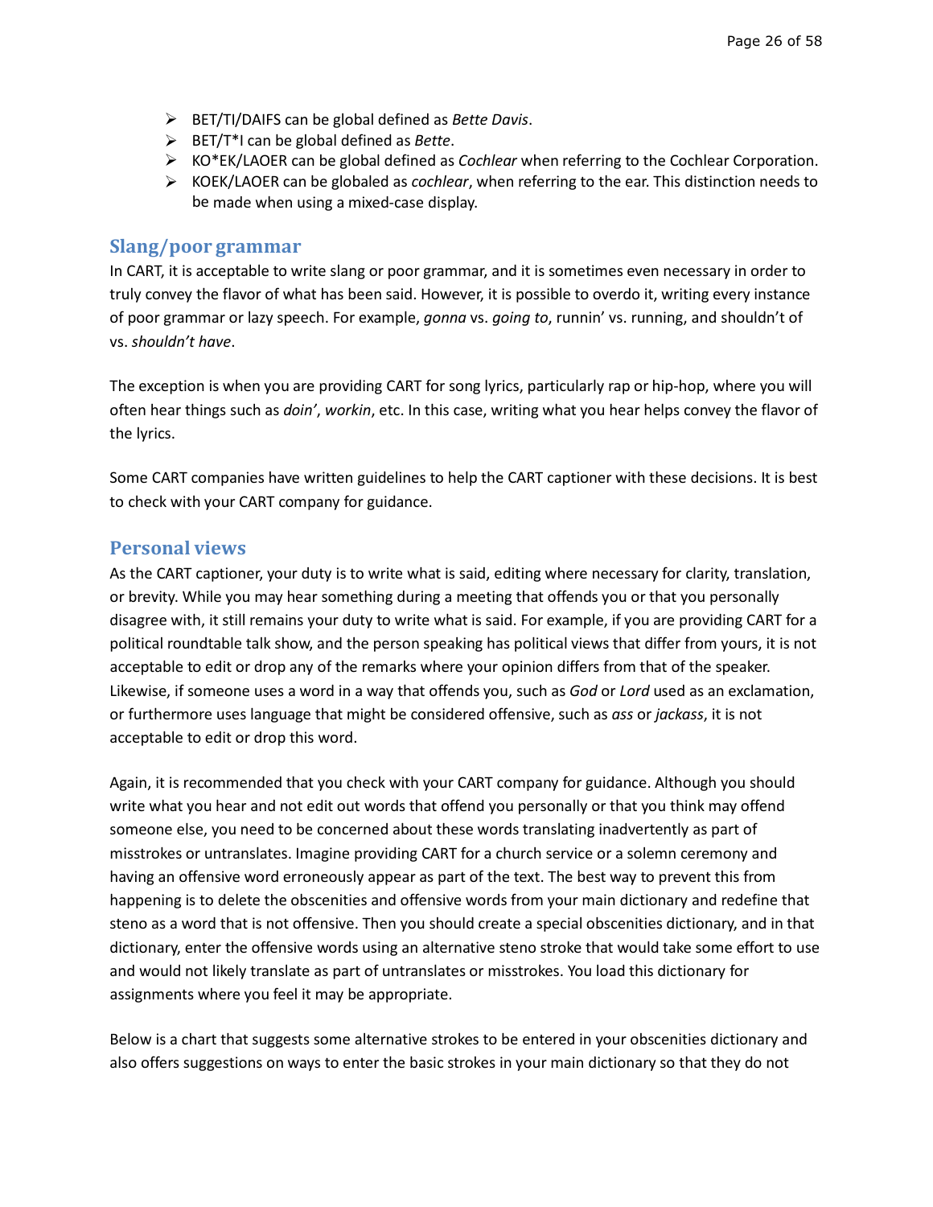- BET/TI/DAIFS can be global defined as *Bette Davis*.
- BET/T*I can be global defined as *Bette*.
- KO*EK/LAOER can be global defined as *Cochlear* when referring to the Cochlear Corporation.
- KOEK/LAOER can be globaled as *cochlear*, when referring to the ear. This distinction needs to be made when using a mixed-case display.

## Slang/poor grammar

In CART, it is acceptable to write slang or poor grammar, and it is sometimes even necessary in order to truly convey the flavor of what has been said. However, it is possible to overdo it, writing every instance of poor grammar or lazy speech. For example, *gonna* vs. *going to*, runnin' vs. running, and shouldn't of vs. *shouldn't have*.

The exception is when you are providing CART for song lyrics, particularly rap or hip-hop, where you will often hear things such as *doin'*, *workin*, etc. In this case, writing what you hear helps convey the flavor of the lyrics.

Some CART companies have written guidelines to help the CART captioner with these decisions. It is best to check with your CART company for guidance.

## Personal views

As the CART captioner, your duty is to write what is said, editing where necessary for clarity, translation, or brevity. While you may hear something during a meeting that offends you or that you personally disagree with, it still remains your duty to write what is said. For example, if you are providing CART for a political roundtable talk show, and the person speaking has political views that differ from yours, it is not acceptable to edit or drop any of the remarks where your opinion differs from that of the speaker. Likewise, if someone uses a word in a way that offends you, such as *God* or *Lord* used as an exclamation, or furthermore uses language that might be considered offensive, such as *ass* or *jackass*, it is not acceptable to edit or drop this word.

Again, it is recommended that you check with your CART company for guidance. Although you should write what you hear and not edit out words that offend you personally or that you think may offend someone else, you need to be concerned about these words translating inadvertently as part of misstrokes or untranslates. Imagine providing CART for a church service or a solemn ceremony and having an offensive word erroneously appear as part of the text. The best way to prevent this from happening is to delete the obscenities and offensive words from your main dictionary and redefine that steno as a word that is not offensive. Then you should create a special obscenities dictionary, and in that dictionary, enter the offensive words using an alternative steno stroke that would take some effort to use and would not likely translate as part of untranslates or misstrokes. You load this dictionary for assignments where you feel it may be appropriate.

Below is a chart that suggests some alternative strokes to be entered in your obscenities dictionary and also offers suggestions on ways to enter the basic strokes in your main dictionary so that they do not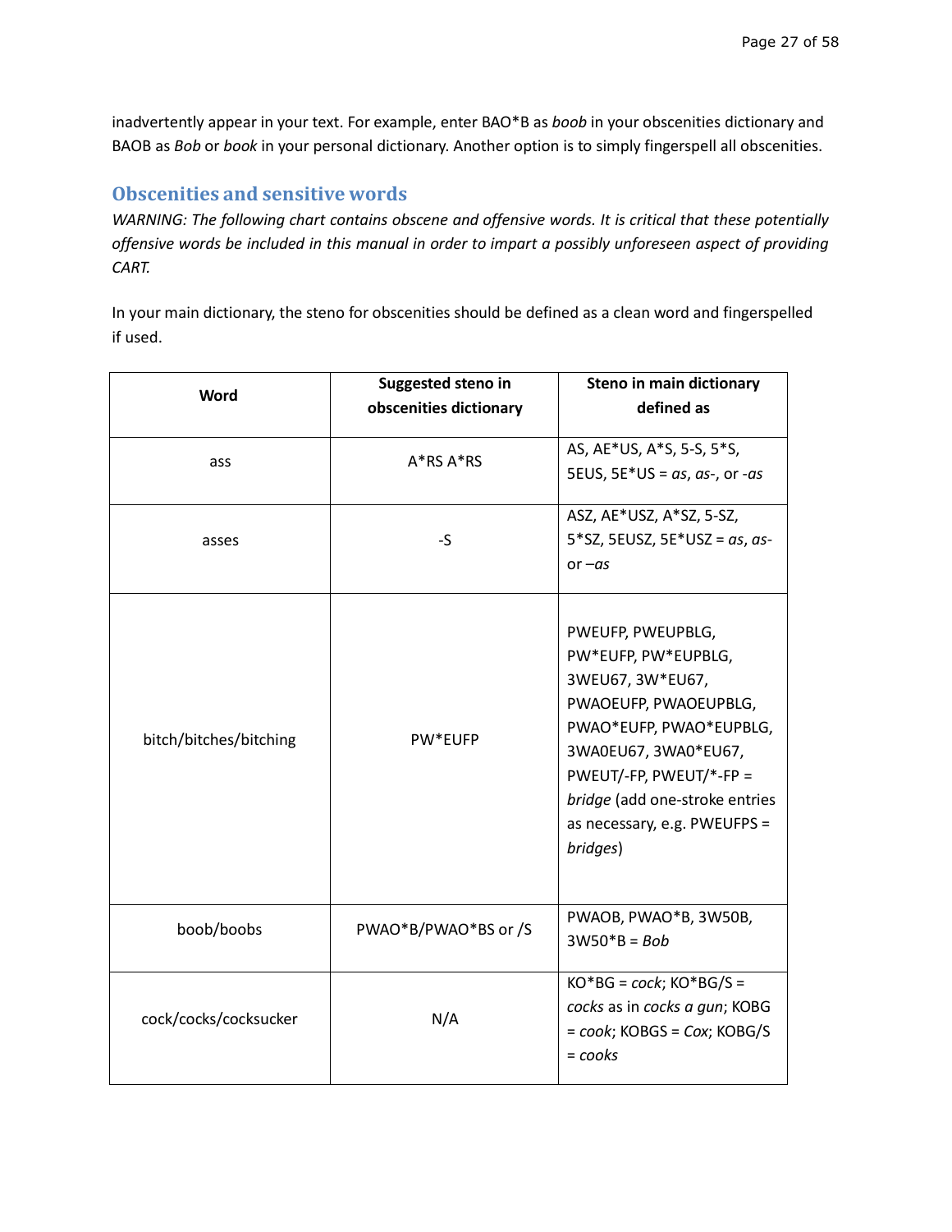inadvertently appear in your text. For example, enter BAO*B as *boob* in your obscenities dictionary and BAOB as *Bob* or *book* in your personal dictionary. Another option is to simply fingerspell all obscenities.

## Obscenities and sensitive words

*WARNING: The following chart contains obscene and offensive words. It is critical that these potentially offensive words be included in this manual in order to impart a possibly unforeseen aspect of providing CART.*

In your main dictionary, the steno for obscenities should be defined as a clean word and fingerspelled if used.

| Word | Suggested steno in obscenities dictionary | Steno in main dictionary defined as |
|---|---|---|
| ass | A*RS A*RS | AS, AE*US, A*S, 5-S, 5*S, 5EUS, 5E*US = *as*, *as-*, or *-as* |
| asses | -S | ASZ, AE*USZ, A*SZ, 5-SZ, 5*SZ, 5EUSZ, 5E*USZ = *as*, *as-* or *–as* |
| bitch/bitches/bitching | PW*EUFP | PWEUFP, PWEUPBLG, PW*EUFP, PW*EUPBLG, 3WEU67, 3W*EU67, PWAOEUFP, PWAOEUPBLG, PWAO*EUFP, PWAO*EUPBLG, 3WA0EU67, 3WA0*EU67, PWEUT/-FP, PWEUT/*-FP = *bridge* (add one-stroke entries as necessary, e.g. PWEUFPS = *bridges*) |
| boob/boobs | PWAO*B/PWAO*BS or /S | PWAOB, PWAO*B, 3W50B, 3W50*B = *Bob* |
| cock/cocks/cocksucker | N/A | KO*BG = *cock*; KO*BG/S = *cocks* as in *cocks a gun*; KOBG = *cook*; KOBGS = *Cox*; KOBG/S = *cooks* |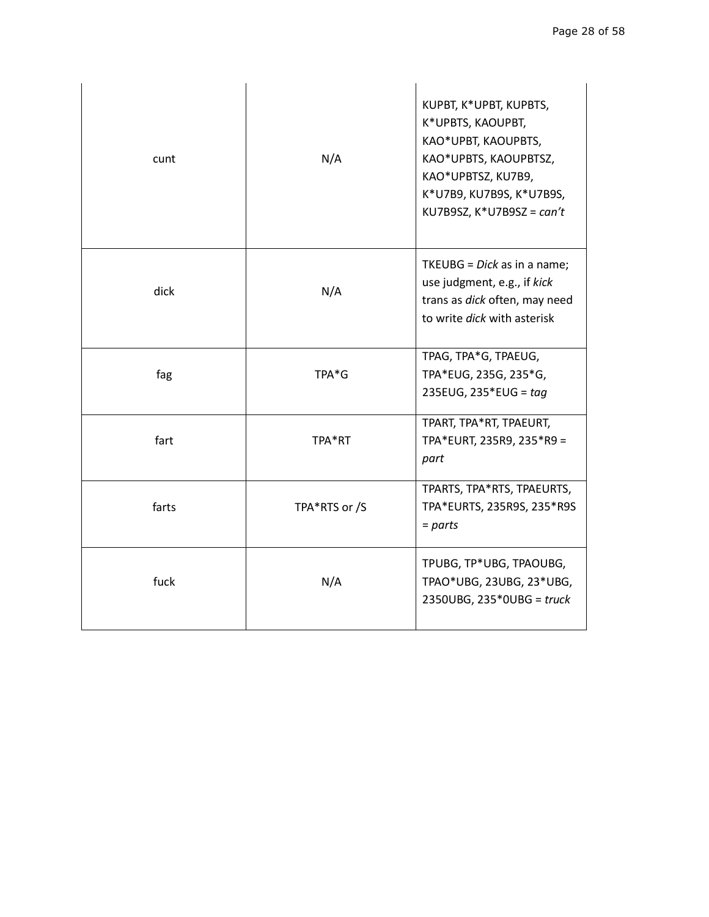| cunt | N/A | KUPBT, K*UPBT, KUPBTS, K*UPBTS, KAOUPBT, KAO*UPBT, KAOUPBTS, KAO*UPBTS, KAOUPBTSZ, KAO*UPBTSZ, KU7B9, K*U7B9, KU7B9S, K*U7B9S, KU7B9SZ, K*U7B9SZ = *can't* |
|---|---|---|
| dick | N/A | TKEUBG = *Dick* as in a name; use judgment, e.g., if *kick* trans as *dick* often, may need to write *dick* with asterisk |
| fag | TPA*G | TPAG, TPA*G, TPAEUG, TPA*EUG, 235G, 235*G, 235EUG, 235*EUG = *tag* |
| fart | TPA*RT | TPART, TPA*RT, TPAEURT, TPA*EURT, 235R9, 235*R9 = *part* |
| farts | TPA*RTS or /S | TPARTS, TPA*RTS, TPAEURTS, TPA*EURTS, 235R9S, 235*R9S = *parts* |
| fuck | N/A | TPUBG, TP*UBG, TPAOUBG, TPAO*UBG, 23UBG, 23*UBG, 2350UBG, 235*0UBG = *truck* |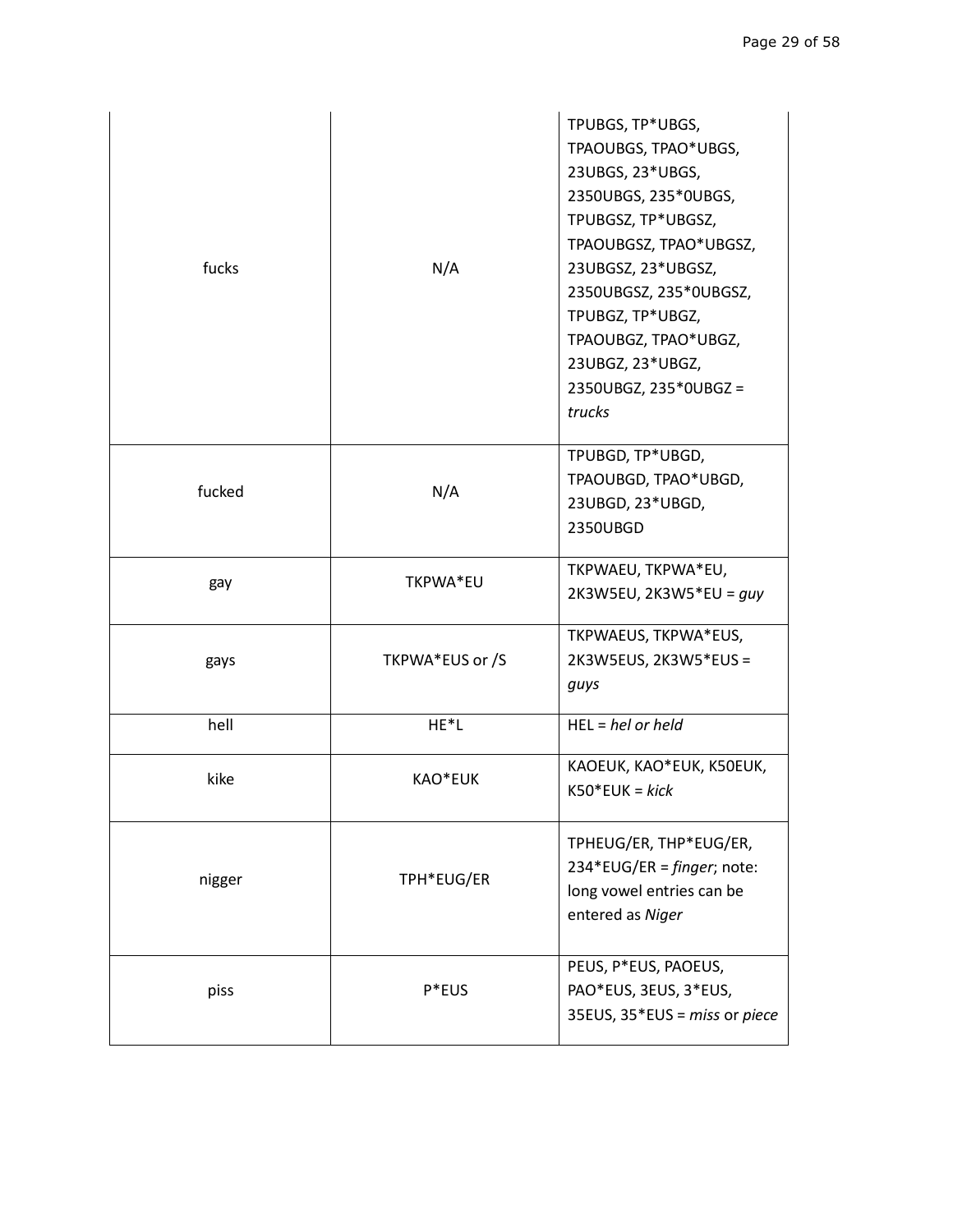| fucks | N/A | TPUBGS, TP*UBGS, TPAOUBGS, TPAO*UBGS, 23UBGS, 23*UBGS, 2350UBGS, 235*0UBGS, TPUBGSZ, TP*UBGSZ, TPAOUBGSZ, TPAO*UBGSZ, 23UBGSZ, 23*UBGSZ, 2350UBGSZ, 235*0UBGSZ, TPUBGZ, TP*UBGZ, TPAOUBGZ, TPAO*UBGZ, 23UBGZ, 23*UBGZ, 2350UBGZ, 235*0UBGZ = *trucks* |
|---|---|---|
| fucked | N/A | TPUBGD, TP*UBGD, TPAOUBGD, TPAO*UBGD, 23UBGD, 23*UBGD, 2350UBGD |
| gay | TKPWA*EU | TKPWAEU, TKPWA*EU, 2K3W5EU, 2K3W5*EU = *guy* |
| gays | TKPWA*EUS or /S | TKPWAEUS, TKPWA*EUS, 2K3W5EUS, 2K3W5*EUS = *guys* |
| hell | HE*L | HEL = *hel or held* |
| kike | KAO*EUK | KAOEUK, KAO*EUK, K50EUK, K50*EUK = *kick* |
| nigger | TPH*EUG/ER | TPHEUG/ER, THP*EUG/ER, 234*EUG/ER = *finger*; note: long vowel entries can be entered as *Niger* |
| piss | P*EUS | PEUS, P*EUS, PAOEUS, PAO*EUS, 3EUS, 3*EUS, 35EUS, 35*EUS = *miss* or *piece* |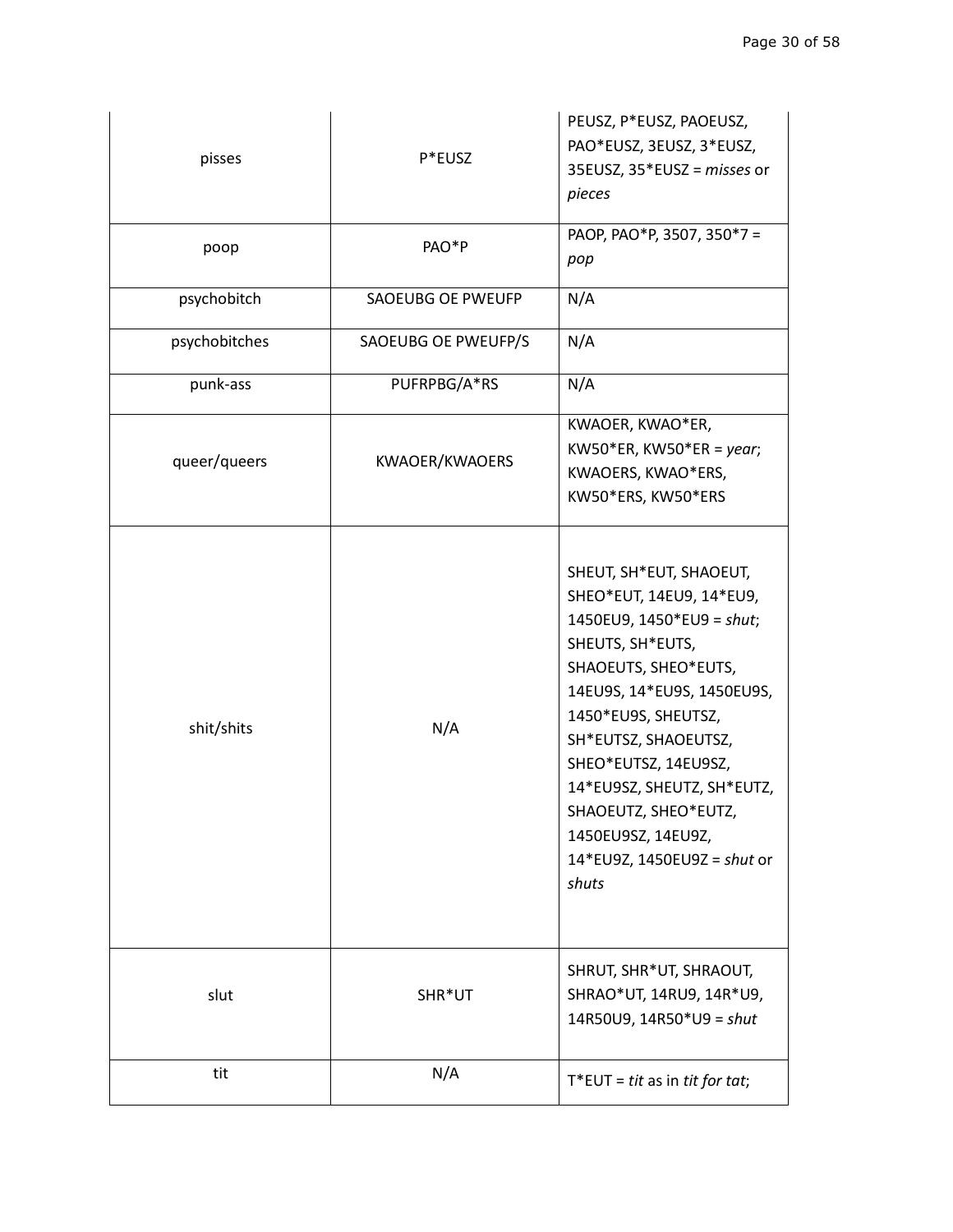| pisses | P*EUSZ | PEUSZ, P*EUSZ, PAOEUSZ, PAO*EUSZ, 3EUSZ, 3*EUSZ, 35EUSZ, 35*EUSZ = *misses* or *pieces* |
|---|---|---|
| poop | PAO*P | PAOP, PAO*P, 3507, 350*7 = *pop* |
| psychobitch | SAOEUBG OE PWEUFP | N/A |
| psychobitches | SAOEUBG OE PWEUFP/S | N/A |
| punk-ass | PUFRPBG/A*RS | N/A |
| queer/queers | KWAOER/KWAOERS | KWAOER, KWAO*ER, KW50*ER, KW50*ER = *year*; KWAOERS, KWAO*ERS, KW50*ERS, KW50*ERS |
| shit/shits | N/A | SHEUT, SH*EUT, SHAOEUT, SHEO*EUT, 14EU9, 14*EU9, 1450EU9, 1450*EU9 = *shut*; SHEUTS, SH*EUTS, SHAOEUTS, SHEO*EUTS, 14EU9S, 14*EU9S, 1450EU9S, 1450*EU9S, SHEUTSZ, SH*EUTSZ, SHAOEUTSZ, SHEO*EUTSZ, 14EU9SZ, 14*EU9SZ, SHEUTZ, SH*EUTZ, SHAOEUTZ, SHEO*EUTZ, 1450EU9SZ, 14EU9Z, 14*EU9Z, 1450EU9Z = *shut* or *shuts* |
| slut | SHR*UT | SHRUT, SHR*UT, SHRAOUT, SHRAO*UT, 14RU9, 14R*U9, 14R50U9, 14R50*U9 = *shut* |
| tit | N/A | T*EUT = *tit* as in *tit for tat*; |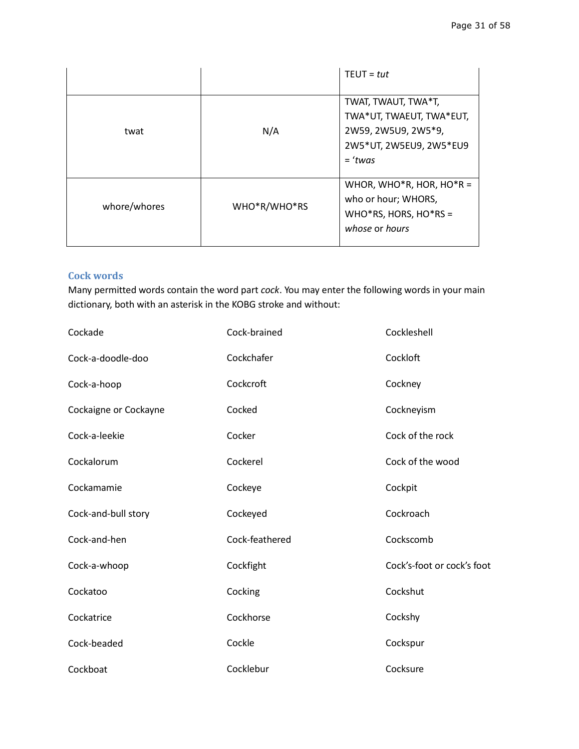| | | TEUT = *tut* |
|---|---|---|
| twat | N/A | TWAT, TWAUT, TWA*T, TWA*UT, TWAEUT, TWA*EUT, 2W59, 2W5U9, 2W5*9, 2W5*UT, 2W5EU9, 2W5*EU9 = *'twas* |
| whore/whores | WHO*R/WHO*RS | WHOR, WHO*R, HOR, HO*R = who or hour; WHORS, WHO*RS, HORS, HO*RS = *whose* or *hours* |

### Cock words

Many permitted words contain the word part *cock*. You may enter the following words in your main dictionary, both with an asterisk in the KOBG stroke and without:

| | | |
|---|---|---|
| Cockade | Cock-brained | Cockleshell |
| Cock-a-doodle-doo | Cockchafer | Cockloft |
| Cock-a-hoop | Cockcroft | Cockney |
| Cockaigne or Cockayne | Cocked | Cockneyism |
| Cock-a-leekie | Cocker | Cock of the rock |
| Cockalorum | Cockerel | Cock of the wood |
| Cockamamie | Cockeye | Cockpit |
| Cock-and-bull story | Cockeyed | Cockroach |
| Cock-and-hen | Cock-feathered | Cockscomb |
| Cock-a-whoop | Cockfight | Cock's-foot or cock's foot |
| Cockatoo | Cocking | Cockshut |
| Cockatrice | Cockhorse | Cockshy |
| Cock-beaded | Cockle | Cockspur |
| Cockboat | Cocklebur | Cocksure |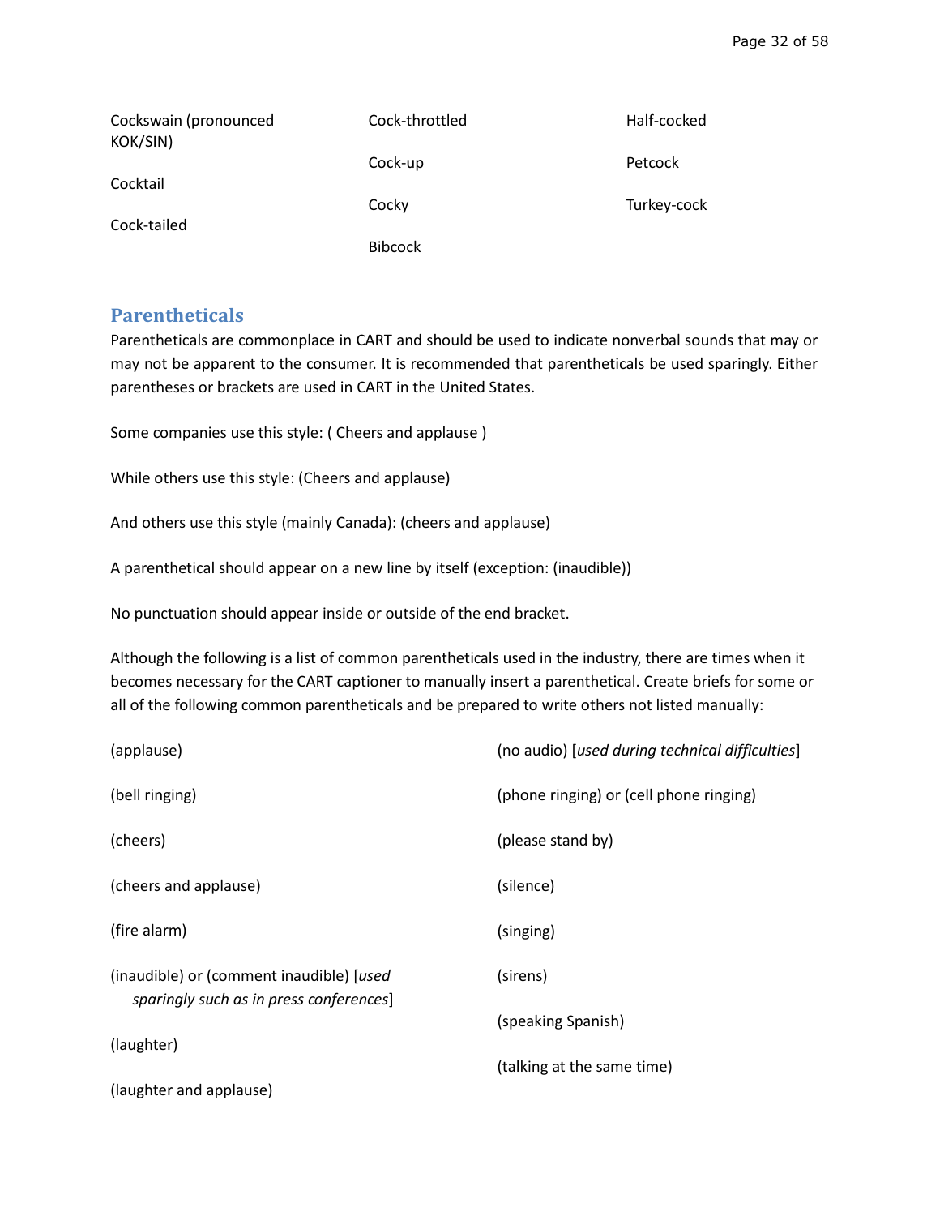Cockswain (pronounced KOK/SIN)

Cocktail

Cock-tailed

Cock-throttled

Cock-up

Cocky

Bibcock

Half-cocked

Petcock

Turkey-cock

## Parentheticals

Parentheticals are commonplace in CART and should be used to indicate nonverbal sounds that may or may not be apparent to the consumer. It is recommended that parentheticals be used sparingly. Either parentheses or brackets are used in CART in the United States.

Some companies use this style: ( Cheers and applause )

While others use this style: (Cheers and applause)

And others use this style (mainly Canada): (cheers and applause)

A parenthetical should appear on a new line by itself (exception: (inaudible))

No punctuation should appear inside or outside of the end bracket.

Although the following is a list of common parentheticals used in the industry, there are times when it becomes necessary for the CART captioner to manually insert a parenthetical. Create briefs for some or all of the following common parentheticals and be prepared to write others not listed manually:

(applause)

(bell ringing)

(cheers)

(cheers and applause)

(fire alarm)

(inaudible) or (comment inaudible) [*used sparingly such as in press conferences*]

(laughter)

(laughter and applause)

(no audio) [*used during technical difficulties*]

(phone ringing) or (cell phone ringing)

(please stand by)

(silence)

(singing)

(sirens)

(speaking Spanish)

(talking at the same time)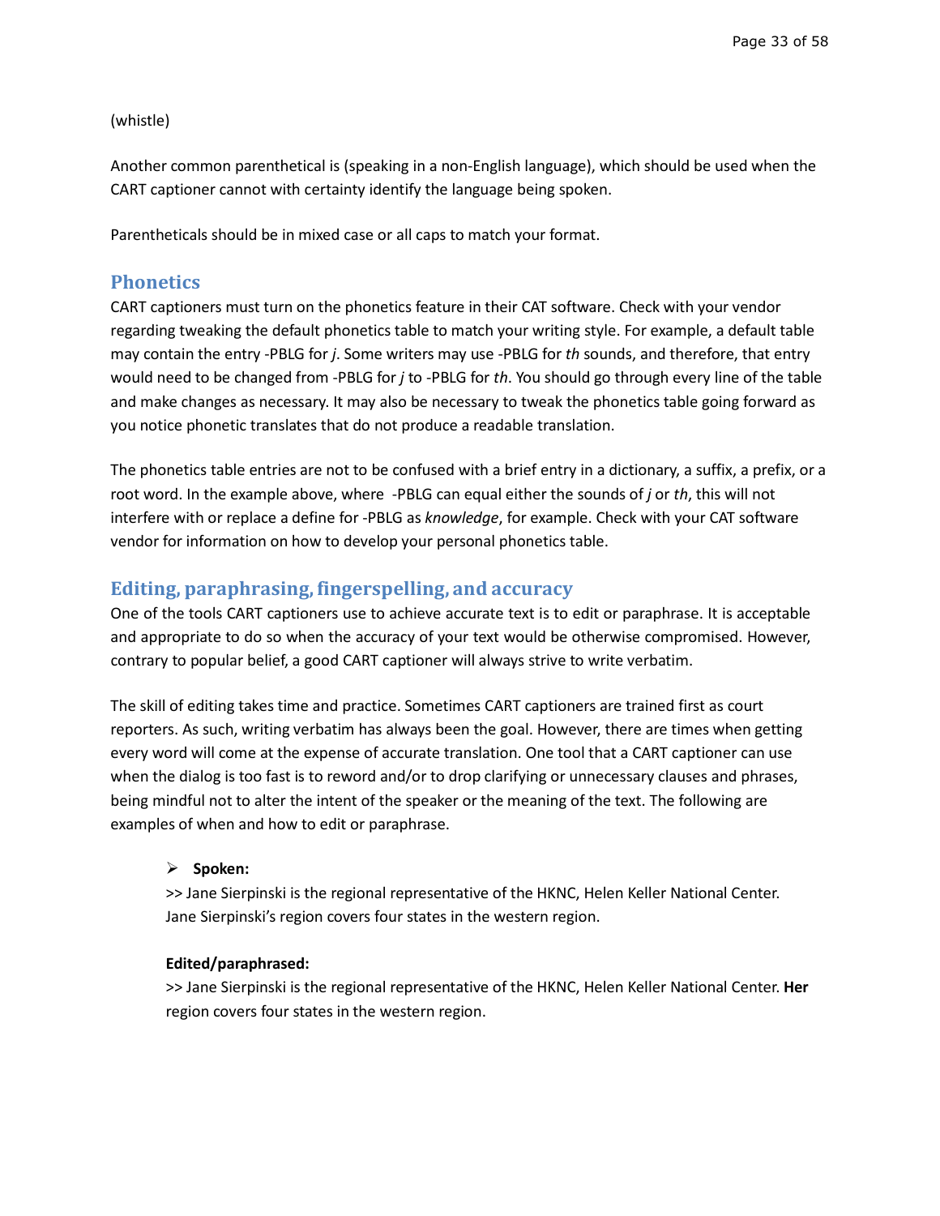(whistle)

Another common parenthetical is (speaking in a non-English language), which should be used when the CART captioner cannot with certainty identify the language being spoken.

Parentheticals should be in mixed case or all caps to match your format.

## Phonetics

CART captioners must turn on the phonetics feature in their CAT software. Check with your vendor regarding tweaking the default phonetics table to match your writing style. For example, a default table may contain the entry -PBLG for *j*. Some writers may use -PBLG for *th* sounds, and therefore, that entry would need to be changed from -PBLG for *j* to -PBLG for *th*. You should go through every line of the table and make changes as necessary. It may also be necessary to tweak the phonetics table going forward as you notice phonetic translates that do not produce a readable translation.

The phonetics table entries are not to be confused with a brief entry in a dictionary, a suffix, a prefix, or a root word. In the example above, where -PBLG can equal either the sounds of *j* or *th*, this will not interfere with or replace a define for -PBLG as *knowledge*, for example. Check with your CAT software vendor for information on how to develop your personal phonetics table.

## Editing, paraphrasing, fingerspelling, and accuracy

One of the tools CART captioners use to achieve accurate text is to edit or paraphrase. It is acceptable and appropriate to do so when the accuracy of your text would be otherwise compromised. However, contrary to popular belief, a good CART captioner will always strive to write verbatim.

The skill of editing takes time and practice. Sometimes CART captioners are trained first as court reporters. As such, writing verbatim has always been the goal. However, there are times when getting every word will come at the expense of accurate translation. One tool that a CART captioner can use when the dialog is too fast is to reword and/or to drop clarifying or unnecessary clauses and phrases, being mindful not to alter the intent of the speaker or the meaning of the text. The following are examples of when and how to edit or paraphrase.

- **Spoken:**

  >> Jane Sierpinski is the regional representative of the HKNC, Helen Keller National Center. Jane Sierpinski's region covers four states in the western region.

  **Edited/paraphrased:**

  >> Jane Sierpinski is the regional representative of the HKNC, Helen Keller National Center. **Her** region covers four states in the western region.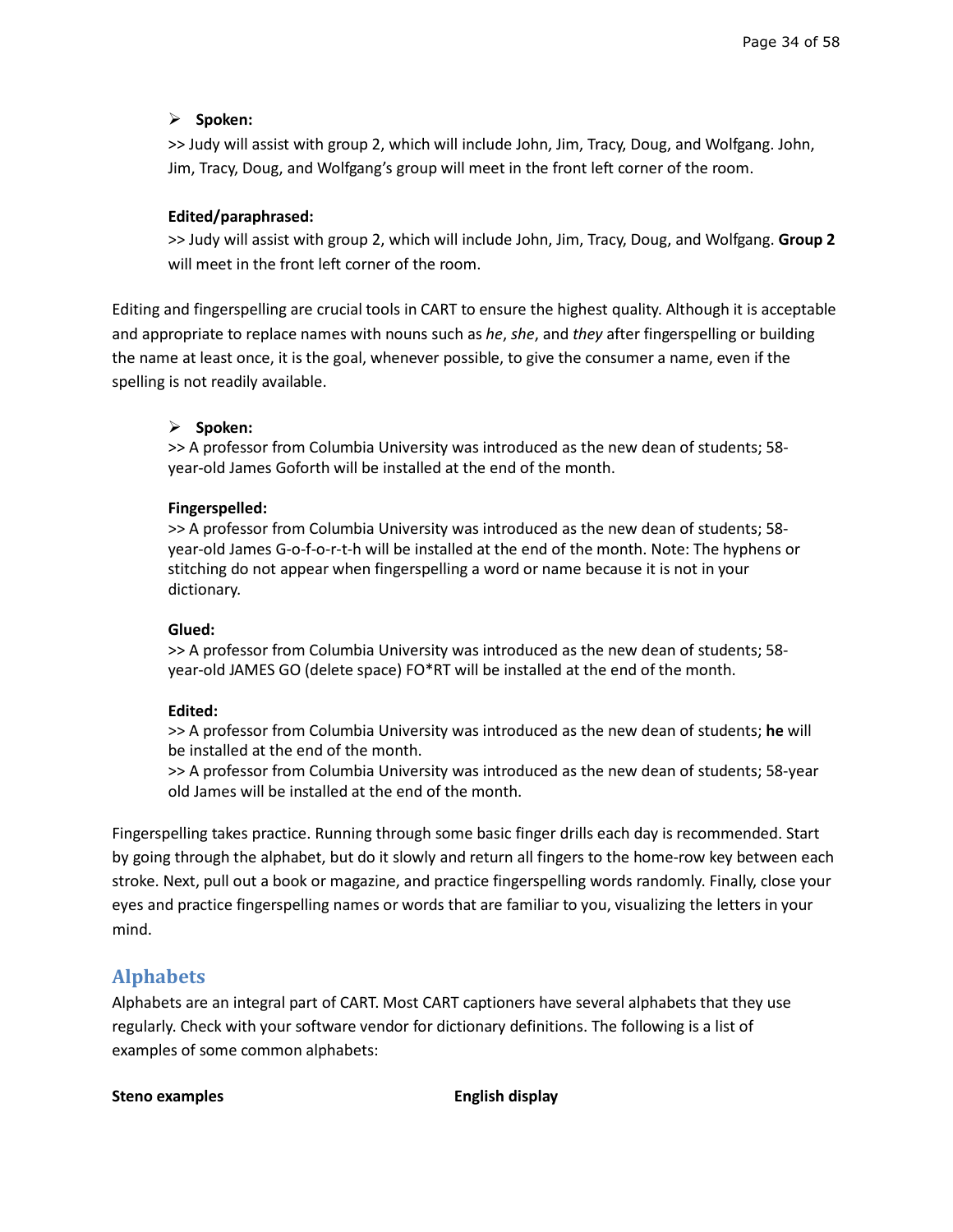- **Spoken:**

  >> Judy will assist with group 2, which will include John, Jim, Tracy, Doug, and Wolfgang. John, Jim, Tracy, Doug, and Wolfgang's group will meet in the front left corner of the room.

  **Edited/paraphrased:**

  >> Judy will assist with group 2, which will include John, Jim, Tracy, Doug, and Wolfgang. **Group 2** will meet in the front left corner of the room.

Editing and fingerspelling are crucial tools in CART to ensure the highest quality. Although it is acceptable and appropriate to replace names with nouns such as *he*, *she*, and *they* after fingerspelling or building the name at least once, it is the goal, whenever possible, to give the consumer a name, even if the spelling is not readily available.

- **Spoken:**

  >> A professor from Columbia University was introduced as the new dean of students; 58-year-old James Goforth will be installed at the end of the month.

  **Fingerspelled:**

  >> A professor from Columbia University was introduced as the new dean of students; 58-year-old James G-o-f-o-r-t-h will be installed at the end of the month. Note: The hyphens or stitching do not appear when fingerspelling a word or name because it is not in your dictionary.

  **Glued:**

  >> A professor from Columbia University was introduced as the new dean of students; 58-year-old JAMES GO (delete space) FO*RT will be installed at the end of the month.

  **Edited:**

  >> A professor from Columbia University was introduced as the new dean of students; **he** will be installed at the end of the month.

  >> A professor from Columbia University was introduced as the new dean of students; 58-year old James will be installed at the end of the month.

Fingerspelling takes practice. Running through some basic finger drills each day is recommended. Start by going through the alphabet, but do it slowly and return all fingers to the home-row key between each stroke. Next, pull out a book or magazine, and practice fingerspelling words randomly. Finally, close your eyes and practice fingerspelling names or words that are familiar to you, visualizing the letters in your mind.

## Alphabets

Alphabets are an integral part of CART. Most CART captioners have several alphabets that they use regularly. Check with your software vendor for dictionary definitions. The following is a list of examples of some common alphabets:

| Steno examples | English display |
| --- | --- |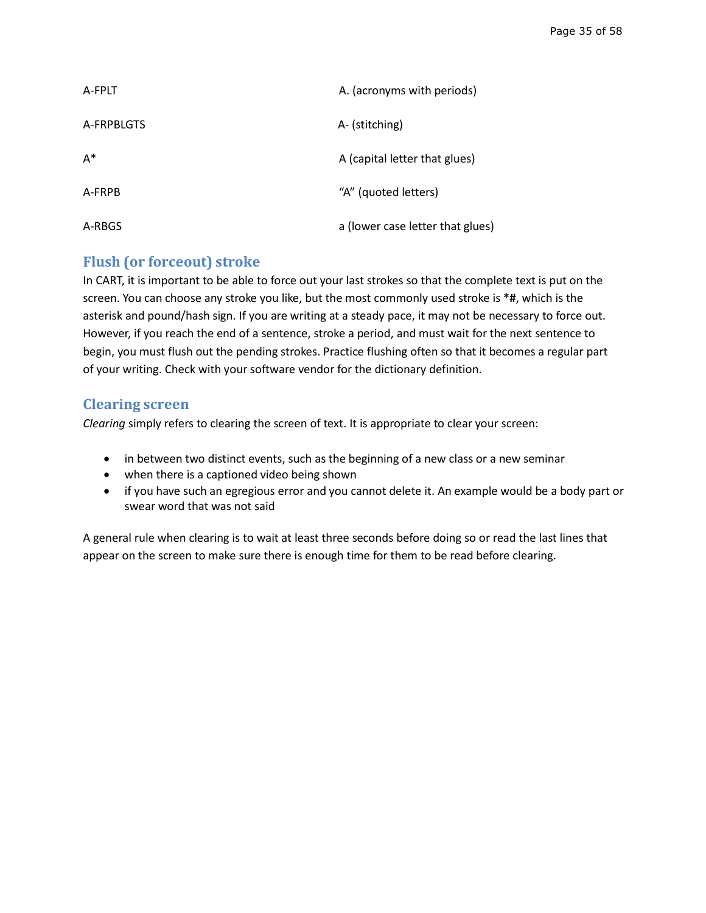| | |
|---|---|
| A-FPLT | A. (acronyms with periods) |
| A-FRPBLGTS | A- (stitching) |
| A* | A (capital letter that glues) |
| A-FRPB | "A" (quoted letters) |
| A-RBGS | a (lower case letter that glues) |

## Flush (or forceout) stroke

In CART, it is important to be able to force out your last strokes so that the complete text is put on the screen. You can choose any stroke you like, but the most commonly used stroke is ***#**, which is the asterisk and pound/hash sign. If you are writing at a steady pace, it may not be necessary to force out. However, if you reach the end of a sentence, stroke a period, and must wait for the next sentence to begin, you must flush out the pending strokes. Practice flushing often so that it becomes a regular part of your writing. Check with your software vendor for the dictionary definition.

## Clearing screen

*Clearing* simply refers to clearing the screen of text. It is appropriate to clear your screen:

- in between two distinct events, such as the beginning of a new class or a new seminar
- when there is a captioned video being shown
- if you have such an egregious error and you cannot delete it. An example would be a body part or swear word that was not said

A general rule when clearing is to wait at least three seconds before doing so or read the last lines that appear on the screen to make sure there is enough time for them to be read before clearing.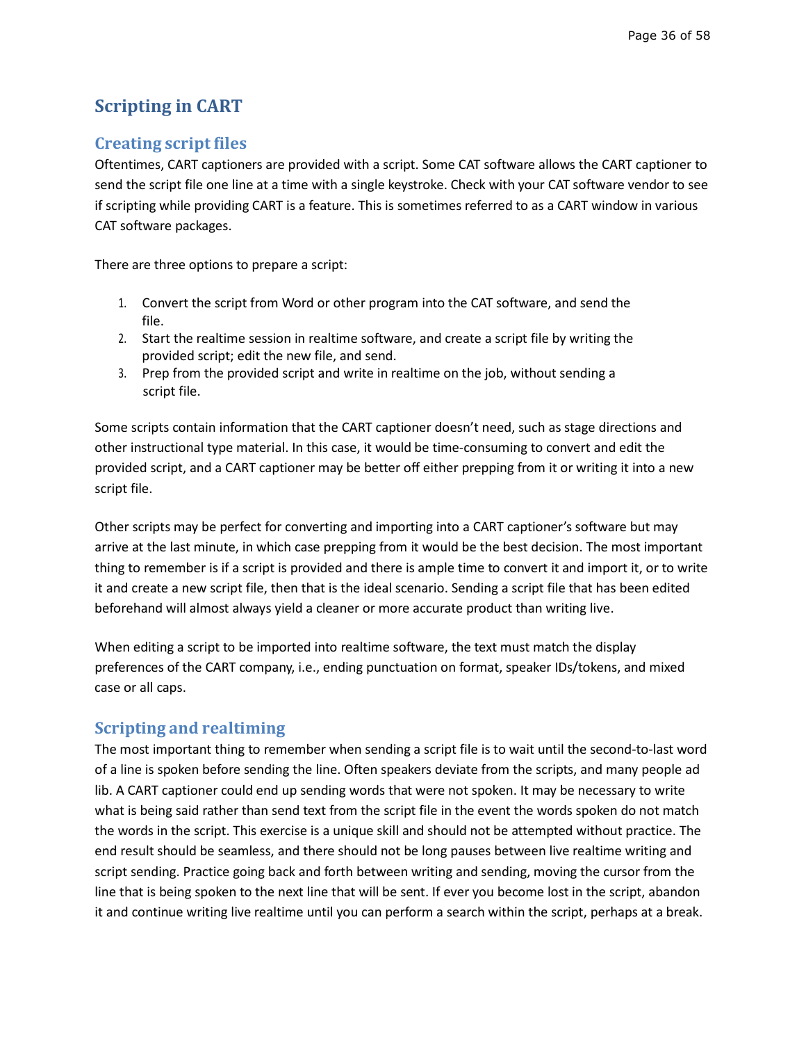# Scripting in CART

## Creating script files

Oftentimes, CART captioners are provided with a script. Some CAT software allows the CART captioner to send the script file one line at a time with a single keystroke. Check with your CAT software vendor to see if scripting while providing CART is a feature. This is sometimes referred to as a CART window in various CAT software packages.

There are three options to prepare a script:

1. Convert the script from Word or other program into the CAT software, and send the file.
2. Start the realtime session in realtime software, and create a script file by writing the provided script; edit the new file, and send.
3. Prep from the provided script and write in realtime on the job, without sending a script file.

Some scripts contain information that the CART captioner doesn't need, such as stage directions and other instructional type material. In this case, it would be time-consuming to convert and edit the provided script, and a CART captioner may be better off either prepping from it or writing it into a new script file.

Other scripts may be perfect for converting and importing into a CART captioner's software but may arrive at the last minute, in which case prepping from it would be the best decision. The most important thing to remember is if a script is provided and there is ample time to convert it and import it, or to write it and create a new script file, then that is the ideal scenario. Sending a script file that has been edited beforehand will almost always yield a cleaner or more accurate product than writing live.

When editing a script to be imported into realtime software, the text must match the display preferences of the CART company, i.e., ending punctuation on format, speaker IDs/tokens, and mixed case or all caps.

## Scripting and realtiming

The most important thing to remember when sending a script file is to wait until the second-to-last word of a line is spoken before sending the line. Often speakers deviate from the scripts, and many people ad lib. A CART captioner could end up sending words that were not spoken. It may be necessary to write what is being said rather than send text from the script file in the event the words spoken do not match the words in the script. This exercise is a unique skill and should not be attempted without practice. The end result should be seamless, and there should not be long pauses between live realtime writing and script sending. Practice going back and forth between writing and sending, moving the cursor from the line that is being spoken to the next line that will be sent. If ever you become lost in the script, abandon it and continue writing live realtime until you can perform a search within the script, perhaps at a break.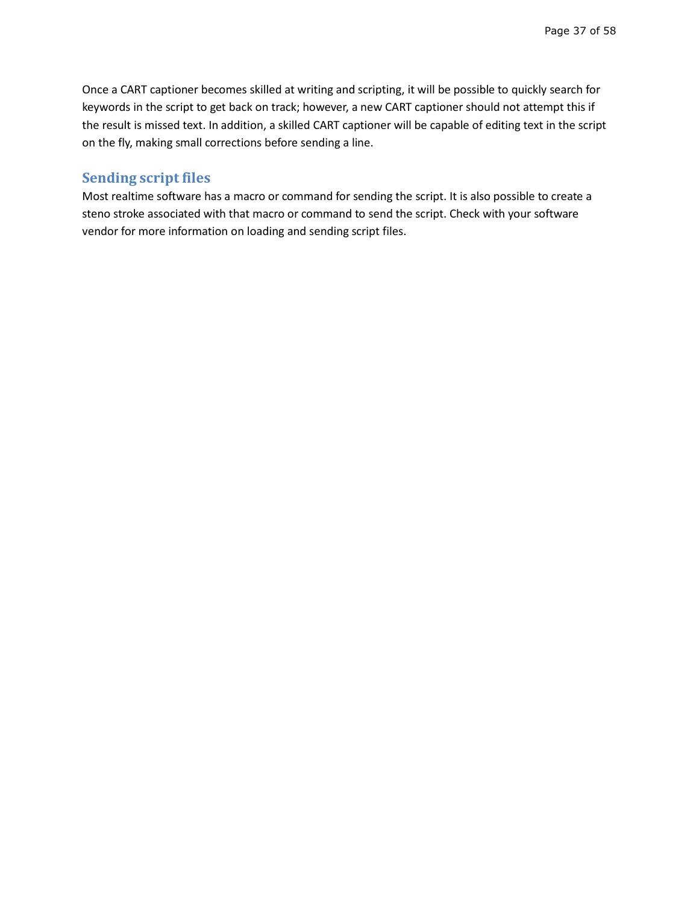Once a CART captioner becomes skilled at writing and scripting, it will be possible to quickly search for keywords in the script to get back on track; however, a new CART captioner should not attempt this if the result is missed text. In addition, a skilled CART captioner will be capable of editing text in the script on the fly, making small corrections before sending a line.

## Sending script files

Most realtime software has a macro or command for sending the script. It is also possible to create a steno stroke associated with that macro or command to send the script. Check with your software vendor for more information on loading and sending script files.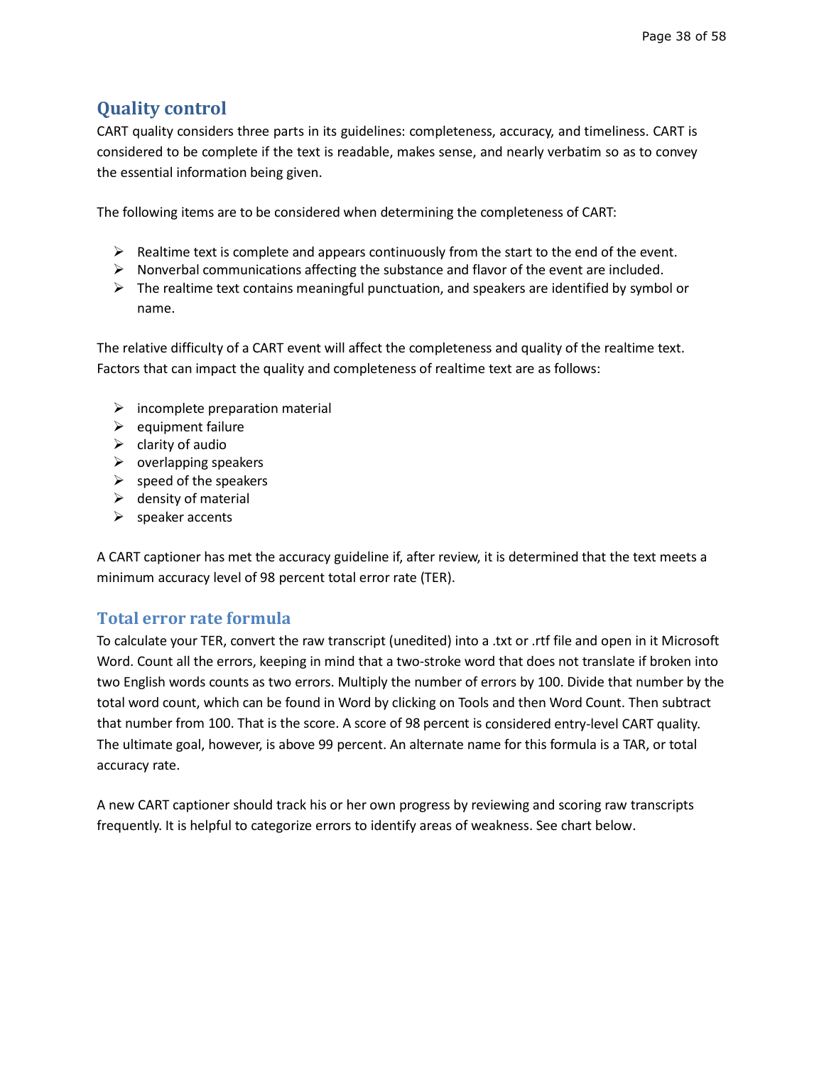## Quality control

CART quality considers three parts in its guidelines: completeness, accuracy, and timeliness. CART is considered to be complete if the text is readable, makes sense, and nearly verbatim so as to convey the essential information being given.

The following items are to be considered when determining the completeness of CART:

- Realtime text is complete and appears continuously from the start to the end of the event.
- Nonverbal communications affecting the substance and flavor of the event are included.
- The realtime text contains meaningful punctuation, and speakers are identified by symbol or name.

The relative difficulty of a CART event will affect the completeness and quality of the realtime text. Factors that can impact the quality and completeness of realtime text are as follows:

- incomplete preparation material
- equipment failure
- clarity of audio
- overlapping speakers
- speed of the speakers
- density of material
- speaker accents

A CART captioner has met the accuracy guideline if, after review, it is determined that the text meets a minimum accuracy level of 98 percent total error rate (TER).

### Total error rate formula

To calculate your TER, convert the raw transcript (unedited) into a .txt or .rtf file and open in it Microsoft Word. Count all the errors, keeping in mind that a two-stroke word that does not translate if broken into two English words counts as two errors. Multiply the number of errors by 100. Divide that number by the total word count, which can be found in Word by clicking on Tools and then Word Count. Then subtract that number from 100. That is the score. A score of 98 percent is considered entry-level CART quality. The ultimate goal, however, is above 99 percent. An alternate name for this formula is a TAR, or total accuracy rate.

A new CART captioner should track his or her own progress by reviewing and scoring raw transcripts frequently. It is helpful to categorize errors to identify areas of weakness. See chart below.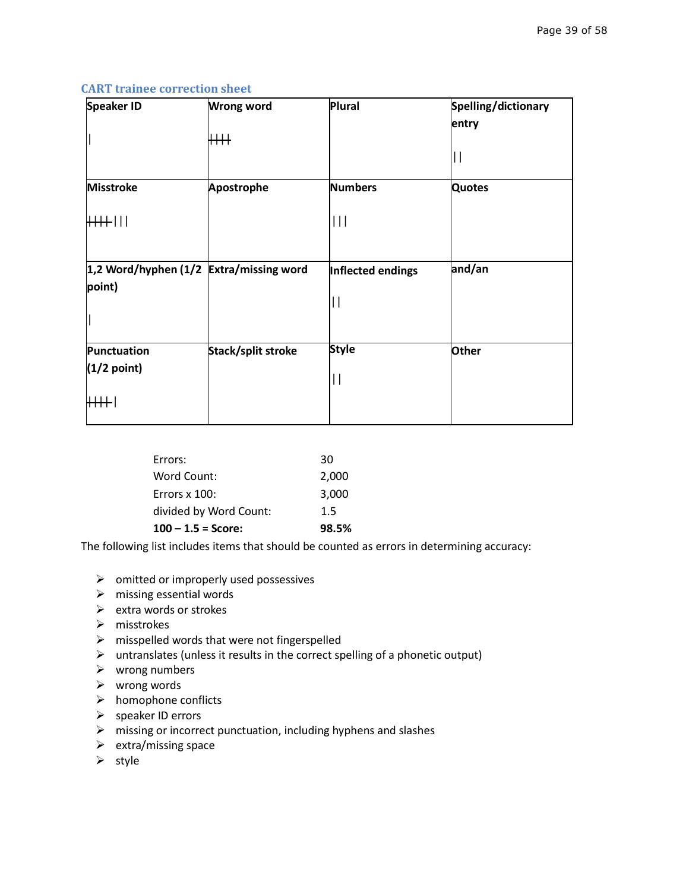### CART trainee correction sheet

| Speaker ID | Wrong word | Plural | Spelling/dictionary entry |
| --- | --- | --- | --- |
| \| | ~~\|\|\|\|~~ | | \|\| |
| **Misstroke** | **Apostrophe** | **Numbers** | **Quotes** |
| ~~\|\|\|\|~~ \|\|\| | | \|\|\| | |
| **1,2 Word/hyphen (1/2 point)** | **Extra/missing word** | **Inflected endings** | **and/an** |
| \| | | \|\| | |
| **Punctuation (1/2 point)** | **Stack/split stroke** | **Style** | **Other** |
| ~~\|\|\|\|~~ \| | | \|\| | |

| | |
| --- | --- |
| Errors: | 30 |
| Word Count: | 2,000 |
| Errors x 100: | 3,000 |
| divided by Word Count: | 1.5 |
| **100 – 1.5 = Score:** | **98.5%** |

The following list includes items that should be counted as errors in determining accuracy:

- omitted or improperly used possessives
- missing essential words
- extra words or strokes
- misstrokes
- misspelled words that were not fingerspelled
- untranslates (unless it results in the correct spelling of a phonetic output)
- wrong numbers
- wrong words
- homophone conflicts
- speaker ID errors
- missing or incorrect punctuation, including hyphens and slashes
- extra/missing space
- style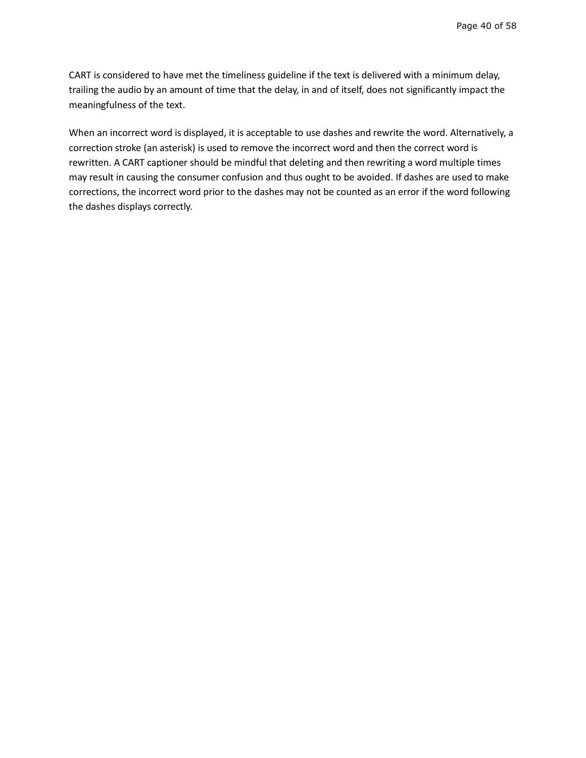CART is considered to have met the timeliness guideline if the text is delivered with a minimum delay, trailing the audio by an amount of time that the delay, in and of itself, does not significantly impact the meaningfulness of the text.

When an incorrect word is displayed, it is acceptable to use dashes and rewrite the word. Alternatively, a correction stroke (an asterisk) is used to remove the incorrect word and then the correct word is rewritten. A CART captioner should be mindful that deleting and then rewriting a word multiple times may result in causing the consumer confusion and thus ought to be avoided. If dashes are used to make corrections, the incorrect word prior to the dashes may not be counted as an error if the word following the dashes displays correctly.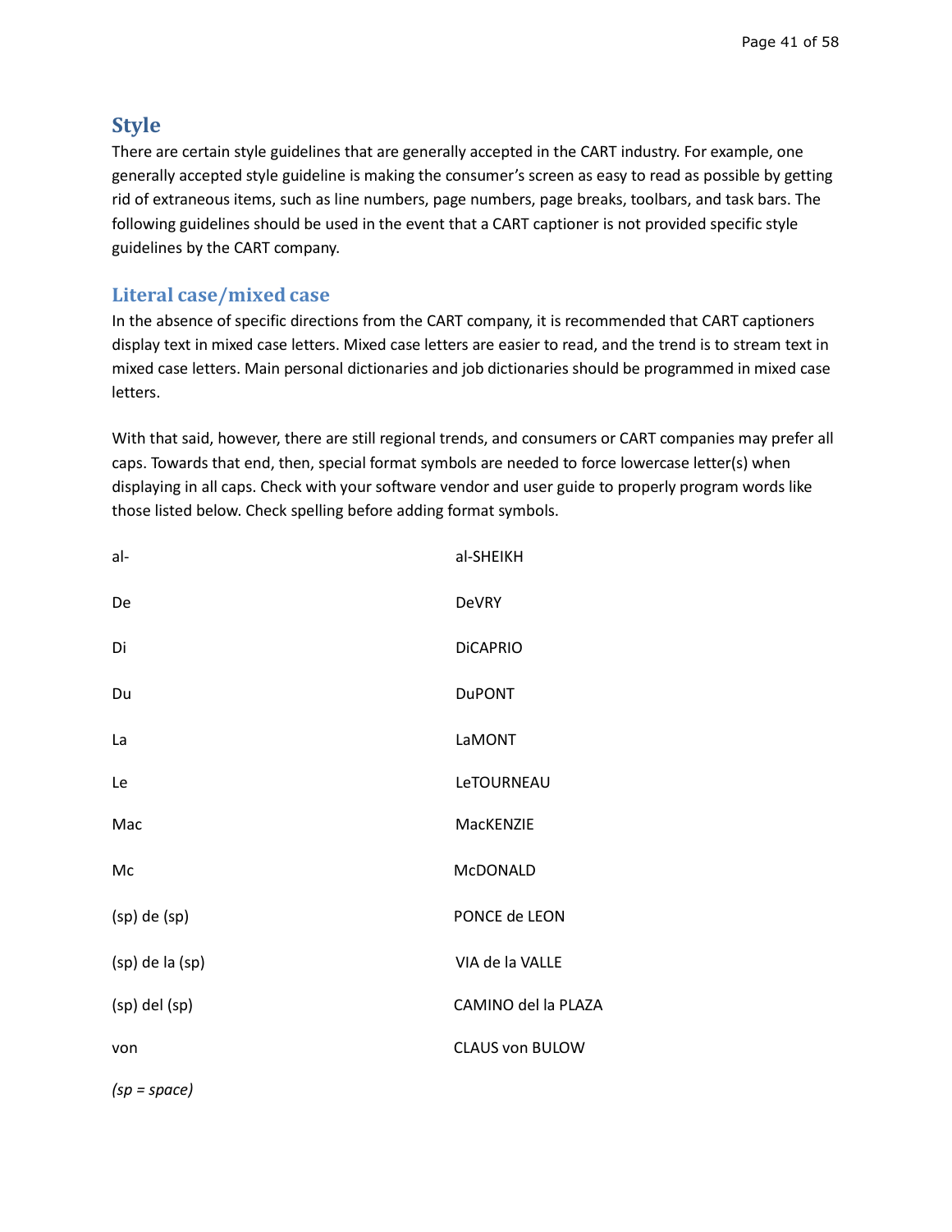## Style

There are certain style guidelines that are generally accepted in the CART industry. For example, one generally accepted style guideline is making the consumer's screen as easy to read as possible by getting rid of extraneous items, such as line numbers, page numbers, page breaks, toolbars, and task bars. The following guidelines should be used in the event that a CART captioner is not provided specific style guidelines by the CART company.

### Literal case/mixed case

In the absence of specific directions from the CART company, it is recommended that CART captioners display text in mixed case letters. Mixed case letters are easier to read, and the trend is to stream text in mixed case letters. Main personal dictionaries and job dictionaries should be programmed in mixed case letters.

With that said, however, there are still regional trends, and consumers or CART companies may prefer all caps. Towards that end, then, special format symbols are needed to force lowercase letter(s) when displaying in all caps. Check with your software vendor and user guide to properly program words like those listed below. Check spelling before adding format symbols.

| | |
|---|---|
| al- | al-SHEIKH |
| De | DeVRY |
| Di | DiCAPRIO |
| Du | DuPONT |
| La | LaMONT |
| Le | LeTOURNEAU |
| Mac | MacKENZIE |
| Mc | McDONALD |
| (sp) de (sp) | PONCE de LEON |
| (sp) de la (sp) | VIA de la VALLE |
| (sp) del (sp) | CAMINO del la PLAZA |
| von | CLAUS von BULOW |

*(sp = space)*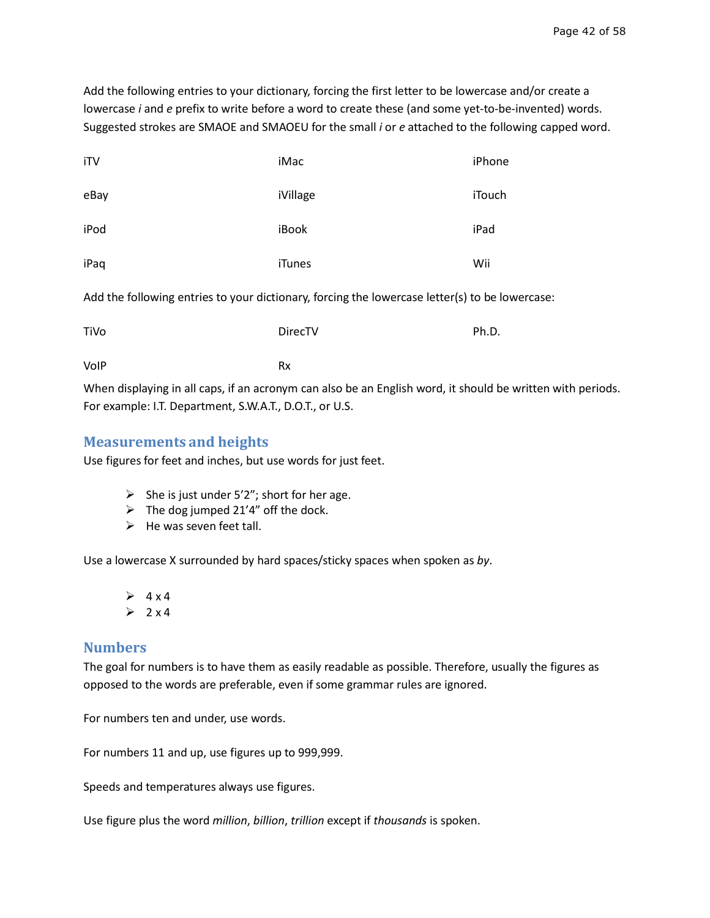Add the following entries to your dictionary, forcing the first letter to be lowercase and/or create a lowercase *i* and *e* prefix to write before a word to create these (and some yet-to-be-invented) words. Suggested strokes are SMAOE and SMAOEU for the small *i* or *e* attached to the following capped word.

| | | |
|---|---|---|
| iTV | iMac | iPhone |
| eBay | iVillage | iTouch |
| iPod | iBook | iPad |
| iPaq | iTunes | Wii |

Add the following entries to your dictionary, forcing the lowercase letter(s) to be lowercase:

| | | |
|---|---|---|
| TiVo | DirecTV | Ph.D. |
| VoIP | Rx | |

When displaying in all caps, if an acronym can also be an English word, it should be written with periods. For example: I.T. Department, S.W.A.T., D.O.T., or U.S.

## Measurements and heights

Use figures for feet and inches, but use words for just feet.

- She is just under 5'2"; short for her age.
- The dog jumped 21'4" off the dock.
- He was seven feet tall.

Use a lowercase X surrounded by hard spaces/sticky spaces when spoken as *by*.

- 4 x 4
- 2 x 4

## Numbers

The goal for numbers is to have them as easily readable as possible. Therefore, usually the figures as opposed to the words are preferable, even if some grammar rules are ignored.

For numbers ten and under, use words.

For numbers 11 and up, use figures up to 999,999.

Speeds and temperatures always use figures.

Use figure plus the word *million*, *billion*, *trillion* except if *thousands* is spoken.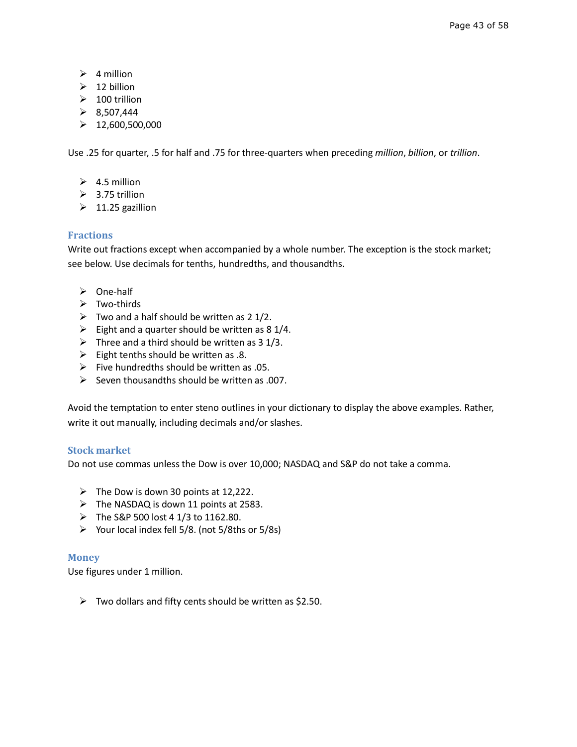- 4 million
- 12 billion
- 100 trillion
- 8,507,444
- 12,600,500,000

Use .25 for quarter, .5 for half and .75 for three-quarters when preceding *million*, *billion*, or *trillion*.

- 4.5 million
- 3.75 trillion
- 11.25 gazillion

### Fractions

Write out fractions except when accompanied by a whole number. The exception is the stock market; see below. Use decimals for tenths, hundredths, and thousandths.

- One-half
- Two-thirds
- Two and a half should be written as 2 1/2.
- Eight and a quarter should be written as 8 1/4.
- Three and a third should be written as 3 1/3.
- Eight tenths should be written as .8.
- Five hundredths should be written as .05.
- Seven thousandths should be written as .007.

Avoid the temptation to enter steno outlines in your dictionary to display the above examples. Rather, write it out manually, including decimals and/or slashes.

### Stock market

Do not use commas unless the Dow is over 10,000; NASDAQ and S&P do not take a comma.

- The Dow is down 30 points at 12,222.
- The NASDAQ is down 11 points at 2583.
- The S&P 500 lost 4 1/3 to 1162.80.
- Your local index fell 5/8. (not 5/8ths or 5/8s)

### Money

Use figures under 1 million.

- Two dollars and fifty cents should be written as $2.50.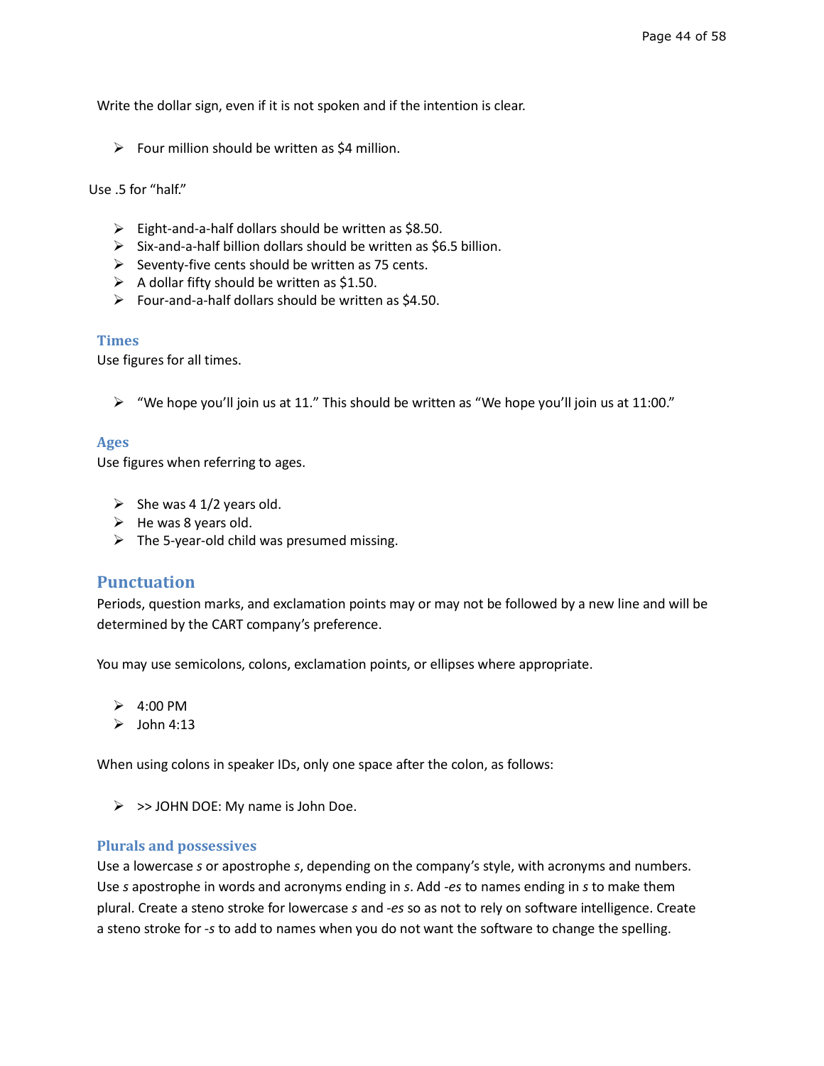Write the dollar sign, even if it is not spoken and if the intention is clear.

- Four million should be written as $4 million.

Use .5 for "half."

- Eight-and-a-half dollars should be written as $8.50.
- Six-and-a-half billion dollars should be written as $6.5 billion.
- Seventy-five cents should be written as 75 cents.
- A dollar fifty should be written as $1.50.
- Four-and-a-half dollars should be written as $4.50.

### Times

Use figures for all times.

- "We hope you'll join us at 11." This should be written as "We hope you'll join us at 11:00."

### Ages

Use figures when referring to ages.

- She was 4 1/2 years old.
- He was 8 years old.
- The 5-year-old child was presumed missing.

## Punctuation

Periods, question marks, and exclamation points may or may not be followed by a new line and will be determined by the CART company's preference.

You may use semicolons, colons, exclamation points, or ellipses where appropriate.

- 4:00 PM
- John 4:13

When using colons in speaker IDs, only one space after the colon, as follows:

- >> JOHN DOE: My name is John Doe.

### Plurals and possessives

Use a lowercase *s* or apostrophe *s*, depending on the company's style, with acronyms and numbers. Use *s* apostrophe in words and acronyms ending in *s*. Add *-es* to names ending in *s* to make them plural. Create a steno stroke for lowercase *s* and *-es* so as not to rely on software intelligence. Create a steno stroke for *-s* to add to names when you do not want the software to change the spelling.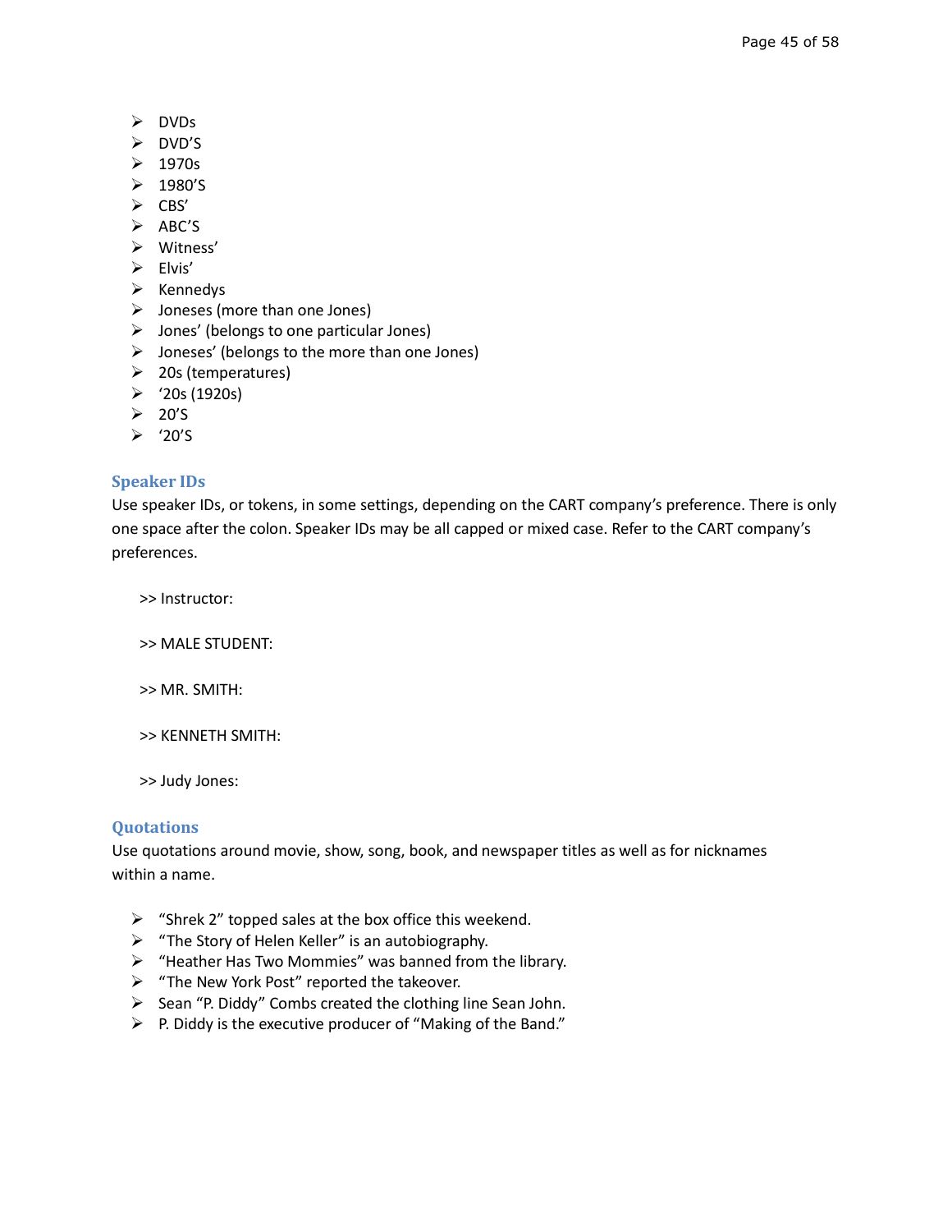- DVDs
- DVD'S
- 1970s
- 1980'S
- CBS'
- ABC'S
- Witness'
- Elvis'
- Kennedys
- Joneses (more than one Jones)
- Jones' (belongs to one particular Jones)
- Joneses' (belongs to the more than one Jones)
- 20s (temperatures)
- '20s (1920s)
- 20'S
- '20'S

### Speaker IDs

Use speaker IDs, or tokens, in some settings, depending on the CART company's preference. There is only one space after the colon. Speaker IDs may be all capped or mixed case. Refer to the CART company's preferences.

>> Instructor:

>> MALE STUDENT:

>> MR. SMITH:

>> KENNETH SMITH:

>> Judy Jones:

### Quotations

Use quotations around movie, show, song, book, and newspaper titles as well as for nicknames within a name.

- "Shrek 2" topped sales at the box office this weekend.
- "The Story of Helen Keller" is an autobiography.
- "Heather Has Two Mommies" was banned from the library.
- "The New York Post" reported the takeover.
- Sean "P. Diddy" Combs created the clothing line Sean John.
- P. Diddy is the executive producer of "Making of the Band."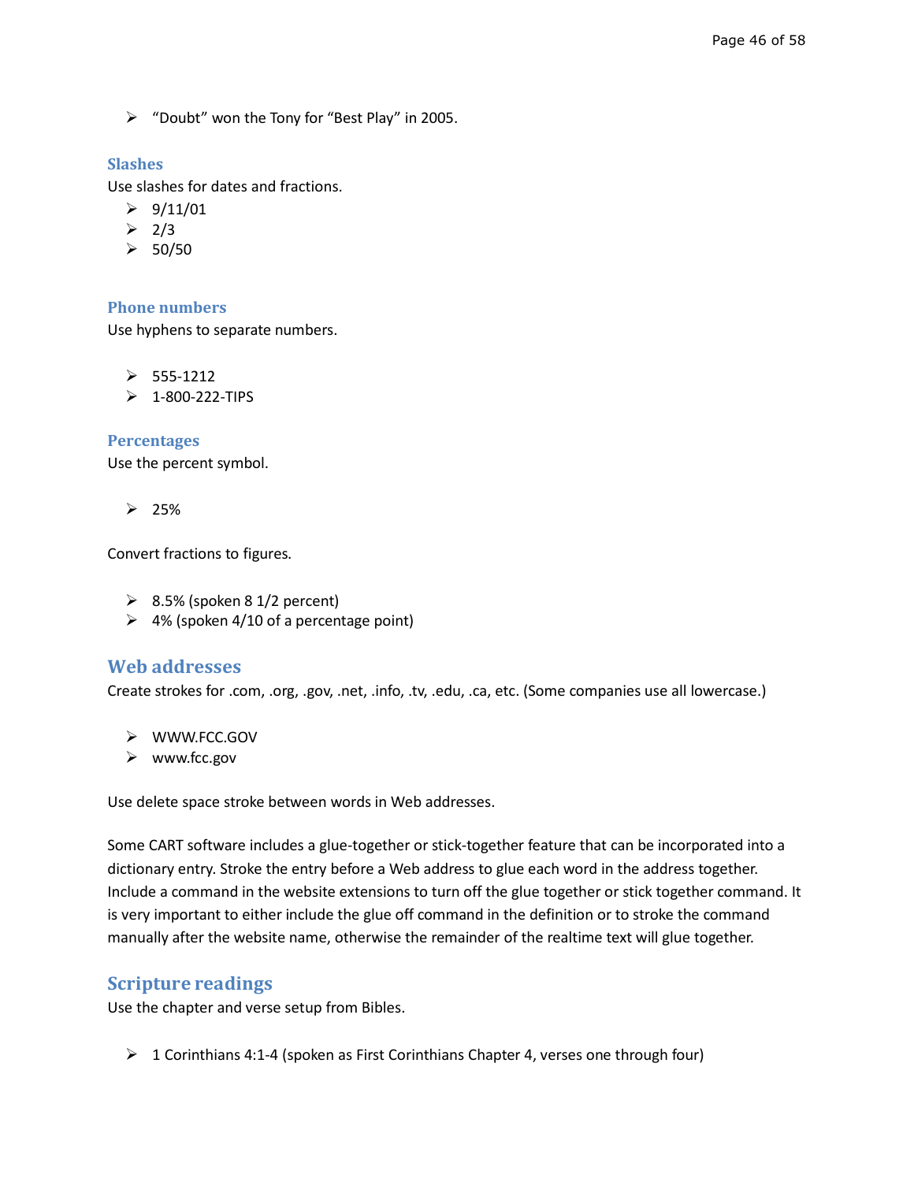- "Doubt" won the Tony for "Best Play" in 2005.

### Slashes

Use slashes for dates and fractions.

- 9/11/01
- 2/3
- 50/50

### Phone numbers

Use hyphens to separate numbers.

- 555-1212
- 1-800-222-TIPS

### Percentages

Use the percent symbol.

- 25%

Convert fractions to figures.

- 8.5% (spoken 8 1/2 percent)
- 4% (spoken 4/10 of a percentage point)

## Web addresses

Create strokes for .com, .org, .gov, .net, .info, .tv, .edu, .ca, etc. (Some companies use all lowercase.)

- WWW.FCC.GOV
- www.fcc.gov

Use delete space stroke between words in Web addresses.

Some CART software includes a glue-together or stick-together feature that can be incorporated into a dictionary entry. Stroke the entry before a Web address to glue each word in the address together. Include a command in the website extensions to turn off the glue together or stick together command. It is very important to either include the glue off command in the definition or to stroke the command manually after the website name, otherwise the remainder of the realtime text will glue together.

## Scripture readings

Use the chapter and verse setup from Bibles.

- 1 Corinthians 4:1-4 (spoken as First Corinthians Chapter 4, verses one through four)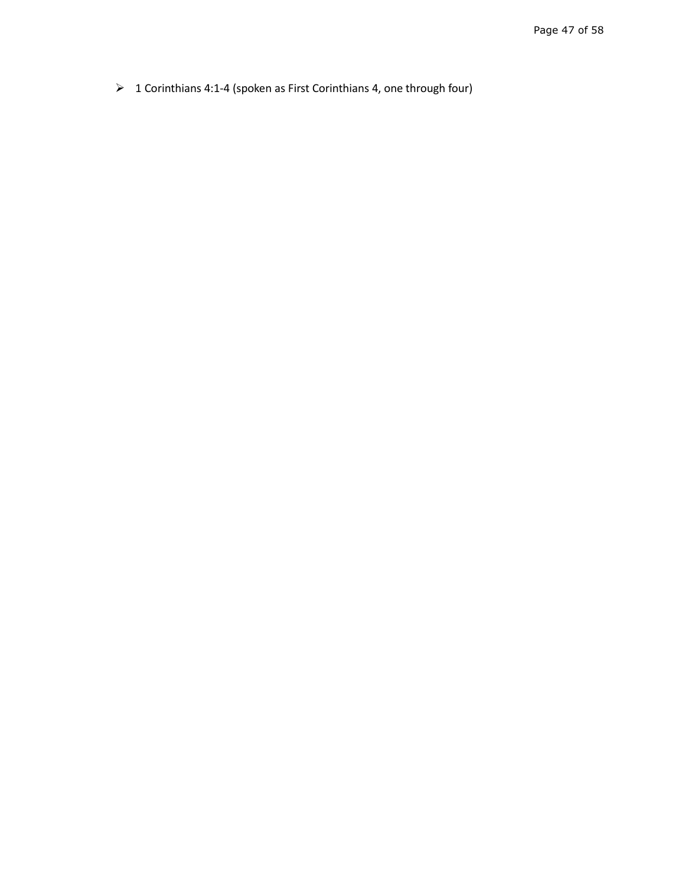- 1 Corinthians 4:1-4 (spoken as First Corinthians 4, one through four)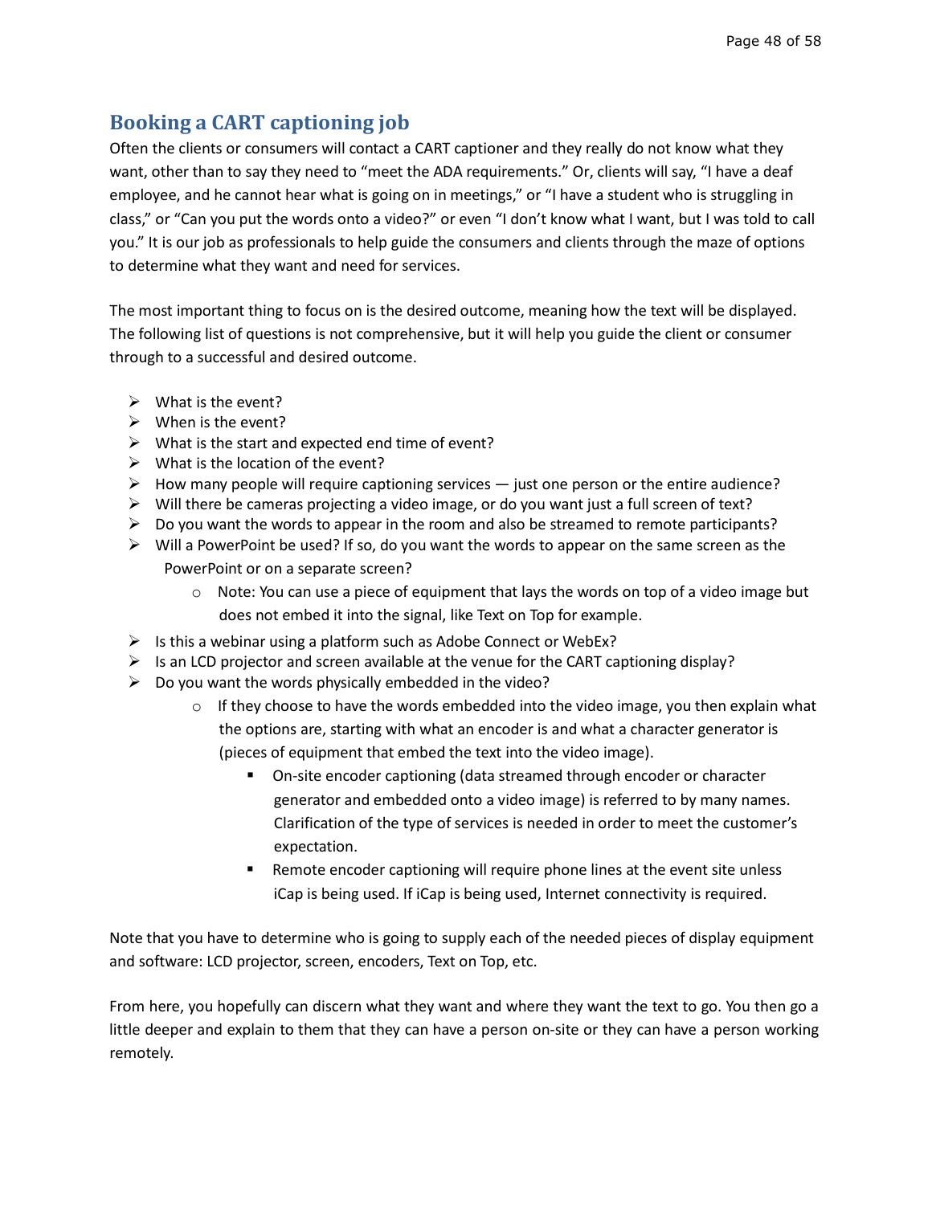## Booking a CART captioning job

Often the clients or consumers will contact a CART captioner and they really do not know what they want, other than to say they need to "meet the ADA requirements." Or, clients will say, "I have a deaf employee, and he cannot hear what is going on in meetings," or "I have a student who is struggling in class," or "Can you put the words onto a video?" or even "I don't know what I want, but I was told to call you." It is our job as professionals to help guide the consumers and clients through the maze of options to determine what they want and need for services.

The most important thing to focus on is the desired outcome, meaning how the text will be displayed. The following list of questions is not comprehensive, but it will help you guide the client or consumer through to a successful and desired outcome.

- What is the event?
- When is the event?
- What is the start and expected end time of event?
- What is the location of the event?
- How many people will require captioning services — just one person or the entire audience?
- Will there be cameras projecting a video image, or do you want just a full screen of text?
- Do you want the words to appear in the room and also be streamed to remote participants?
- Will a PowerPoint be used? If so, do you want the words to appear on the same screen as the PowerPoint or on a separate screen?
  - Note: You can use a piece of equipment that lays the words on top of a video image but does not embed it into the signal, like Text on Top for example.
- Is this a webinar using a platform such as Adobe Connect or WebEx?
- Is an LCD projector and screen available at the venue for the CART captioning display?
- Do you want the words physically embedded in the video?
  - If they choose to have the words embedded into the video image, you then explain what the options are, starting with what an encoder is and what a character generator is (pieces of equipment that embed the text into the video image).
    - On-site encoder captioning (data streamed through encoder or character generator and embedded onto a video image) is referred to by many names. Clarification of the type of services is needed in order to meet the customer's expectation.
    - Remote encoder captioning will require phone lines at the event site unless iCap is being used. If iCap is being used, Internet connectivity is required.

Note that you have to determine who is going to supply each of the needed pieces of display equipment and software: LCD projector, screen, encoders, Text on Top, etc.

From here, you hopefully can discern what they want and where they want the text to go. You then go a little deeper and explain to them that they can have a person on-site or they can have a person working remotely.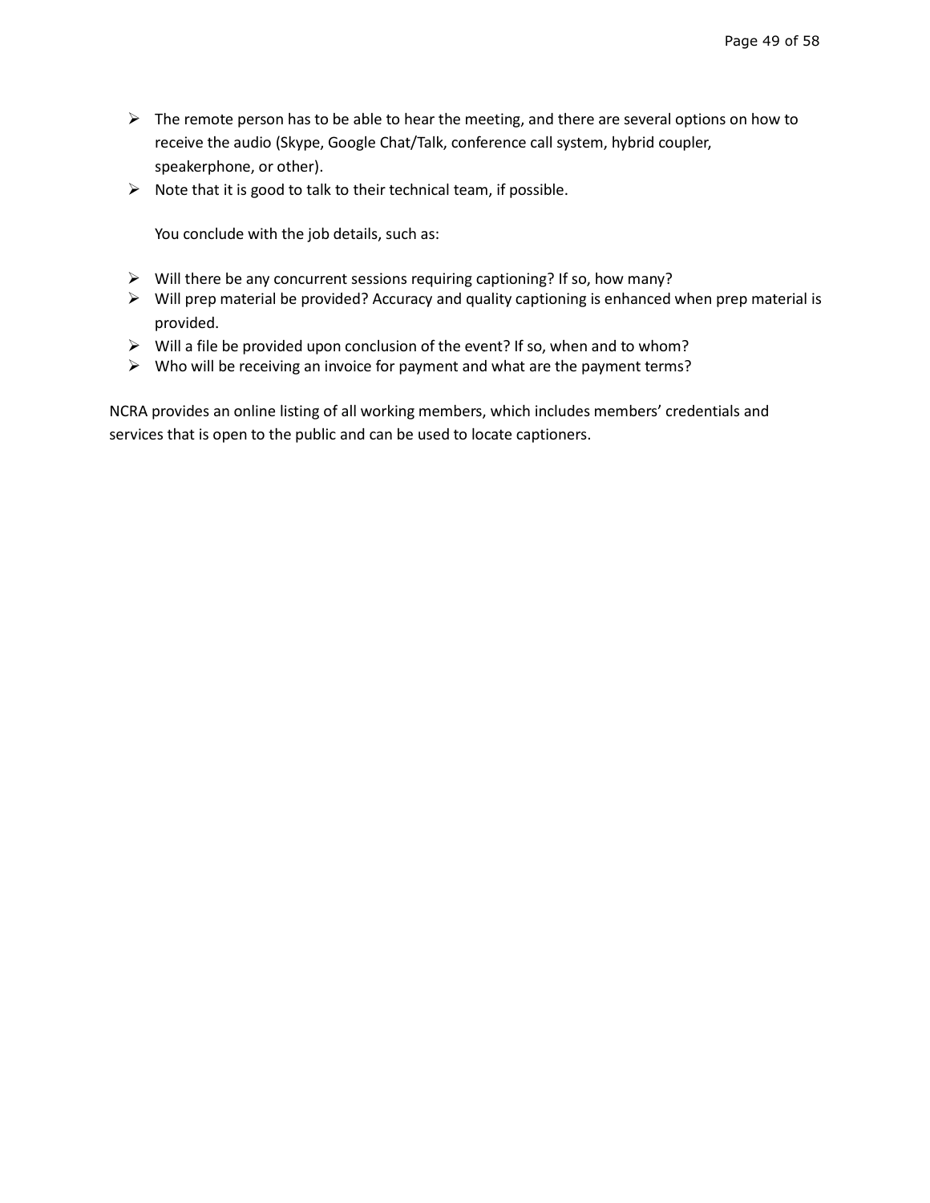- The remote person has to be able to hear the meeting, and there are several options on how to receive the audio (Skype, Google Chat/Talk, conference call system, hybrid coupler, speakerphone, or other).
- Note that it is good to talk to their technical team, if possible.

  You conclude with the job details, such as:

- Will there be any concurrent sessions requiring captioning? If so, how many?
- Will prep material be provided? Accuracy and quality captioning is enhanced when prep material is provided.
- Will a file be provided upon conclusion of the event? If so, when and to whom?
- Who will be receiving an invoice for payment and what are the payment terms?

NCRA provides an online listing of all working members, which includes members' credentials and services that is open to the public and can be used to locate captioners.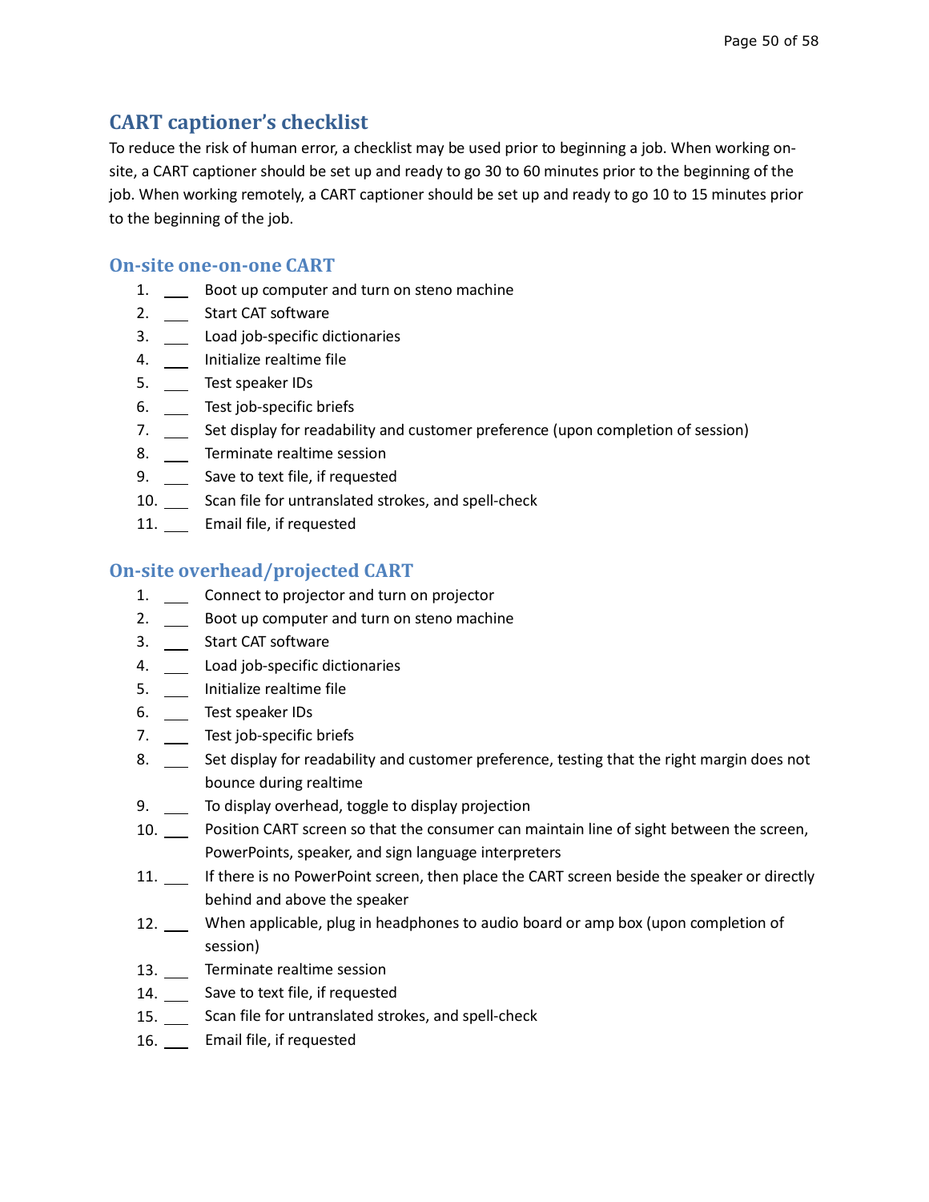## CART captioner's checklist

To reduce the risk of human error, a checklist may be used prior to beginning a job. When working on-site, a CART captioner should be set up and ready to go 30 to 60 minutes prior to the beginning of the job. When working remotely, a CART captioner should be set up and ready to go 10 to 15 minutes prior to the beginning of the job.

### On-site one-on-one CART

1. ___ Boot up computer and turn on steno machine
2. ___ Start CAT software
3. ___ Load job-specific dictionaries
4. ___ Initialize realtime file
5. ___ Test speaker IDs
6. ___ Test job-specific briefs
7. ___ Set display for readability and customer preference (upon completion of session)
8. ___ Terminate realtime session
9. ___ Save to text file, if requested
10. ___ Scan file for untranslated strokes, and spell-check
11. ___ Email file, if requested

### On-site overhead/projected CART

1. ___ Connect to projector and turn on projector
2. ___ Boot up computer and turn on steno machine
3. ___ Start CAT software
4. ___ Load job-specific dictionaries
5. ___ Initialize realtime file
6. ___ Test speaker IDs
7. ___ Test job-specific briefs
8. ___ Set display for readability and customer preference, testing that the right margin does not bounce during realtime
9. ___ To display overhead, toggle to display projection
10. ___ Position CART screen so that the consumer can maintain line of sight between the screen, PowerPoints, speaker, and sign language interpreters
11. ___ If there is no PowerPoint screen, then place the CART screen beside the speaker or directly behind and above the speaker
12. ___ When applicable, plug in headphones to audio board or amp box (upon completion of session)
13. ___ Terminate realtime session
14. ___ Save to text file, if requested
15. ___ Scan file for untranslated strokes, and spell-check
16. ___ Email file, if requested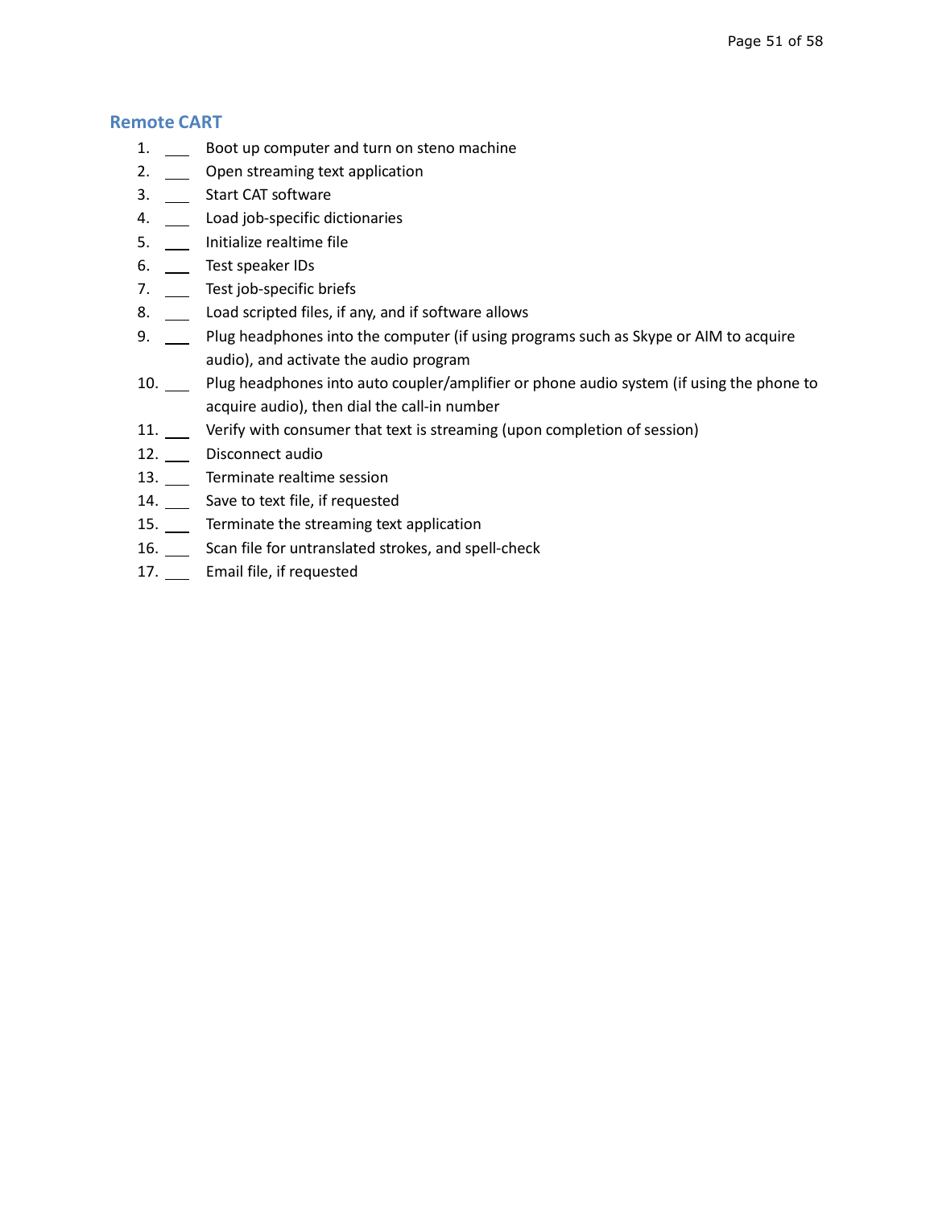## Remote CART

1. ___ Boot up computer and turn on steno machine
2. ___ Open streaming text application
3. ___ Start CAT software
4. ___ Load job-specific dictionaries
5. ___ Initialize realtime file
6. ___ Test speaker IDs
7. ___ Test job-specific briefs
8. ___ Load scripted files, if any, and if software allows
9. ___ Plug headphones into the computer (if using programs such as Skype or AIM to acquire audio), and activate the audio program
10. ___ Plug headphones into auto coupler/amplifier or phone audio system (if using the phone to acquire audio), then dial the call-in number
11. ___ Verify with consumer that text is streaming (upon completion of session)
12. ___ Disconnect audio
13. ___ Terminate realtime session
14. ___ Save to text file, if requested
15. ___ Terminate the streaming text application
16. ___ Scan file for untranslated strokes, and spell-check
17. ___ Email file, if requested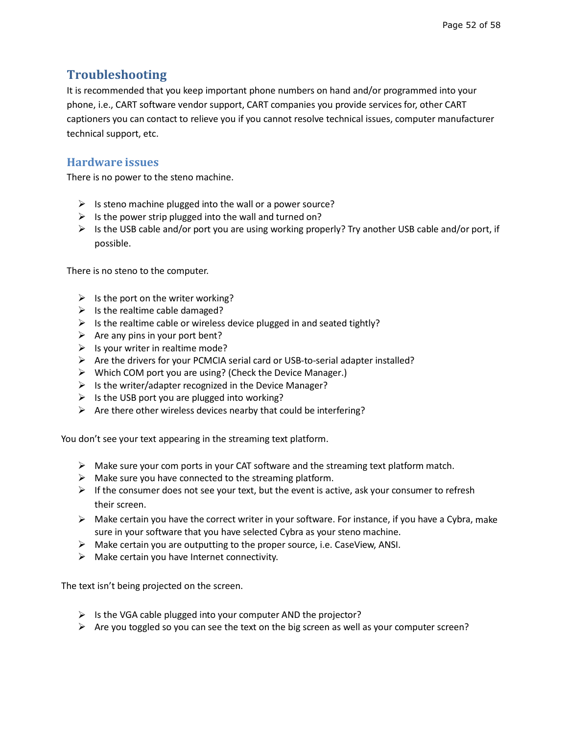## Troubleshooting

It is recommended that you keep important phone numbers on hand and/or programmed into your phone, i.e., CART software vendor support, CART companies you provide services for, other CART captioners you can contact to relieve you if you cannot resolve technical issues, computer manufacturer technical support, etc.

### Hardware issues

There is no power to the steno machine.

- Is steno machine plugged into the wall or a power source?
- Is the power strip plugged into the wall and turned on?
- Is the USB cable and/or port you are using working properly? Try another USB cable and/or port, if possible.

There is no steno to the computer.

- Is the port on the writer working?
- Is the realtime cable damaged?
- Is the realtime cable or wireless device plugged in and seated tightly?
- Are any pins in your port bent?
- Is your writer in realtime mode?
- Are the drivers for your PCMCIA serial card or USB-to-serial adapter installed?
- Which COM port you are using? (Check the Device Manager.)
- Is the writer/adapter recognized in the Device Manager?
- Is the USB port you are plugged into working?
- Are there other wireless devices nearby that could be interfering?

You don't see your text appearing in the streaming text platform.

- Make sure your com ports in your CAT software and the streaming text platform match.
- Make sure you have connected to the streaming platform.
- If the consumer does not see your text, but the event is active, ask your consumer to refresh their screen.
- Make certain you have the correct writer in your software. For instance, if you have a Cybra, make sure in your software that you have selected Cybra as your steno machine.
- Make certain you are outputting to the proper source, i.e. CaseView, ANSI.
- Make certain you have Internet connectivity.

The text isn't being projected on the screen.

- Is the VGA cable plugged into your computer AND the projector?
- Are you toggled so you can see the text on the big screen as well as your computer screen?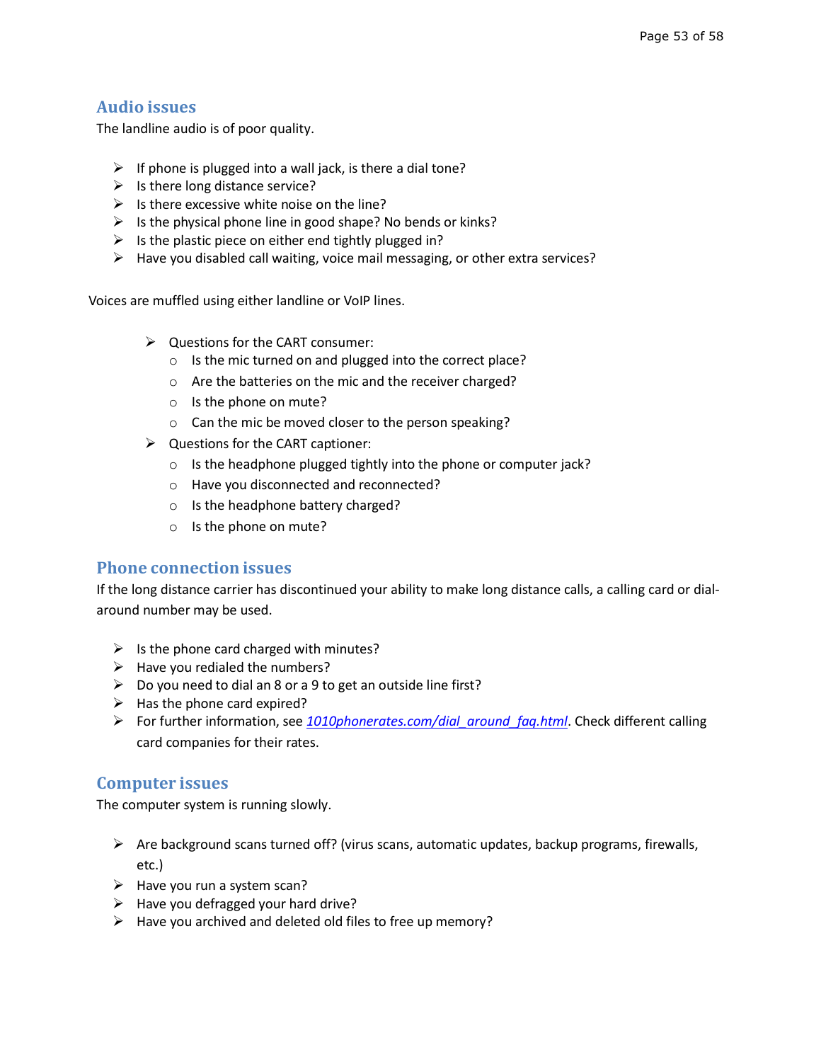## Audio issues

The landline audio is of poor quality.

- If phone is plugged into a wall jack, is there a dial tone?
- Is there long distance service?
- Is there excessive white noise on the line?
- Is the physical phone line in good shape? No bends or kinks?
- Is the plastic piece on either end tightly plugged in?
- Have you disabled call waiting, voice mail messaging, or other extra services?

Voices are muffled using either landline or VoIP lines.

- Questions for the CART consumer:
  - Is the mic turned on and plugged into the correct place?
  - Are the batteries on the mic and the receiver charged?
  - Is the phone on mute?
  - Can the mic be moved closer to the person speaking?
- Questions for the CART captioner:
  - Is the headphone plugged tightly into the phone or computer jack?
  - Have you disconnected and reconnected?
  - Is the headphone battery charged?
  - Is the phone on mute?

## Phone connection issues

If the long distance carrier has discontinued your ability to make long distance calls, a calling card or dial-around number may be used.

- Is the phone card charged with minutes?
- Have you redialed the numbers?
- Do you need to dial an 8 or a 9 to get an outside line first?
- Has the phone card expired?
- For further information, see *1010phonerates.com/dial_around_faq.html*. Check different calling card companies for their rates.

## Computer issues

The computer system is running slowly.

- Are background scans turned off? (virus scans, automatic updates, backup programs, firewalls, etc.)
- Have you run a system scan?
- Have you defragged your hard drive?
- Have you archived and deleted old files to free up memory?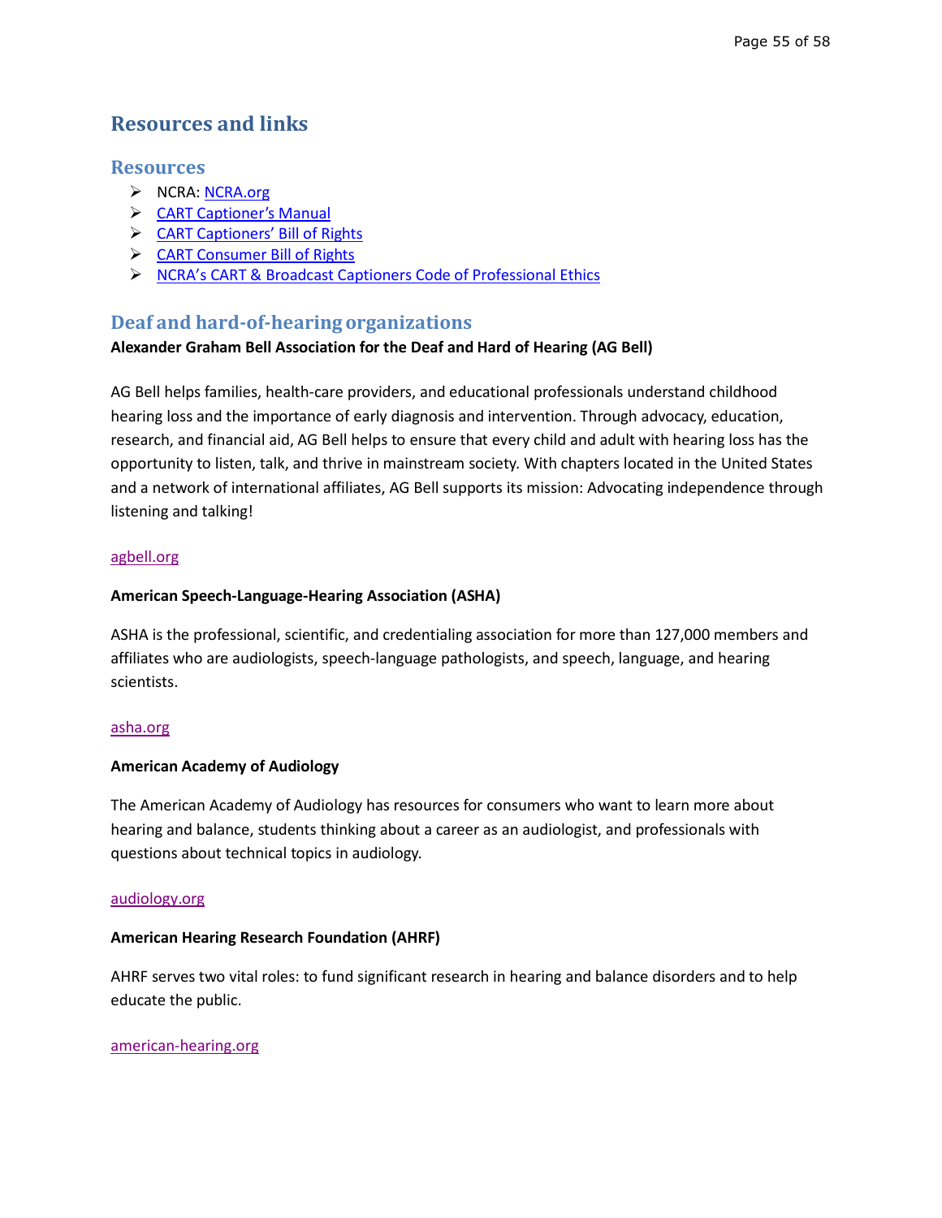# Resources and links

## Resources

- NCRA: NCRA.org
- CART Captioner's Manual
- CART Captioners' Bill of Rights
- CART Consumer Bill of Rights
- NCRA's CART & Broadcast Captioners Code of Professional Ethics

## Deaf and hard-of-hearing organizations

**Alexander Graham Bell Association for the Deaf and Hard of Hearing (AG Bell)**

AG Bell helps families, health-care providers, and educational professionals understand childhood hearing loss and the importance of early diagnosis and intervention. Through advocacy, education, research, and financial aid, AG Bell helps to ensure that every child and adult with hearing loss has the opportunity to listen, talk, and thrive in mainstream society. With chapters located in the United States and a network of international affiliates, AG Bell supports its mission: Advocating independence through listening and talking!

agbell.org

**American Speech-Language-Hearing Association (ASHA)**

ASHA is the professional, scientific, and credentialing association for more than 127,000 members and affiliates who are audiologists, speech-language pathologists, and speech, language, and hearing scientists.

asha.org

**American Academy of Audiology**

The American Academy of Audiology has resources for consumers who want to learn more about hearing and balance, students thinking about a career as an audiologist, and professionals with questions about technical topics in audiology.

audiology.org

**American Hearing Research Foundation (AHRF)**

AHRF serves two vital roles: to fund significant research in hearing and balance disorders and to help educate the public.

american-hearing.org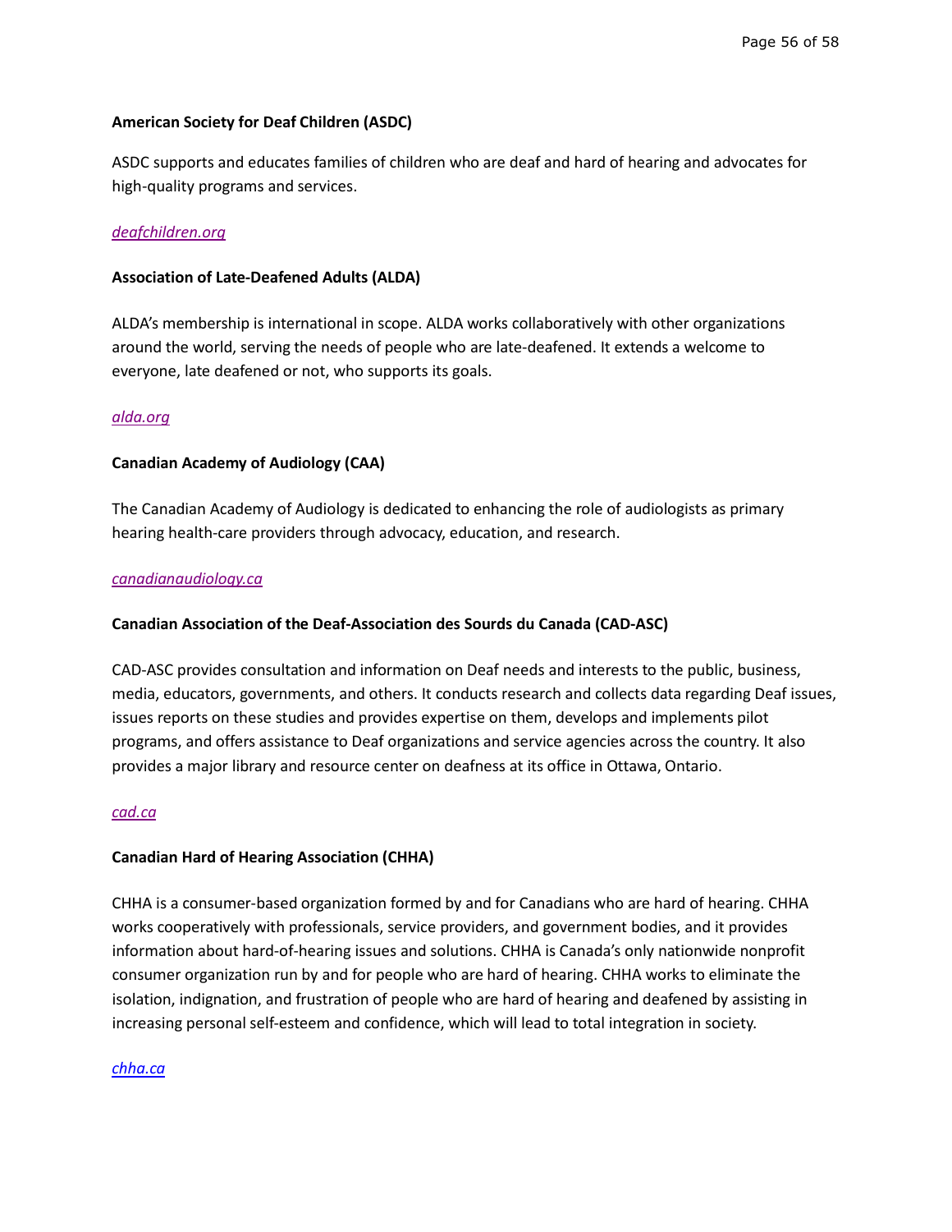**American Society for Deaf Children (ASDC)**

ASDC supports and educates families of children who are deaf and hard of hearing and advocates for high-quality programs and services.

*deafchildren.org*

**Association of Late-Deafened Adults (ALDA)**

ALDA's membership is international in scope. ALDA works collaboratively with other organizations around the world, serving the needs of people who are late-deafened. It extends a welcome to everyone, late deafened or not, who supports its goals.

*alda.org*

**Canadian Academy of Audiology (CAA)**

The Canadian Academy of Audiology is dedicated to enhancing the role of audiologists as primary hearing health-care providers through advocacy, education, and research.

*canadianaudiology.ca*

**Canadian Association of the Deaf-Association des Sourds du Canada (CAD-ASC)**

CAD-ASC provides consultation and information on Deaf needs and interests to the public, business, media, educators, governments, and others. It conducts research and collects data regarding Deaf issues, issues reports on these studies and provides expertise on them, develops and implements pilot programs, and offers assistance to Deaf organizations and service agencies across the country. It also provides a major library and resource center on deafness at its office in Ottawa, Ontario.

*cad.ca*

**Canadian Hard of Hearing Association (CHHA)**

CHHA is a consumer-based organization formed by and for Canadians who are hard of hearing. CHHA works cooperatively with professionals, service providers, and government bodies, and it provides information about hard-of-hearing issues and solutions. CHHA is Canada's only nationwide nonprofit consumer organization run by and for people who are hard of hearing. CHHA works to eliminate the isolation, indignation, and frustration of people who are hard of hearing and deafened by assisting in increasing personal self-esteem and confidence, which will lead to total integration in society.

*chha.ca*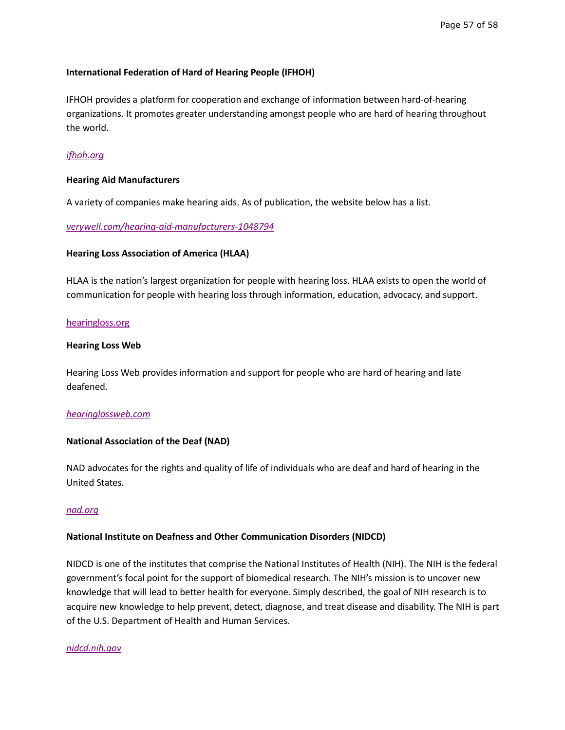**International Federation of Hard of Hearing People (IFHOH)**

IFHOH provides a platform for cooperation and exchange of information between hard-of-hearing organizations. It promotes greater understanding amongst people who are hard of hearing throughout the world.

*ifhoh.org*

**Hearing Aid Manufacturers**

A variety of companies make hearing aids. As of publication, the website below has a list.

*verywell.com/hearing-aid-manufacturers-1048794*

**Hearing Loss Association of America (HLAA)**

HLAA is the nation's largest organization for people with hearing loss. HLAA exists to open the world of communication for people with hearing loss through information, education, advocacy, and support.

hearingloss.org

**Hearing Loss Web**

Hearing Loss Web provides information and support for people who are hard of hearing and late deafened.

*hearinglossweb.com*

**National Association of the Deaf (NAD)**

NAD advocates for the rights and quality of life of individuals who are deaf and hard of hearing in the United States.

*nad.org*

**National Institute on Deafness and Other Communication Disorders (NIDCD)**

NIDCD is one of the institutes that comprise the National Institutes of Health (NIH). The NIH is the federal government's focal point for the support of biomedical research. The NIH's mission is to uncover new knowledge that will lead to better health for everyone. Simply described, the goal of NIH research is to acquire new knowledge to help prevent, detect, diagnose, and treat disease and disability. The NIH is part of the U.S. Department of Health and Human Services.

*nidcd.nih.gov*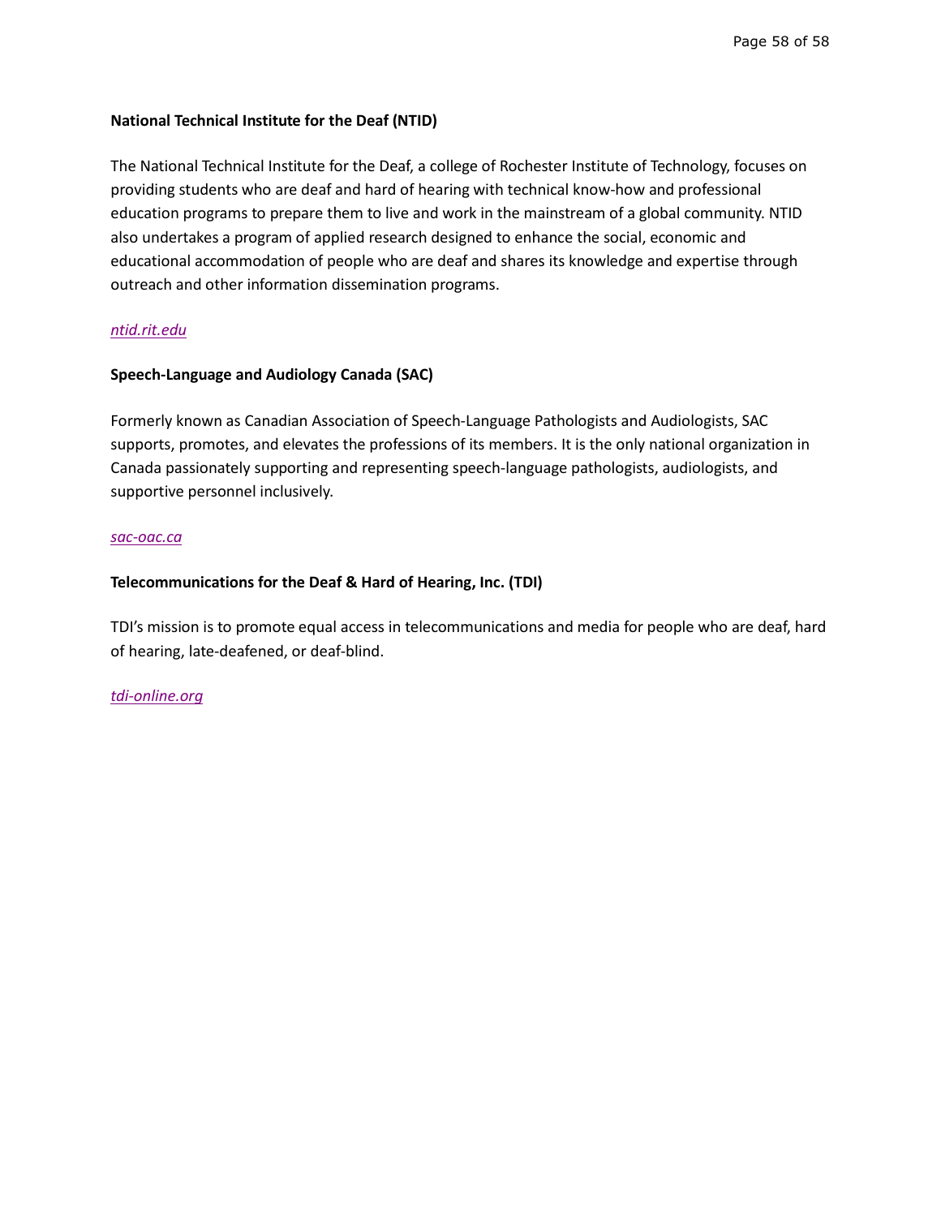**National Technical Institute for the Deaf (NTID)**

The National Technical Institute for the Deaf, a college of Rochester Institute of Technology, focuses on providing students who are deaf and hard of hearing with technical know-how and professional education programs to prepare them to live and work in the mainstream of a global community. NTID also undertakes a program of applied research designed to enhance the social, economic and educational accommodation of people who are deaf and shares its knowledge and expertise through outreach and other information dissemination programs.

*ntid.rit.edu*

**Speech-Language and Audiology Canada (SAC)**

Formerly known as Canadian Association of Speech-Language Pathologists and Audiologists, SAC supports, promotes, and elevates the professions of its members. It is the only national organization in Canada passionately supporting and representing speech-language pathologists, audiologists, and supportive personnel inclusively.

*sac-oac.ca*

**Telecommunications for the Deaf & Hard of Hearing, Inc. (TDI)**

TDI's mission is to promote equal access in telecommunications and media for people who are deaf, hard of hearing, late-deafened, or deaf-blind.

*tdi-online.org*